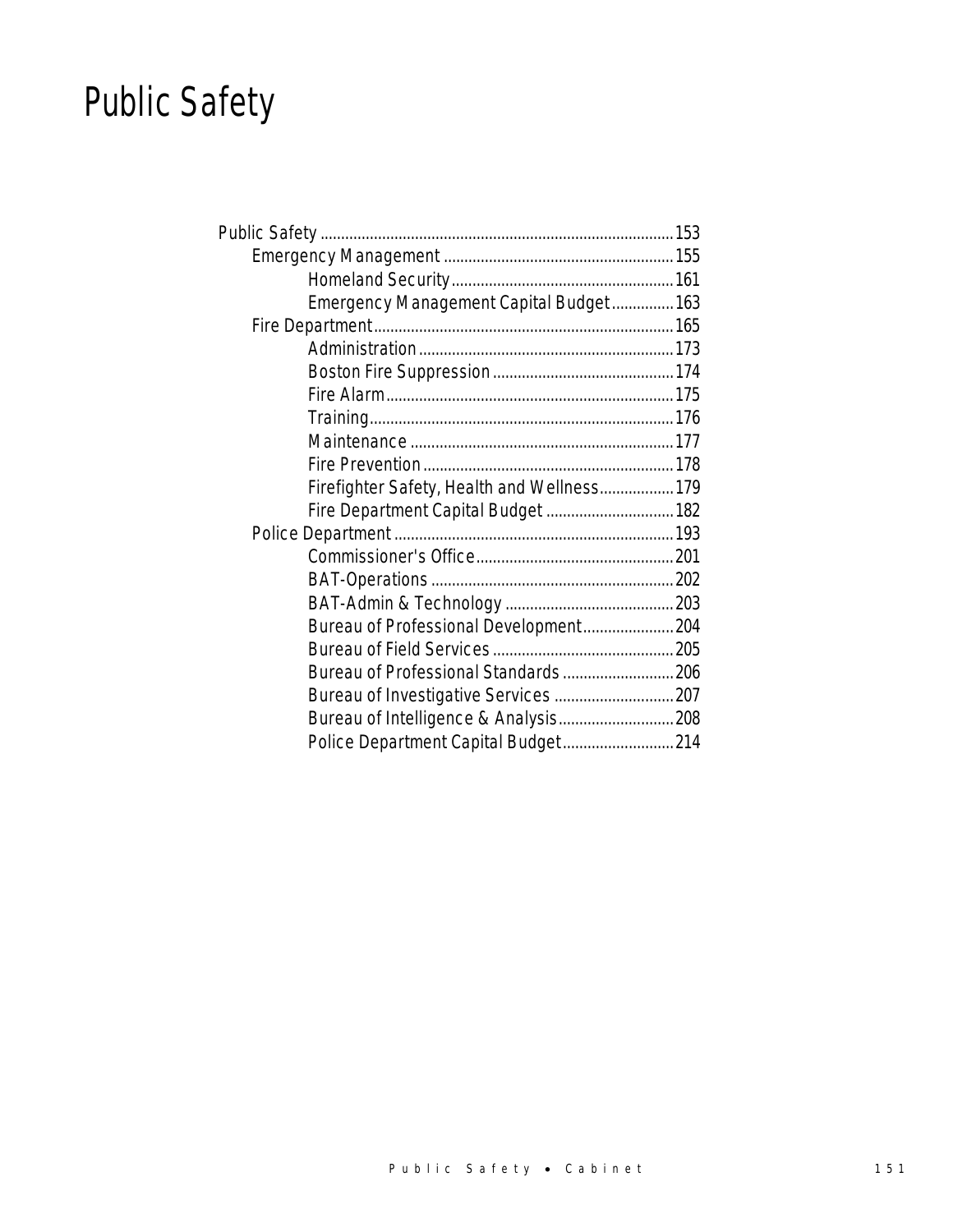# Public Safety

- Public Safety ... 153
  - Emergency Management ... 155
    - Homeland Security ... 161
    - Emergency Management Capital Budget ... 163
  - Fire Department ... 165
    - Administration ... 173
    - Boston Fire Suppression ... 174
    - Fire Alarm ... 175
    - Training ... 176
    - Maintenance ... 177
    - Fire Prevention ... 178
    - Firefighter Safety, Health and Wellness ... 179
    - Fire Department Capital Budget ... 182
  - Police Department ... 193
    - Commissioner's Office ... 201
    - BAT-Operations ... 202
    - BAT-Admin & Technology ... 203
    - Bureau of Professional Development ... 204
    - Bureau of Field Services ... 205
    - Bureau of Professional Standards ... 206
    - Bureau of Investigative Services ... 207
    - Bureau of Intelligence & Analysis ... 208
    - Police Department Capital Budget ... 214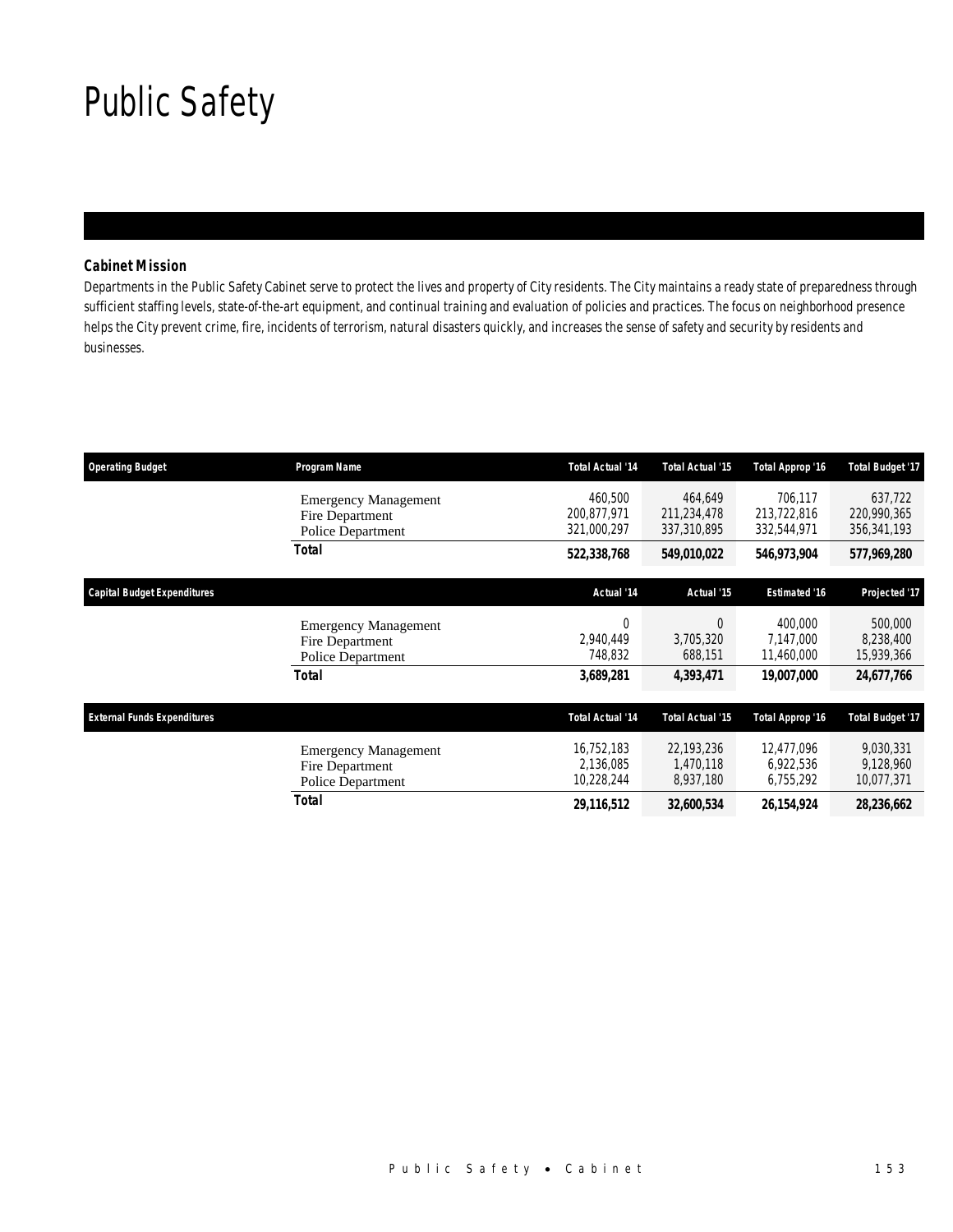# Public Safety

### Cabinet Mission

Departments in the Public Safety Cabinet serve to protect the lives and property of City residents. The City maintains a ready state of preparedness through sufficient staffing levels, state-of-the-art equipment, and continual training and evaluation of policies and practices. The focus on neighborhood presence helps the City prevent crime, fire, incidents of terrorism, natural disasters quickly, and increases the sense of safety and security by residents and businesses.

| Operating Budget | Program Name | Total Actual '14 | Total Actual '15 | Total Approp '16 | Total Budget '17 |
|---|---|---|---|---|---|
| | Emergency Management | 460,500 | 464,649 | 706,117 | 637,722 |
| | Fire Department | 200,877,971 | 211,234,478 | 213,722,816 | 220,990,365 |
| | Police Department | 321,000,297 | 337,310,895 | 332,544,971 | 356,341,193 |
| | **Total** | **522,338,768** | **549,010,022** | **546,973,904** | **577,969,280** |

| Capital Budget Expenditures | | Actual '14 | Actual '15 | Estimated '16 | Projected '17 |
|---|---|---|---|---|---|
| | Emergency Management | 0 | 0 | 400,000 | 500,000 |
| | Fire Department | 2,940,449 | 3,705,320 | 7,147,000 | 8,238,400 |
| | Police Department | 748,832 | 688,151 | 11,460,000 | 15,939,366 |
| | **Total** | **3,689,281** | **4,393,471** | **19,007,000** | **24,677,766** |

| External Funds Expenditures | | Total Actual '14 | Total Actual '15 | Total Approp '16 | Total Budget '17 |
|---|---|---|---|---|---|
| | Emergency Management | 16,752,183 | 22,193,236 | 12,477,096 | 9,030,331 |
| | Fire Department | 2,136,085 | 1,470,118 | 6,922,536 | 9,128,960 |
| | Police Department | 10,228,244 | 8,937,180 | 6,755,292 | 10,077,371 |
| | **Total** | **29,116,512** | **32,600,534** | **26,154,924** | **28,236,662** |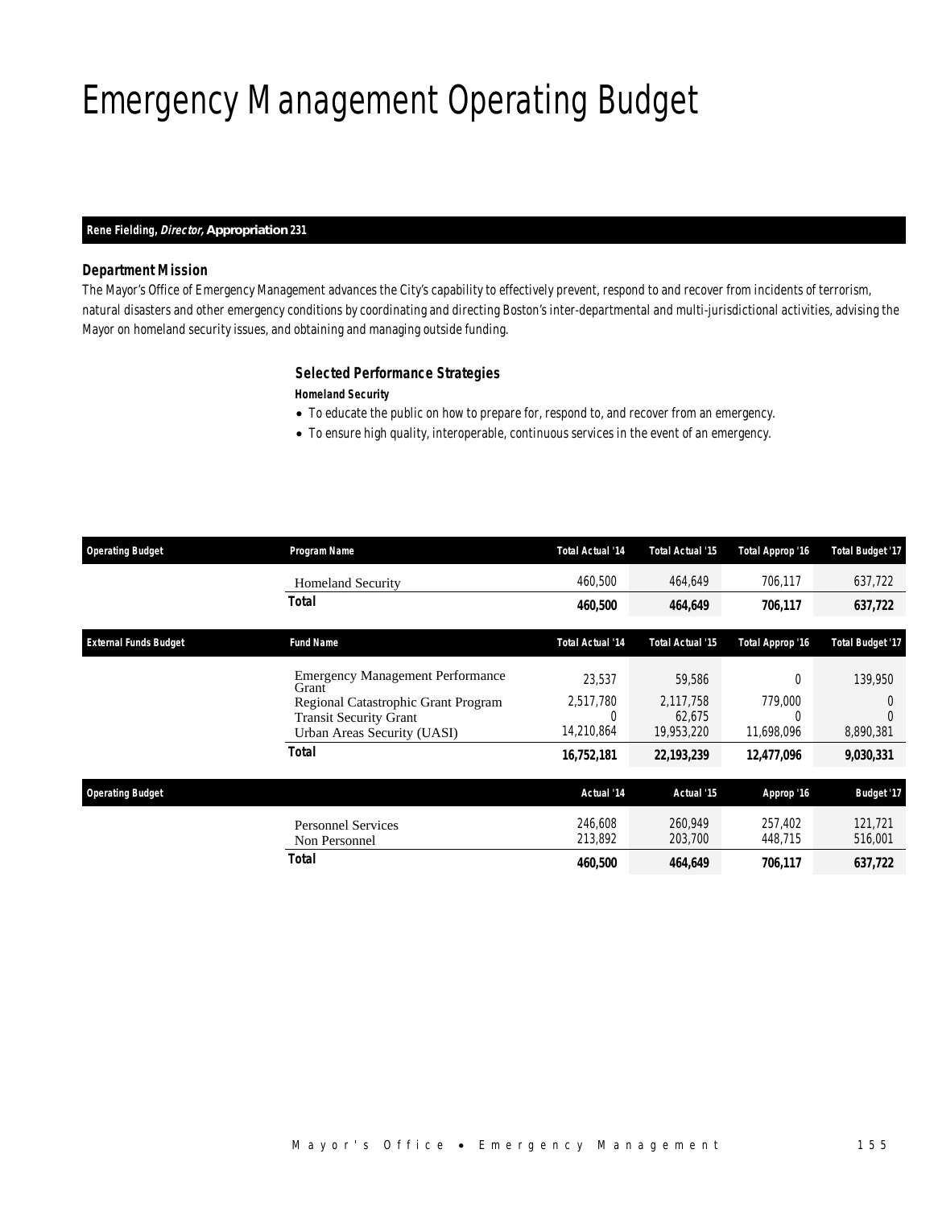# Emergency Management Operating Budget

**Rene Fielding, *Director*, Appropriation 231**

### Department Mission

The Mayor's Office of Emergency Management advances the City's capability to effectively prevent, respond to and recover from incidents of terrorism, natural disasters and other emergency conditions by coordinating and directing Boston's inter-departmental and multi-jurisdictional activities, advising the Mayor on homeland security issues, and obtaining and managing outside funding.

### Selected Performance Strategies

**Homeland Security**

- To educate the public on how to prepare for, respond to, and recover from an emergency.
- To ensure high quality, interoperable, continuous services in the event of an emergency.

| Operating Budget | Program Name | Total Actual '14 | Total Actual '15 | Total Approp '16 | Total Budget '17 |
|---|---|---|---|---|---|
| | Homeland Security | 460,500 | 464,649 | 706,117 | 637,722 |
| | **Total** | **460,500** | **464,649** | **706,117** | **637,722** |

| External Funds Budget | Fund Name | Total Actual '14 | Total Actual '15 | Total Approp '16 | Total Budget '17 |
|---|---|---|---|---|---|
| | Emergency Management Performance Grant | 23,537 | 59,586 | 0 | 139,950 |
| | Regional Catastrophic Grant Program | 2,517,780 | 2,117,758 | 779,000 | 0 |
| | Transit Security Grant | 0 | 62,675 | 0 | 0 |
| | Urban Areas Security (UASI) | 14,210,864 | 19,953,220 | 11,698,096 | 8,890,381 |
| | **Total** | **16,752,181** | **22,193,239** | **12,477,096** | **9,030,331** |

| Operating Budget | | Actual '14 | Actual '15 | Approp '16 | Budget '17 |
|---|---|---|---|---|---|
| | Personnel Services | 246,608 | 260,949 | 257,402 | 121,721 |
| | Non Personnel | 213,892 | 203,700 | 448,715 | 516,001 |
| | **Total** | **460,500** | **464,649** | **706,117** | **637,722** |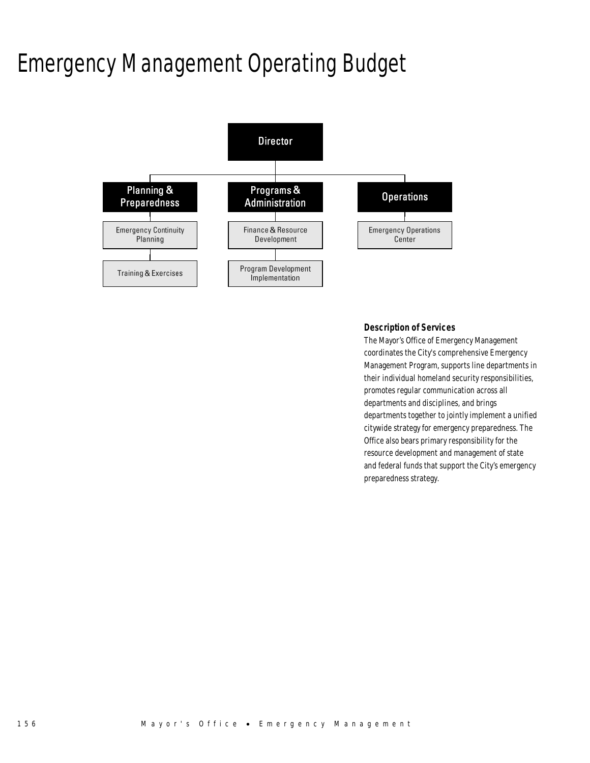# Emergency Management Operating Budget

- Director
  - Planning & Preparedness
    - Emergency Continuity Planning
    - Training & Exercises
  - Programs & Administration
    - Finance & Resource Development
    - Program Development Implementation
  - Operations
    - Emergency Operations Center

### Description of Services

The Mayor's Office of Emergency Management coordinates the City's comprehensive Emergency Management Program, supports line departments in their individual homeland security responsibilities, promotes regular communication across all departments and disciplines, and brings departments together to jointly implement a unified citywide strategy for emergency preparedness. The Office also bears primary responsibility for the resource development and management of state and federal funds that support the City's emergency preparedness strategy.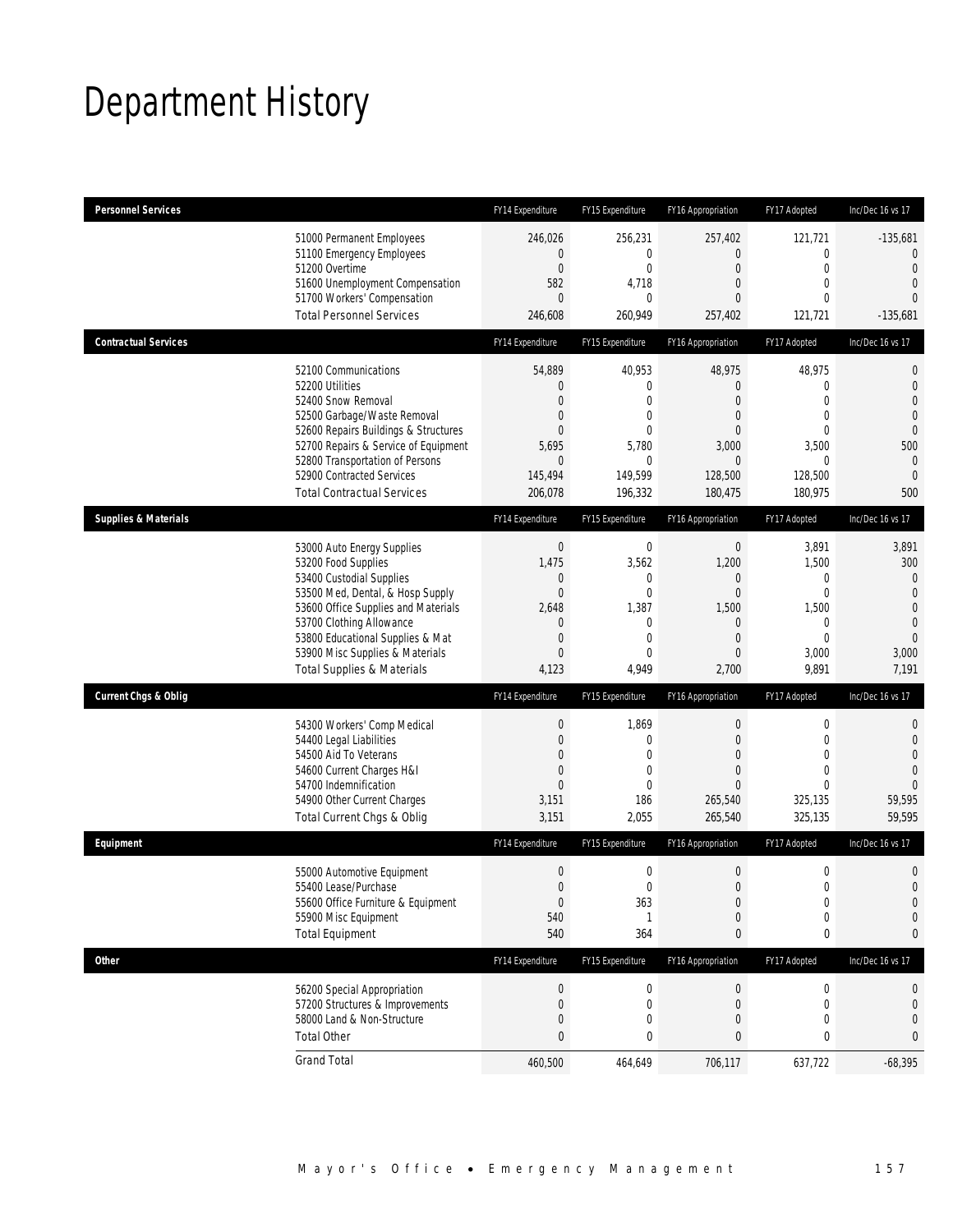# Department History

| Personnel Services | FY14 Expenditure | FY15 Expenditure | FY16 Appropriation | FY17 Adopted | Inc/Dec 16 vs 17 |
|---|---|---|---|---|---|
| 51000 Permanent Employees | 246,026 | 256,231 | 257,402 | 121,721 | -135,681 |
| 51100 Emergency Employees | 0 | 0 | 0 | 0 | 0 |
| 51200 Overtime | 0 | 0 | 0 | 0 | 0 |
| 51600 Unemployment Compensation | 582 | 4,718 | 0 | 0 | 0 |
| 51700 Workers' Compensation | 0 | 0 | 0 | 0 | 0 |
| Total Personnel Services | 246,608 | 260,949 | 257,402 | 121,721 | -135,681 |

| Contractual Services | FY14 Expenditure | FY15 Expenditure | FY16 Appropriation | FY17 Adopted | Inc/Dec 16 vs 17 |
|---|---|---|---|---|---|
| 52100 Communications | 54,889 | 40,953 | 48,975 | 48,975 | 0 |
| 52200 Utilities | 0 | 0 | 0 | 0 | 0 |
| 52400 Snow Removal | 0 | 0 | 0 | 0 | 0 |
| 52500 Garbage/Waste Removal | 0 | 0 | 0 | 0 | 0 |
| 52600 Repairs Buildings & Structures | 0 | 0 | 0 | 0 | 0 |
| 52700 Repairs & Service of Equipment | 5,695 | 5,780 | 3,000 | 3,500 | 500 |
| 52800 Transportation of Persons | 0 | 0 | 0 | 0 | 0 |
| 52900 Contracted Services | 145,494 | 149,599 | 128,500 | 128,500 | 0 |
| Total Contractual Services | 206,078 | 196,332 | 180,475 | 180,975 | 500 |

| Supplies & Materials | FY14 Expenditure | FY15 Expenditure | FY16 Appropriation | FY17 Adopted | Inc/Dec 16 vs 17 |
|---|---|---|---|---|---|
| 53000 Auto Energy Supplies | 0 | 0 | 0 | 3,891 | 3,891 |
| 53200 Food Supplies | 1,475 | 3,562 | 1,200 | 1,500 | 300 |
| 53400 Custodial Supplies | 0 | 0 | 0 | 0 | 0 |
| 53500 Med, Dental, & Hosp Supply | 0 | 0 | 0 | 0 | 0 |
| 53600 Office Supplies and Materials | 2,648 | 1,387 | 1,500 | 1,500 | 0 |
| 53700 Clothing Allowance | 0 | 0 | 0 | 0 | 0 |
| 53800 Educational Supplies & Mat | 0 | 0 | 0 | 0 | 0 |
| 53900 Misc Supplies & Materials | 0 | 0 | 0 | 3,000 | 3,000 |
| Total Supplies & Materials | 4,123 | 4,949 | 2,700 | 9,891 | 7,191 |

| Current Chgs & Oblig | FY14 Expenditure | FY15 Expenditure | FY16 Appropriation | FY17 Adopted | Inc/Dec 16 vs 17 |
|---|---|---|---|---|---|
| 54300 Workers' Comp Medical | 0 | 1,869 | 0 | 0 | 0 |
| 54400 Legal Liabilities | 0 | 0 | 0 | 0 | 0 |
| 54500 Aid To Veterans | 0 | 0 | 0 | 0 | 0 |
| 54600 Current Charges H&I | 0 | 0 | 0 | 0 | 0 |
| 54700 Indemnification | 0 | 0 | 0 | 0 | 0 |
| 54900 Other Current Charges | 3,151 | 186 | 265,540 | 325,135 | 59,595 |
| Total Current Chgs & Oblig | 3,151 | 2,055 | 265,540 | 325,135 | 59,595 |

| Equipment | FY14 Expenditure | FY15 Expenditure | FY16 Appropriation | FY17 Adopted | Inc/Dec 16 vs 17 |
|---|---|---|---|---|---|
| 55000 Automotive Equipment | 0 | 0 | 0 | 0 | 0 |
| 55400 Lease/Purchase | 0 | 0 | 0 | 0 | 0 |
| 55600 Office Furniture & Equipment | 0 | 363 | 0 | 0 | 0 |
| 55900 Misc Equipment | 540 | 1 | 0 | 0 | 0 |
| Total Equipment | 540 | 364 | 0 | 0 | 0 |

| Other | FY14 Expenditure | FY15 Expenditure | FY16 Appropriation | FY17 Adopted | Inc/Dec 16 vs 17 |
|---|---|---|---|---|---|
| 56200 Special Appropriation | 0 | 0 | 0 | 0 | 0 |
| 57200 Structures & Improvements | 0 | 0 | 0 | 0 | 0 |
| 58000 Land & Non-Structure | 0 | 0 | 0 | 0 | 0 |
| Total Other | 0 | 0 | 0 | 0 | 0 |
| Grand Total | 460,500 | 464,649 | 706,117 | 637,722 | -68,395 |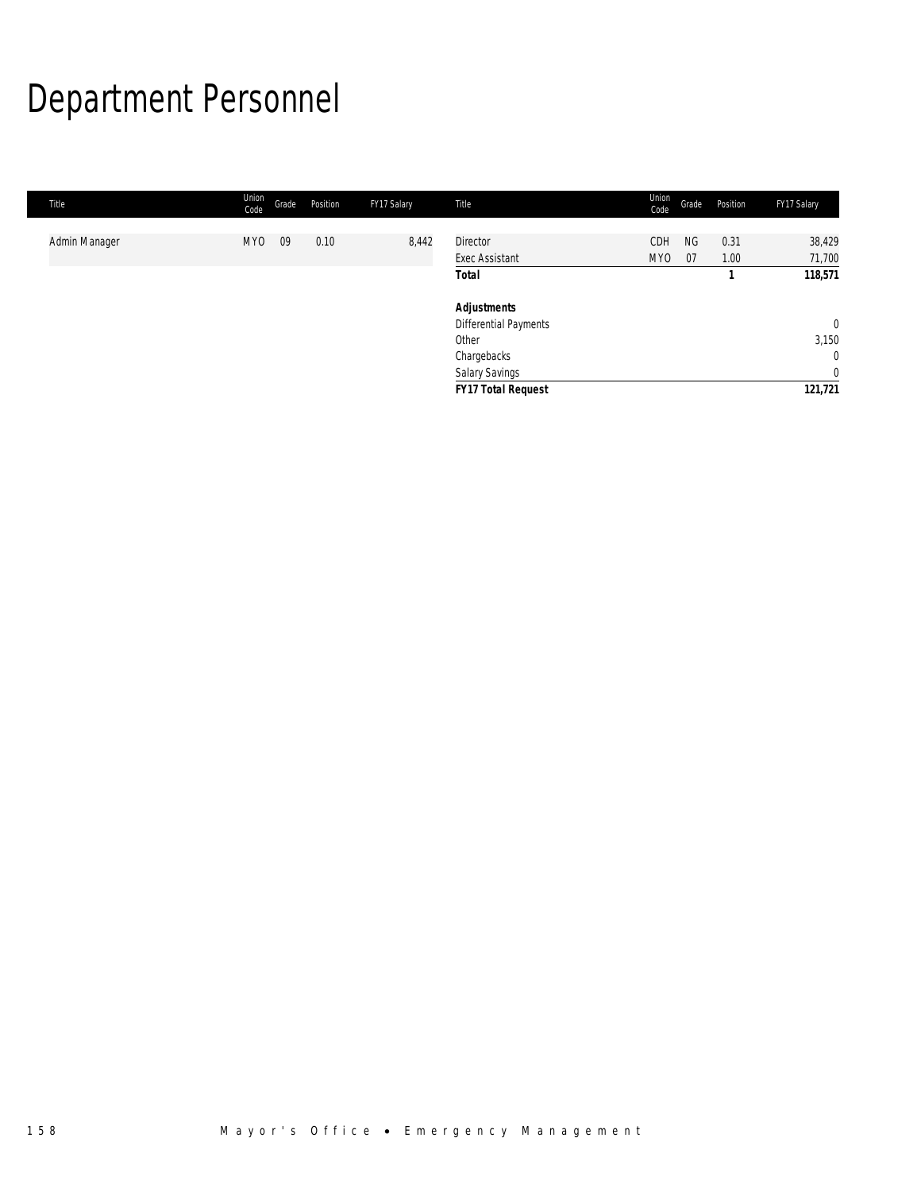# Department Personnel

| Title | Union Code | Grade | Position | FY17 Salary |
|---|---|---|---|---|
| Admin Manager | MYO | 09 | 0.10 | 8,442 |
| Director | CDH | NG | 0.31 | 38,429 |
| Exec Assistant | MYO | 07 | 1.00 | 71,700 |
| **Total** | | | **1** | **118,571** |
| | | | | |
| ***Adjustments*** | | | | |
| Differential Payments | | | | 0 |
| Other | | | | 3,150 |
| Chargebacks | | | | 0 |
| Salary Savings | | | | 0 |
| ***FY17 Total Request*** | | | | **121,721** |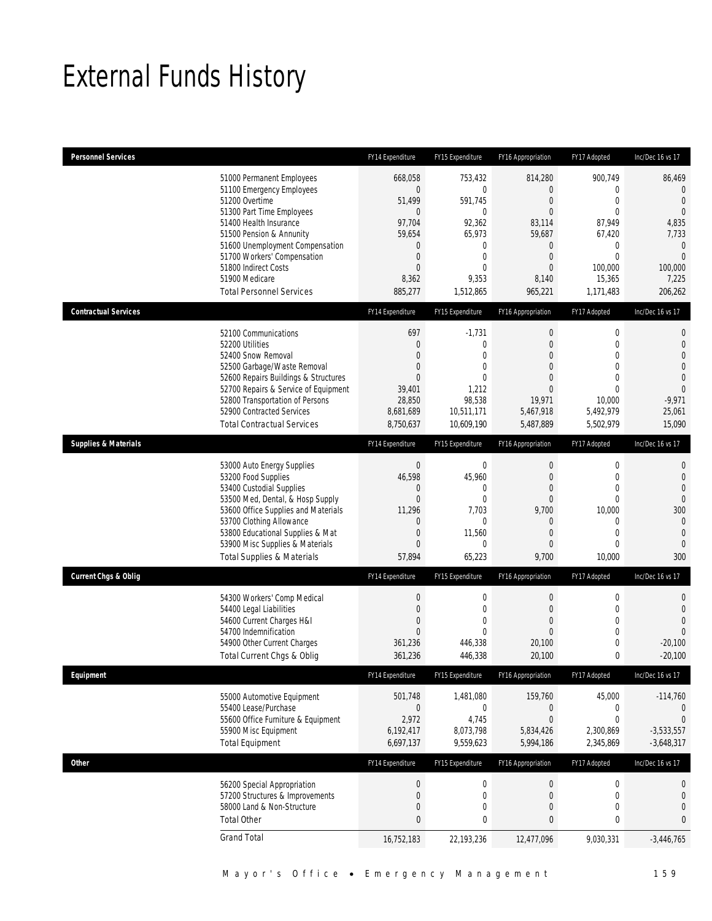# External Funds History

| Personnel Services | FY14 Expenditure | FY15 Expenditure | FY16 Appropriation | FY17 Adopted | Inc/Dec 16 vs 17 |
|---|---|---|---|---|---|
| 51000 Permanent Employees | 668,058 | 753,432 | 814,280 | 900,749 | 86,469 |
| 51100 Emergency Employees | 0 | 0 | 0 | 0 | 0 |
| 51200 Overtime | 51,499 | 591,745 | 0 | 0 | 0 |
| 51300 Part Time Employees | 0 | 0 | 0 | 0 | 0 |
| 51400 Health Insurance | 97,704 | 92,362 | 83,114 | 87,949 | 4,835 |
| 51500 Pension & Annunity | 59,654 | 65,973 | 59,687 | 67,420 | 7,733 |
| 51600 Unemployment Compensation | 0 | 0 | 0 | 0 | 0 |
| 51700 Workers' Compensation | 0 | 0 | 0 | 0 | 0 |
| 51800 Indirect Costs | 0 | 0 | 0 | 100,000 | 100,000 |
| 51900 Medicare | 8,362 | 9,353 | 8,140 | 15,365 | 7,225 |
| Total Personnel Services | 885,277 | 1,512,865 | 965,221 | 1,171,483 | 206,262 |

| Contractual Services | FY14 Expenditure | FY15 Expenditure | FY16 Appropriation | FY17 Adopted | Inc/Dec 16 vs 17 |
|---|---|---|---|---|---|
| 52100 Communications | 697 | -1,731 | 0 | 0 | 0 |
| 52200 Utilities | 0 | 0 | 0 | 0 | 0 |
| 52400 Snow Removal | 0 | 0 | 0 | 0 | 0 |
| 52500 Garbage/Waste Removal | 0 | 0 | 0 | 0 | 0 |
| 52600 Repairs Buildings & Structures | 0 | 0 | 0 | 0 | 0 |
| 52700 Repairs & Service of Equipment | 39,401 | 1,212 | 0 | 0 | 0 |
| 52800 Transportation of Persons | 28,850 | 98,538 | 19,971 | 10,000 | -9,971 |
| 52900 Contracted Services | 8,681,689 | 10,511,171 | 5,467,918 | 5,492,979 | 25,061 |
| Total Contractual Services | 8,750,637 | 10,609,190 | 5,487,889 | 5,502,979 | 15,090 |

| Supplies & Materials | FY14 Expenditure | FY15 Expenditure | FY16 Appropriation | FY17 Adopted | Inc/Dec 16 vs 17 |
|---|---|---|---|---|---|
| 53000 Auto Energy Supplies | 0 | 0 | 0 | 0 | 0 |
| 53200 Food Supplies | 46,598 | 45,960 | 0 | 0 | 0 |
| 53400 Custodial Supplies | 0 | 0 | 0 | 0 | 0 |
| 53500 Med, Dental, & Hosp Supply | 0 | 0 | 0 | 0 | 0 |
| 53600 Office Supplies and Materials | 11,296 | 7,703 | 9,700 | 10,000 | 300 |
| 53700 Clothing Allowance | 0 | 0 | 0 | 0 | 0 |
| 53800 Educational Supplies & Mat | 0 | 11,560 | 0 | 0 | 0 |
| 53900 Misc Supplies & Materials | 0 | 0 | 0 | 0 | 0 |
| Total Supplies & Materials | 57,894 | 65,223 | 9,700 | 10,000 | 300 |

| Current Chgs & Oblig | FY14 Expenditure | FY15 Expenditure | FY16 Appropriation | FY17 Adopted | Inc/Dec 16 vs 17 |
|---|---|---|---|---|---|
| 54300 Workers' Comp Medical | 0 | 0 | 0 | 0 | 0 |
| 54400 Legal Liabilities | 0 | 0 | 0 | 0 | 0 |
| 54600 Current Charges H&I | 0 | 0 | 0 | 0 | 0 |
| 54700 Indemnification | 0 | 0 | 0 | 0 | 0 |
| 54900 Other Current Charges | 361,236 | 446,338 | 20,100 | 0 | -20,100 |
| Total Current Chgs & Oblig | 361,236 | 446,338 | 20,100 | 0 | -20,100 |

| Equipment | FY14 Expenditure | FY15 Expenditure | FY16 Appropriation | FY17 Adopted | Inc/Dec 16 vs 17 |
|---|---|---|---|---|---|
| 55000 Automotive Equipment | 501,748 | 1,481,080 | 159,760 | 45,000 | -114,760 |
| 55400 Lease/Purchase | 0 | 0 | 0 | 0 | 0 |
| 55600 Office Furniture & Equipment | 2,972 | 4,745 | 0 | 0 | 0 |
| 55900 Misc Equipment | 6,192,417 | 8,073,798 | 5,834,426 | 2,300,869 | -3,533,557 |
| Total Equipment | 6,697,137 | 9,559,623 | 5,994,186 | 2,345,869 | -3,648,317 |

| Other | FY14 Expenditure | FY15 Expenditure | FY16 Appropriation | FY17 Adopted | Inc/Dec 16 vs 17 |
|---|---|---|---|---|---|
| 56200 Special Appropriation | 0 | 0 | 0 | 0 | 0 |
| 57200 Structures & Improvements | 0 | 0 | 0 | 0 | 0 |
| 58000 Land & Non-Structure | 0 | 0 | 0 | 0 | 0 |
| Total Other | 0 | 0 | 0 | 0 | 0 |
| Grand Total | 16,752,183 | 22,193,236 | 12,477,096 | 9,030,331 | -3,446,765 |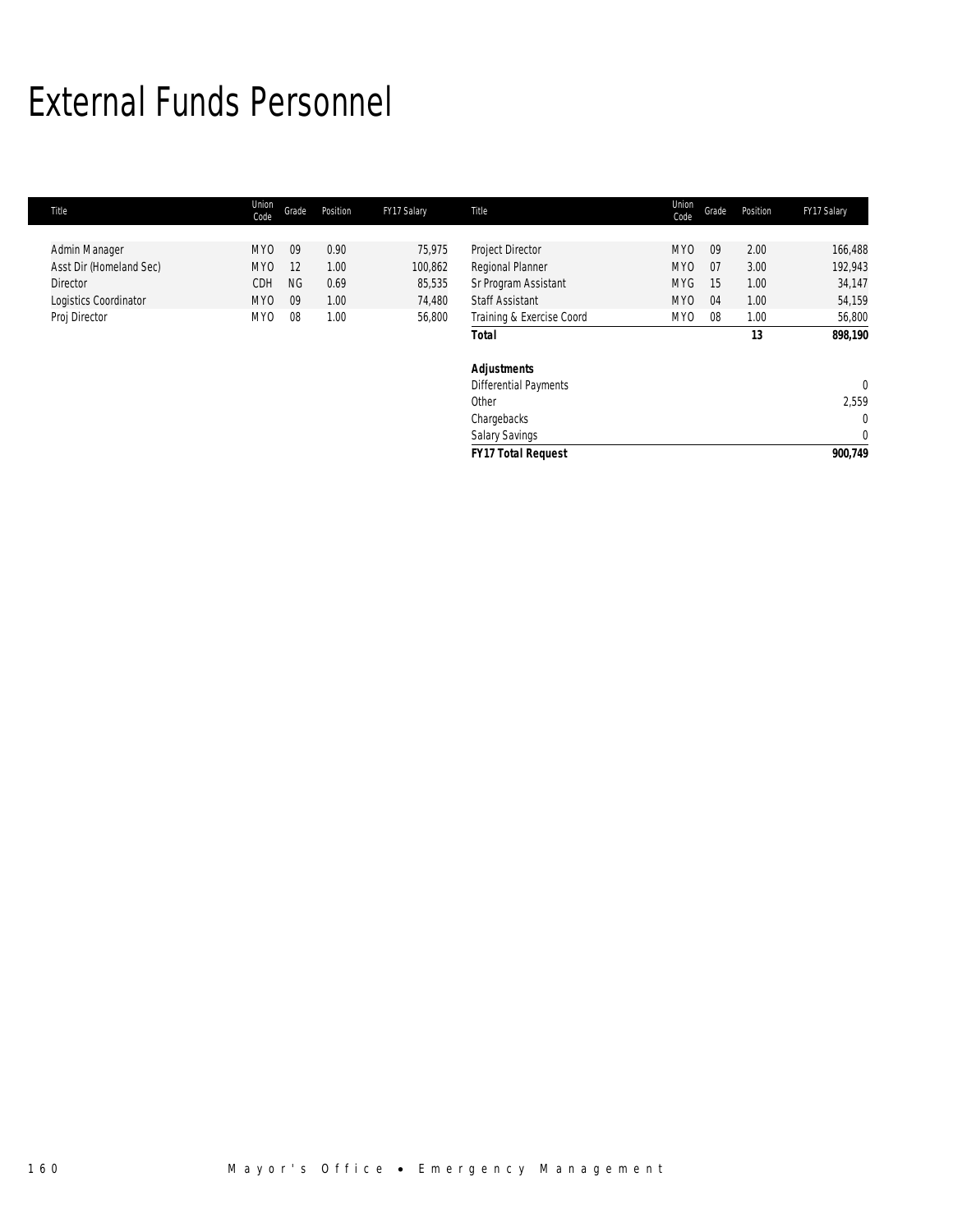# External Funds Personnel

| Title | Union Code | Grade | Position | FY17 Salary | Title | Union Code | Grade | Position | FY17 Salary |
|---|---|---|---|---|---|---|---|---|---|
| Admin Manager | MYO | 09 | 0.90 | 75,975 | Project Director | MYO | 09 | 2.00 | 166,488 |
| Asst Dir (Homeland Sec) | MYO | 12 | 1.00 | 100,862 | Regional Planner | MYO | 07 | 3.00 | 192,943 |
| Director | CDH | NG | 0.69 | 85,535 | Sr Program Assistant | MYG | 15 | 1.00 | 34,147 |
| Logistics Coordinator | MYO | 09 | 1.00 | 74,480 | Staff Assistant | MYO | 04 | 1.00 | 54,159 |
| Proj Director | MYO | 08 | 1.00 | 56,800 | Training & Exercise Coord | MYO | 08 | 1.00 | 56,800 |
| | | | | | **Total** | | | **13** | **898,190** |
| | | | | | **Adjustments** | | | | |
| | | | | | Differential Payments | | | | 0 |
| | | | | | Other | | | | 2,559 |
| | | | | | Chargebacks | | | | 0 |
| | | | | | Salary Savings | | | | 0 |
| | | | | | **FY17 Total Request** | | | | **900,749** |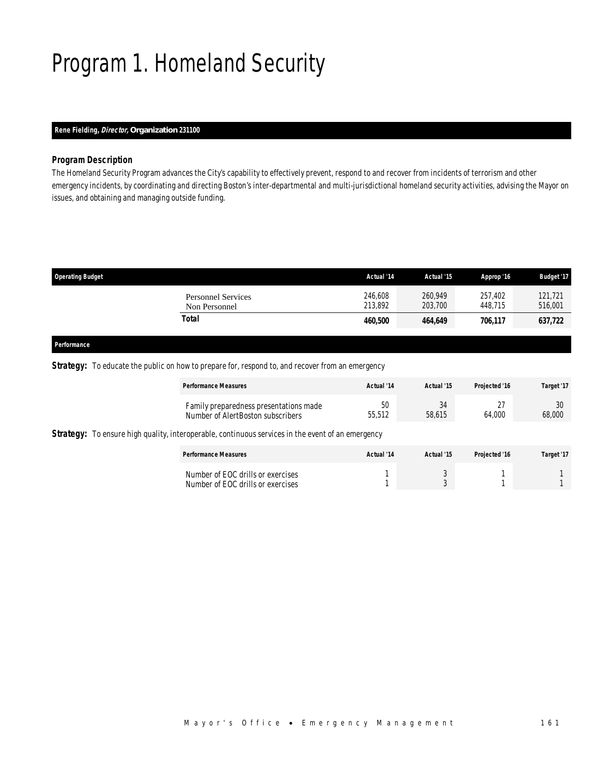# Program 1. Homeland Security

**Rene Fielding, *Director*, Organization 231100**

### *Program Description*

The Homeland Security Program advances the City's capability to effectively prevent, respond to and recover from incidents of terrorism and other emergency incidents, by coordinating and directing Boston's inter-departmental and multi-jurisdictional homeland security activities, advising the Mayor on issues, and obtaining and managing outside funding.

| Operating Budget | Actual '14 | Actual '15 | Approp '16 | Budget '17 |
|---|---|---|---|---|
| Personnel Services | 246,608 | 260,949 | 257,402 | 121,721 |
| Non Personnel | 213,892 | 203,700 | 448,715 | 516,001 |
| **Total** | **460,500** | **464,649** | **706,117** | **637,722** |

***Performance***

**Strategy:** To educate the public on how to prepare for, respond to, and recover from an emergency

| Performance Measures | Actual '14 | Actual '15 | Projected '16 | Target '17 |
|---|---|---|---|---|
| Family preparedness presentations made | 50 | 34 | 27 | 30 |
| Number of AlertBoston subscribers | 55,512 | 58,615 | 64,000 | 68,000 |

**Strategy:** To ensure high quality, interoperable, continuous services in the event of an emergency

| Performance Measures | Actual '14 | Actual '15 | Projected '16 | Target '17 |
|---|---|---|---|---|
| Number of EOC drills or exercises | 1 | 3 | 1 | 1 |
| Number of EOC drills or exercises | 1 | 3 | 1 | 1 |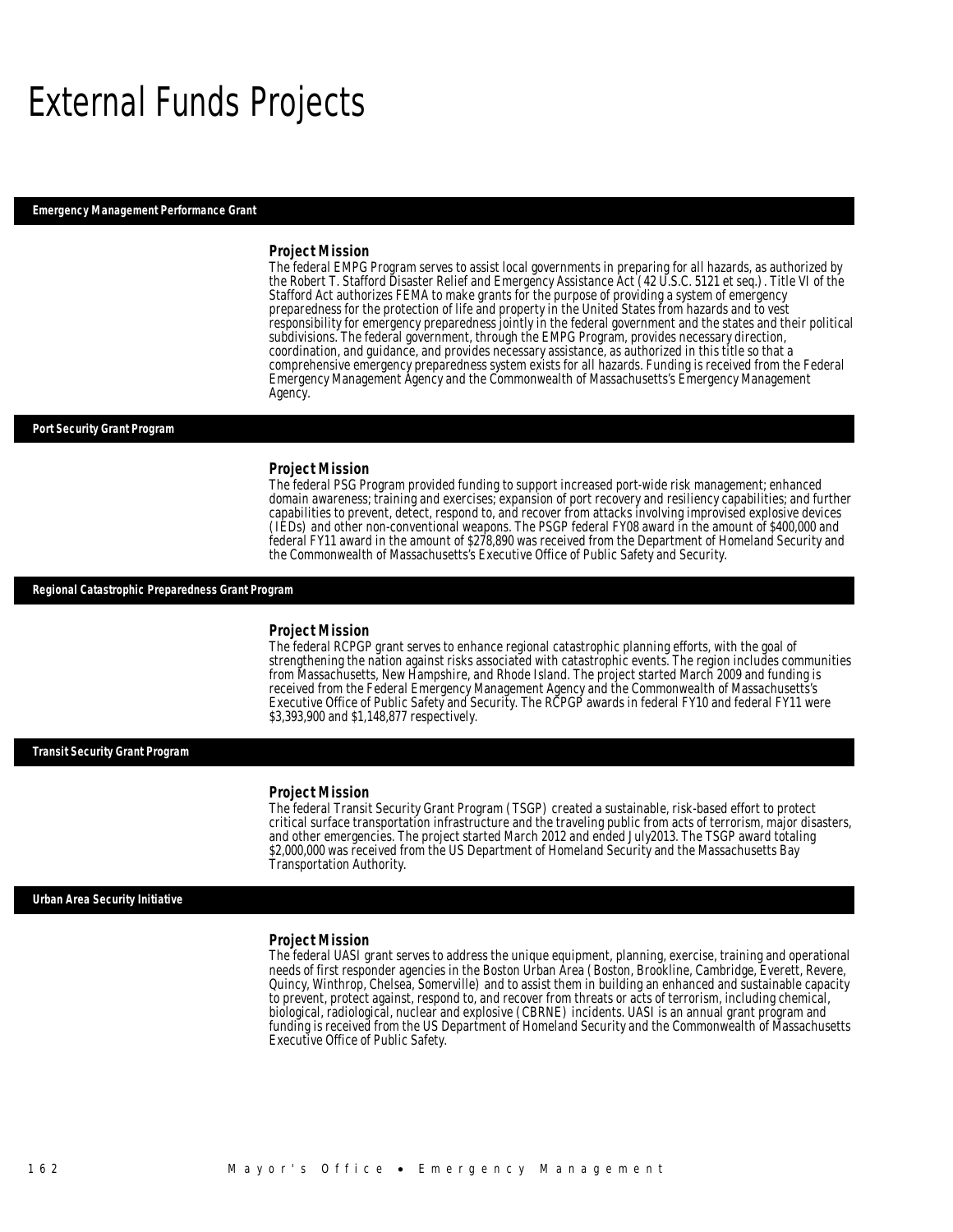# External Funds Projects

## Emergency Management Performance Grant

### Project Mission

The federal EMPG Program serves to assist local governments in preparing for all hazards, as authorized by the Robert T. Stafford Disaster Relief and Emergency Assistance Act (42 U.S.C. 5121 et seq.). Title VI of the Stafford Act authorizes FEMA to make grants for the purpose of providing a system of emergency preparedness for the protection of life and property in the United States from hazards and to vest responsibility for emergency preparedness jointly in the federal government and the states and their political subdivisions. The federal government, through the EMPG Program, provides necessary direction, coordination, and guidance, and provides necessary assistance, as authorized in this title so that a comprehensive emergency preparedness system exists for all hazards. Funding is received from the Federal Emergency Management Agency and the Commonwealth of Massachusetts's Emergency Management Agency.

## Port Security Grant Program

### Project Mission

The federal PSG Program provided funding to support increased port-wide risk management; enhanced domain awareness; training and exercises; expansion of port recovery and resiliency capabilities; and further capabilities to prevent, detect, respond to, and recover from attacks involving improvised explosive devices (IEDs) and other non-conventional weapons. The PSGP federal FY08 award in the amount of $400,000 and federal FY11 award in the amount of $278,890 was received from the Department of Homeland Security and the Commonwealth of Massachusetts's Executive Office of Public Safety and Security.

## Regional Catastrophic Preparedness Grant Program

### Project Mission

The federal RCPGP grant serves to enhance regional catastrophic planning efforts, with the goal of strengthening the nation against risks associated with catastrophic events. The region includes communities from Massachusetts, New Hampshire, and Rhode Island. The project started March 2009 and funding is received from the Federal Emergency Management Agency and the Commonwealth of Massachusetts's Executive Office of Public Safety and Security. The RCPGP awards in federal FY10 and federal FY11 were $3,393,900 and $1,148,877 respectively.

## Transit Security Grant Program

### Project Mission

The federal Transit Security Grant Program (TSGP) created a sustainable, risk-based effort to protect critical surface transportation infrastructure and the traveling public from acts of terrorism, major disasters, and other emergencies. The project started March 2012 and ended July2013. The TSGP award totaling $2,000,000 was received from the US Department of Homeland Security and the Massachusetts Bay Transportation Authority.

## Urban Area Security Initiative

### Project Mission

The federal UASI grant serves to address the unique equipment, planning, exercise, training and operational needs of first responder agencies in the Boston Urban Area (Boston, Brookline, Cambridge, Everett, Revere, Quincy, Winthrop, Chelsea, Somerville) and to assist them in building an enhanced and sustainable capacity to prevent, protect against, respond to, and recover from threats or acts of terrorism, including chemical, biological, radiological, nuclear and explosive (CBRNE) incidents. UASI is an annual grant program and funding is received from the US Department of Homeland Security and the Commonwealth of Massachusetts Executive Office of Public Safety.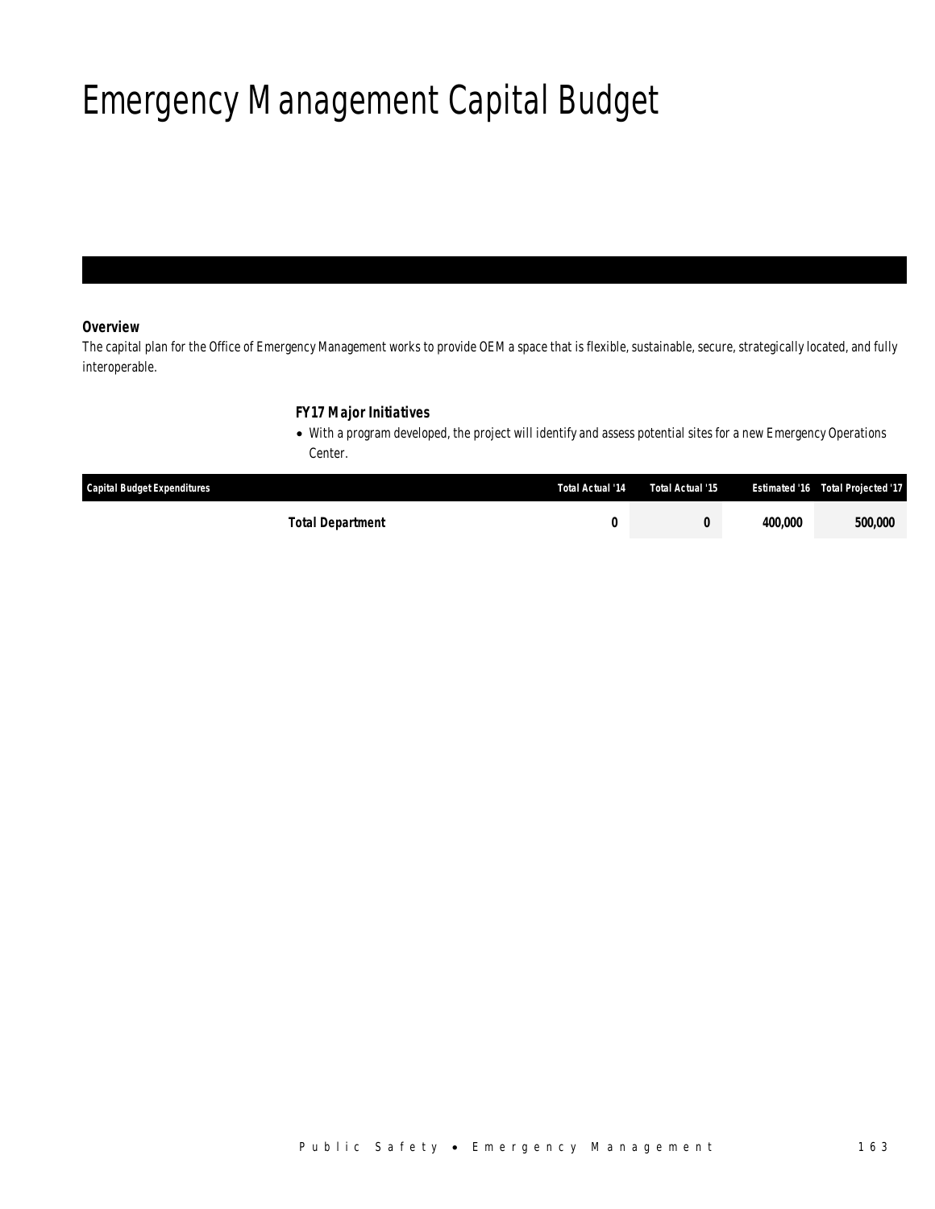# Emergency Management Capital Budget

### Overview

The capital plan for the Office of Emergency Management works to provide OEM a space that is flexible, sustainable, secure, strategically located, and fully interoperable.

### FY17 Major Initiatives

- With a program developed, the project will identify and assess potential sites for a new Emergency Operations Center.

| Capital Budget Expenditures | Total Actual '14 | Total Actual '15 | Estimated '16 | Total Projected '17 |
|---|---|---|---|---|
| **Total Department** | **0** | **0** | **400,000** | **500,000** |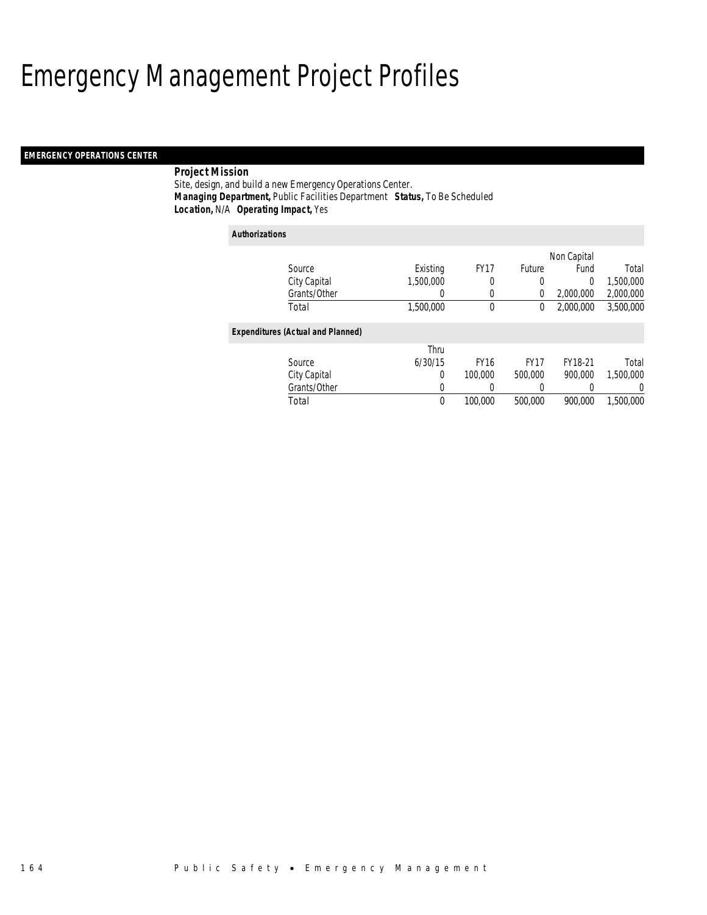# Emergency Management Project Profiles

## EMERGENCY OPERATIONS CENTER

**Project Mission**

Site, design, and build a new Emergency Operations Center.

***Managing Department,*** Public Facilities Department ***Status,*** To Be Scheduled

***Location,*** N/A ***Operating Impact,*** Yes

**Authorizations**

| Source | Existing | FY17 | Future | Non Capital Fund | Total |
|---|---|---|---|---|---|
| City Capital | 1,500,000 | 0 | 0 | 0 | 1,500,000 |
| Grants/Other | 0 | 0 | 0 | 2,000,000 | 2,000,000 |
| Total | 1,500,000 | 0 | 0 | 2,000,000 | 3,500,000 |

**Expenditures (Actual and Planned)**

| Source | Thru 6/30/15 | FY16 | FY17 | FY18-21 | Total |
|---|---|---|---|---|---|
| City Capital | 0 | 100,000 | 500,000 | 900,000 | 1,500,000 |
| Grants/Other | 0 | 0 | 0 | 0 | 0 |
| Total | 0 | 100,000 | 500,000 | 900,000 | 1,500,000 |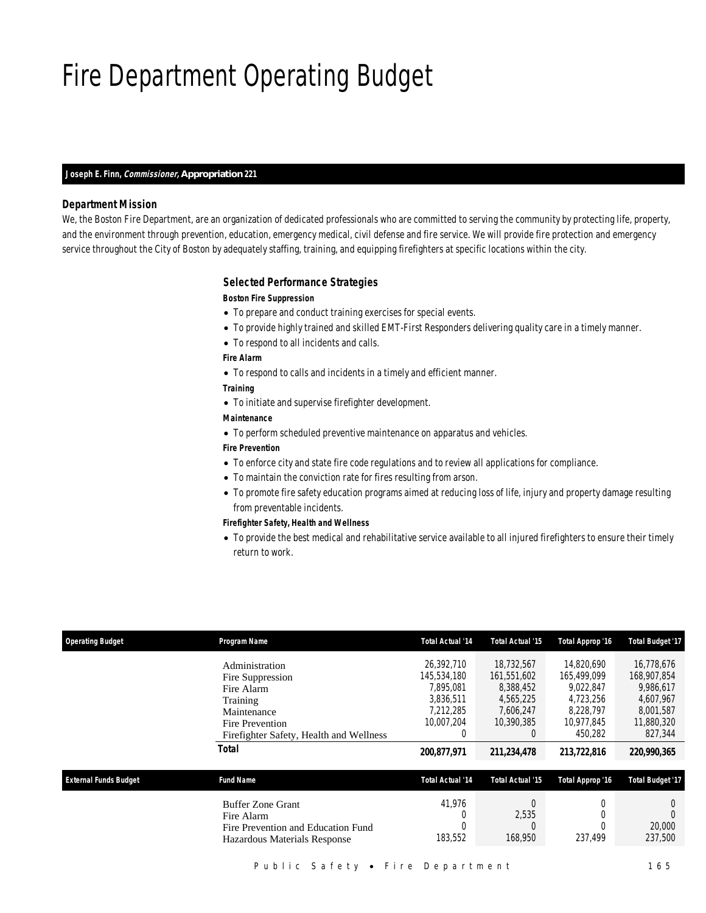# Fire Department Operating Budget

**Joseph E. Finn, *Commissioner,* Appropriation 221**

### Department Mission

We, the Boston Fire Department, are an organization of dedicated professionals who are committed to serving the community by protecting life, property, and the environment through prevention, education, emergency medical, civil defense and fire service. We will provide fire protection and emergency service throughout the City of Boston by adequately staffing, training, and equipping firefighters at specific locations within the city.

### Selected Performance Strategies

**Boston Fire Suppression**

- To prepare and conduct training exercises for special events.
- To provide highly trained and skilled EMT-First Responders delivering quality care in a timely manner.
- To respond to all incidents and calls.

**Fire Alarm**

- To respond to calls and incidents in a timely and efficient manner.

**Training**

- To initiate and supervise firefighter development.

**Maintenance**

- To perform scheduled preventive maintenance on apparatus and vehicles.

**Fire Prevention**

- To enforce city and state fire code regulations and to review all applications for compliance.
- To maintain the conviction rate for fires resulting from arson.
- To promote fire safety education programs aimed at reducing loss of life, injury and property damage resulting from preventable incidents.

**Firefighter Safety, Health and Wellness**

- To provide the best medical and rehabilitative service available to all injured firefighters to ensure their timely return to work.

| Operating Budget | Program Name | Total Actual '14 | Total Actual '15 | Total Approp '16 | Total Budget '17 |
|---|---|---|---|---|---|
| | Administration | 26,392,710 | 18,732,567 | 14,820,690 | 16,778,676 |
| | Fire Suppression | 145,534,180 | 161,551,602 | 165,499,099 | 168,907,854 |
| | Fire Alarm | 7,895,081 | 8,388,452 | 9,022,847 | 9,986,617 |
| | Training | 3,836,511 | 4,565,225 | 4,723,256 | 4,607,967 |
| | Maintenance | 7,212,285 | 7,606,247 | 8,228,797 | 8,001,587 |
| | Fire Prevention | 10,007,204 | 10,390,385 | 10,977,845 | 11,880,320 |
| | Firefighter Safety, Health and Wellness | 0 | 0 | 450,282 | 827,344 |
| | **Total** | **200,877,971** | **211,234,478** | **213,722,816** | **220,990,365** |

| External Funds Budget | Fund Name | Total Actual '14 | Total Actual '15 | Total Approp '16 | Total Budget '17 |
|---|---|---|---|---|---|
| | Buffer Zone Grant | 41,976 | 0 | 0 | 0 |
| | Fire Alarm | 0 | 2,535 | 0 | 0 |
| | Fire Prevention and Education Fund | 0 | 0 | 0 | 20,000 |
| | Hazardous Materials Response | 183,552 | 168,950 | 237,499 | 237,500 |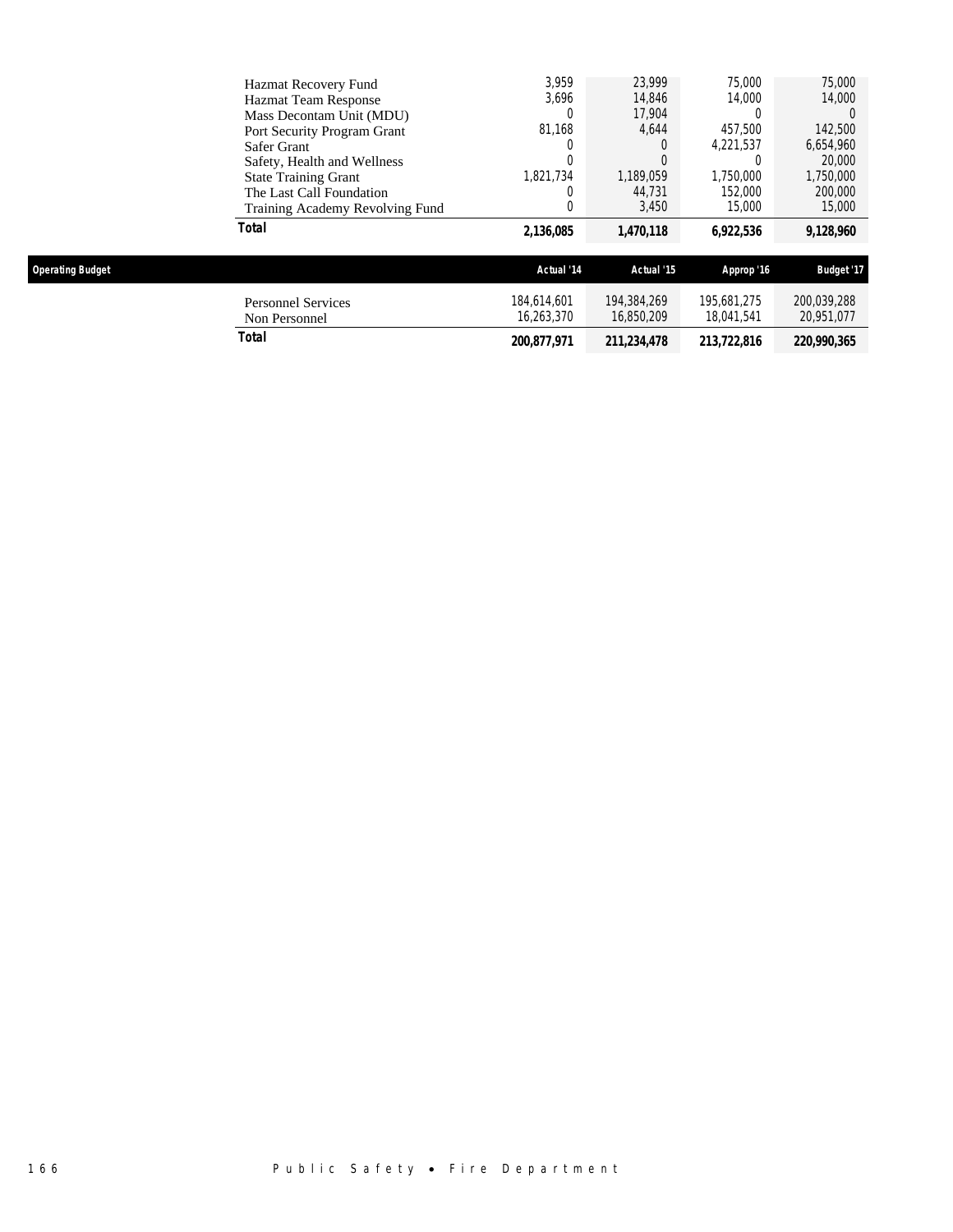| | | | | |
|---|---|---|---|---|
| Hazmat Recovery Fund | 3,959 | 23,999 | 75,000 | 75,000 |
| Hazmat Team Response | 3,696 | 14,846 | 14,000 | 14,000 |
| Mass Decontam Unit (MDU) | 0 | 17,904 | 0 | 0 |
| Port Security Program Grant | 81,168 | 4,644 | 457,500 | 142,500 |
| Safer Grant | 0 | 0 | 4,221,537 | 6,654,960 |
| Safety, Health and Wellness | 0 | 0 | 0 | 20,000 |
| State Training Grant | 1,821,734 | 1,189,059 | 1,750,000 | 1,750,000 |
| The Last Call Foundation | 0 | 44,731 | 152,000 | 200,000 |
| Training Academy Revolving Fund | 0 | 3,450 | 15,000 | 15,000 |
| **Total** | **2,136,085** | **1,470,118** | **6,922,536** | **9,128,960** |

## Operating Budget

| | Actual '14 | Actual '15 | Approp '16 | Budget '17 |
|---|---|---|---|---|
| Personnel Services | 184,614,601 | 194,384,269 | 195,681,275 | 200,039,288 |
| Non Personnel | 16,263,370 | 16,850,209 | 18,041,541 | 20,951,077 |
| **Total** | **200,877,971** | **211,234,478** | **213,722,816** | **220,990,365** |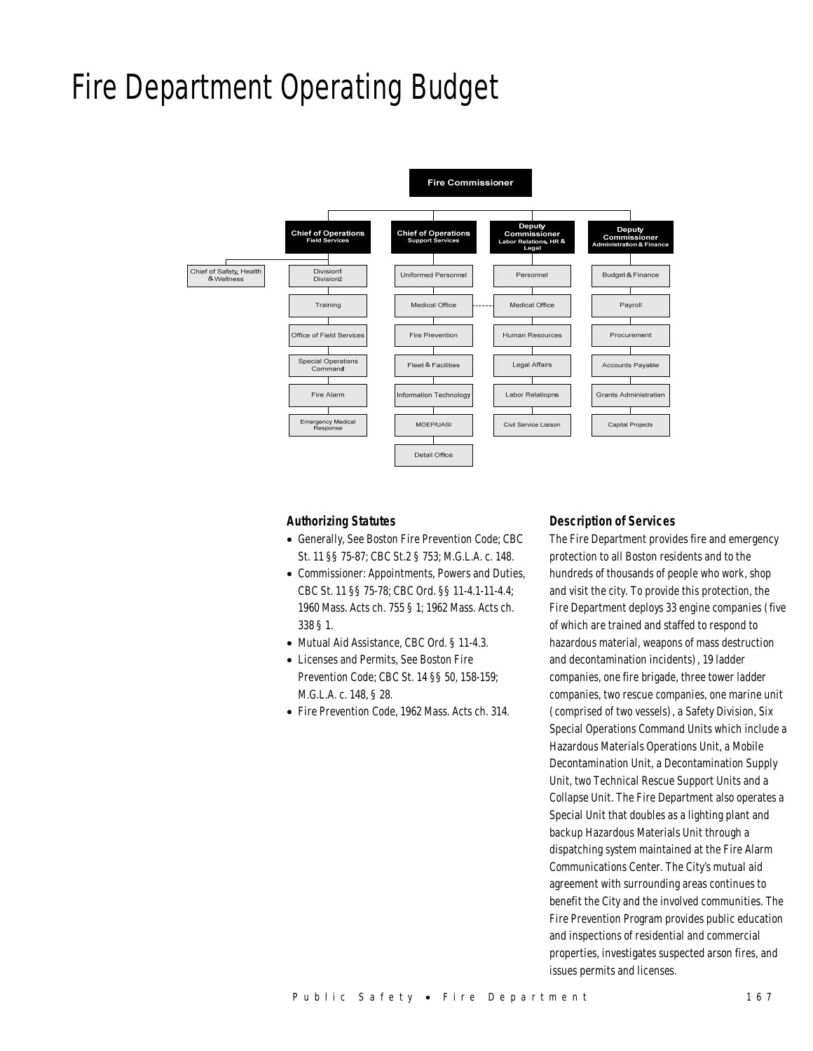# Fire Department Operating Budget

- Fire Commissioner
  - Chief of Operations, Field Services
    - Chief of Safety, Health & Wellness
    - Division 1, Division 2
    - Training
    - Office of Field Services
    - Special Operations Command
    - Fire Alarm
    - Emergency Medical Response
  - Chief of Operations, Support Services
    - Uniformed Personnel
    - Medical Office
    - Fire Prevention
    - Fleet & Facilities
    - Information Technology
    - MOEP/UASI
    - Detail Office
  - Deputy Commissioner, Labor Relations, HR & Legal
    - Personnel
    - Medical Office
    - Human Resources
    - Legal Affairs
    - Labor Relatiopns
    - Civil Service Liaison
  - Deputy Commissioner, Administration & Finance
    - Budget & Finance
    - Payroll
    - Procurement
    - Accounts Payable
    - Grants Administration
    - Capital Projects

### Authorizing Statutes

- Generally, See Boston Fire Prevention Code; CBC St. 11 §§ 75-87; CBC St.2 § 753; M.G.L.A. c. 148.
- Commissioner: Appointments, Powers and Duties, CBC St. 11 §§ 75-78; CBC Ord. §§ 11-4.1-11-4.4; 1960 Mass. Acts ch. 755 § 1; 1962 Mass. Acts ch. 338 § 1.
- Mutual Aid Assistance, CBC Ord. § 11-4.3.
- Licenses and Permits, See Boston Fire Prevention Code; CBC St. 14 §§ 50, 158-159; M.G.L.A. c. 148, § 28.
- Fire Prevention Code, 1962 Mass. Acts ch. 314.

### Description of Services

The Fire Department provides fire and emergency protection to all Boston residents and to the hundreds of thousands of people who work, shop and visit the city. To provide this protection, the Fire Department deploys 33 engine companies (five of which are trained and staffed to respond to hazardous material, weapons of mass destruction and decontamination incidents), 19 ladder companies, one fire brigade, three tower ladder companies, two rescue companies, one marine unit (comprised of two vessels), a Safety Division, Six Special Operations Command Units which include a Hazardous Materials Operations Unit, a Mobile Decontamination Unit, a Decontamination Supply Unit, two Technical Rescue Support Units and a Collapse Unit. The Fire Department also operates a Special Unit that doubles as a lighting plant and backup Hazardous Materials Unit through a dispatching system maintained at the Fire Alarm Communications Center. The City's mutual aid agreement with surrounding areas continues to benefit the City and the involved communities. The Fire Prevention Program provides public education and inspections of residential and commercial properties, investigates suspected arson fires, and issues permits and licenses.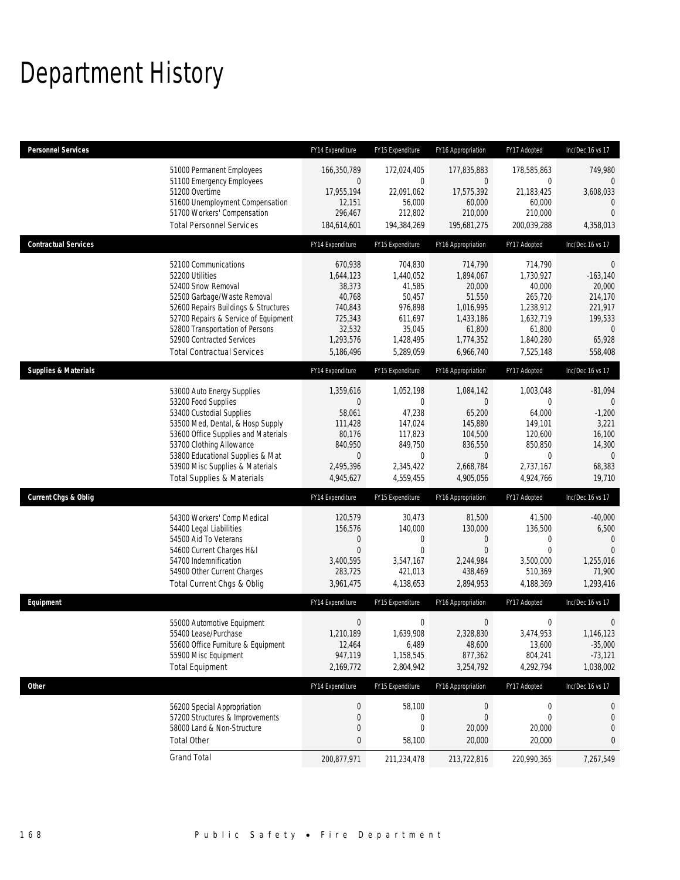# Department History

| Personnel Services | FY14 Expenditure | FY15 Expenditure | FY16 Appropriation | FY17 Adopted | Inc/Dec 16 vs 17 |
|---|---|---|---|---|---|
| 51000 Permanent Employees | 166,350,789 | 172,024,405 | 177,835,883 | 178,585,863 | 749,980 |
| 51100 Emergency Employees | 0 | 0 | 0 | 0 | 0 |
| 51200 Overtime | 17,955,194 | 22,091,062 | 17,575,392 | 21,183,425 | 3,608,033 |
| 51600 Unemployment Compensation | 12,151 | 56,000 | 60,000 | 60,000 | 0 |
| 51700 Workers' Compensation | 296,467 | 212,802 | 210,000 | 210,000 | 0 |
| Total Personnel Services | 184,614,601 | 194,384,269 | 195,681,275 | 200,039,288 | 4,358,013 |
| **Contractual Services** | FY14 Expenditure | FY15 Expenditure | FY16 Appropriation | FY17 Adopted | Inc/Dec 16 vs 17 |
| 52100 Communications | 670,938 | 704,830 | 714,790 | 714,790 | 0 |
| 52200 Utilities | 1,644,123 | 1,440,052 | 1,894,067 | 1,730,927 | -163,140 |
| 52400 Snow Removal | 38,373 | 41,585 | 20,000 | 40,000 | 20,000 |
| 52500 Garbage/Waste Removal | 40,768 | 50,457 | 51,550 | 265,720 | 214,170 |
| 52600 Repairs Buildings & Structures | 740,843 | 976,898 | 1,016,995 | 1,238,912 | 221,917 |
| 52700 Repairs & Service of Equipment | 725,343 | 611,697 | 1,433,186 | 1,632,719 | 199,533 |
| 52800 Transportation of Persons | 32,532 | 35,045 | 61,800 | 61,800 | 0 |
| 52900 Contracted Services | 1,293,576 | 1,428,495 | 1,774,352 | 1,840,280 | 65,928 |
| Total Contractual Services | 5,186,496 | 5,289,059 | 6,966,740 | 7,525,148 | 558,408 |
| **Supplies & Materials** | FY14 Expenditure | FY15 Expenditure | FY16 Appropriation | FY17 Adopted | Inc/Dec 16 vs 17 |
| 53000 Auto Energy Supplies | 1,359,616 | 1,052,198 | 1,084,142 | 1,003,048 | -81,094 |
| 53200 Food Supplies | 0 | 0 | 0 | 0 | 0 |
| 53400 Custodial Supplies | 58,061 | 47,238 | 65,200 | 64,000 | -1,200 |
| 53500 Med, Dental, & Hosp Supply | 111,428 | 147,024 | 145,880 | 149,101 | 3,221 |
| 53600 Office Supplies and Materials | 80,176 | 117,823 | 104,500 | 120,600 | 16,100 |
| 53700 Clothing Allowance | 840,950 | 849,750 | 836,550 | 850,850 | 14,300 |
| 53800 Educational Supplies & Mat | 0 | 0 | 0 | 0 | 0 |
| 53900 Misc Supplies & Materials | 2,495,396 | 2,345,422 | 2,668,784 | 2,737,167 | 68,383 |
| Total Supplies & Materials | 4,945,627 | 4,559,455 | 4,905,056 | 4,924,766 | 19,710 |
| **Current Chgs & Oblig** | FY14 Expenditure | FY15 Expenditure | FY16 Appropriation | FY17 Adopted | Inc/Dec 16 vs 17 |
| 54300 Workers' Comp Medical | 120,579 | 30,473 | 81,500 | 41,500 | -40,000 |
| 54400 Legal Liabilities | 156,576 | 140,000 | 130,000 | 136,500 | 6,500 |
| 54500 Aid To Veterans | 0 | 0 | 0 | 0 | 0 |
| 54600 Current Charges H&I | 0 | 0 | 0 | 0 | 0 |
| 54700 Indemnification | 3,400,595 | 3,547,167 | 2,244,984 | 3,500,000 | 1,255,016 |
| 54900 Other Current Charges | 283,725 | 421,013 | 438,469 | 510,369 | 71,900 |
| Total Current Chgs & Oblig | 3,961,475 | 4,138,653 | 2,894,953 | 4,188,369 | 1,293,416 |
| **Equipment** | FY14 Expenditure | FY15 Expenditure | FY16 Appropriation | FY17 Adopted | Inc/Dec 16 vs 17 |
| 55000 Automotive Equipment | 0 | 0 | 0 | 0 | 0 |
| 55400 Lease/Purchase | 1,210,189 | 1,639,908 | 2,328,830 | 3,474,953 | 1,146,123 |
| 55600 Office Furniture & Equipment | 12,464 | 6,489 | 48,600 | 13,600 | -35,000 |
| 55900 Misc Equipment | 947,119 | 1,158,545 | 877,362 | 804,241 | -73,121 |
| Total Equipment | 2,169,772 | 2,804,942 | 3,254,792 | 4,292,794 | 1,038,002 |
| **Other** | FY14 Expenditure | FY15 Expenditure | FY16 Appropriation | FY17 Adopted | Inc/Dec 16 vs 17 |
| 56200 Special Appropriation | 0 | 58,100 | 0 | 0 | 0 |
| 57200 Structures & Improvements | 0 | 0 | 0 | 0 | 0 |
| 58000 Land & Non-Structure | 0 | 0 | 20,000 | 20,000 | 0 |
| Total Other | 0 | 58,100 | 20,000 | 20,000 | 0 |
| Grand Total | 200,877,971 | 211,234,478 | 213,722,816 | 220,990,365 | 7,267,549 |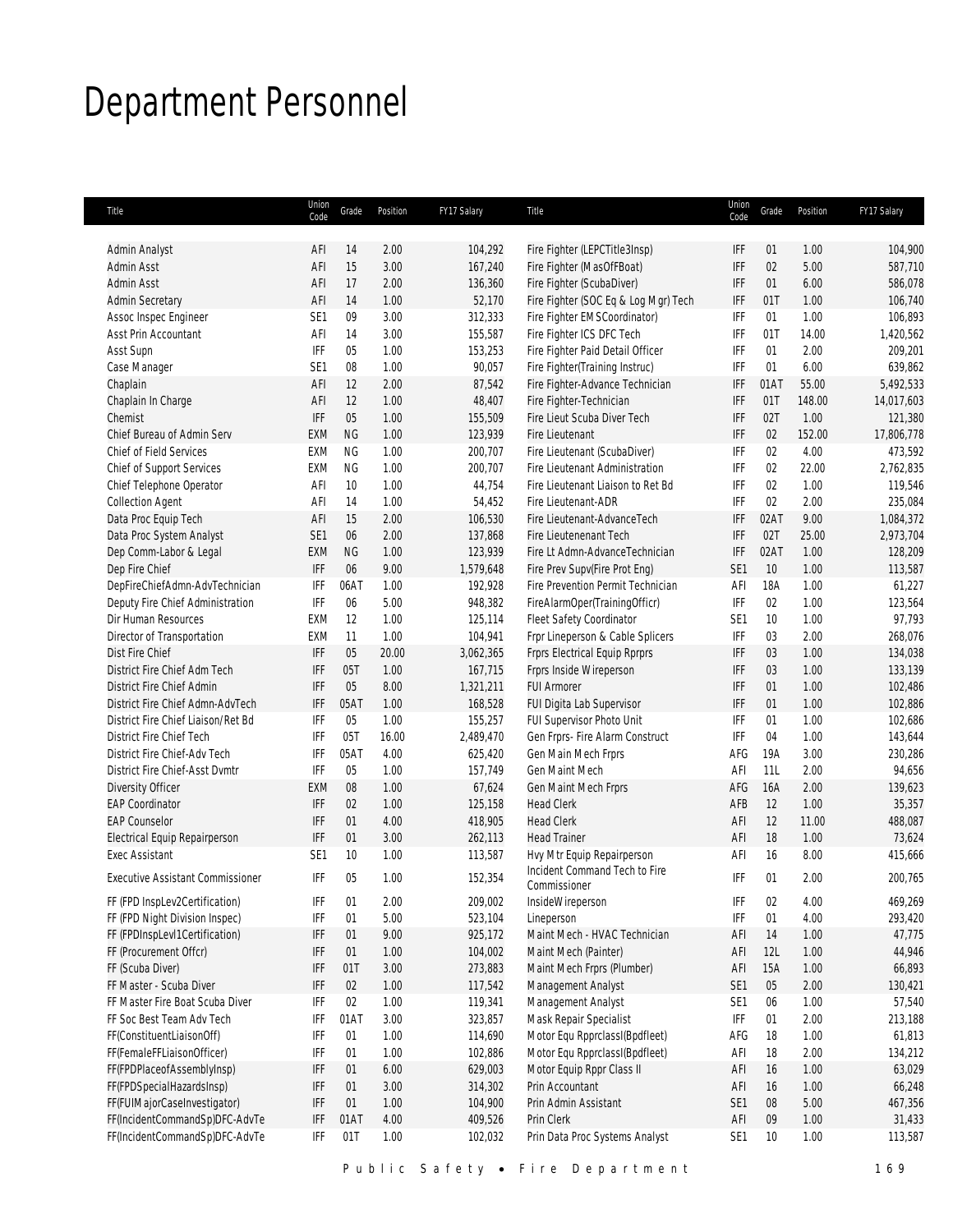# Department Personnel

| Title | Union Code | Grade | Position | FY17 Salary | Title | Union Code | Grade | Position | FY17 Salary |
|---|---|---|---|---|---|---|---|---|---|
| Admin Analyst | AFI | 14 | 2.00 | 104,292 | Fire Fighter (LEPCTitle3Insp) | IFF | 01 | 1.00 | 104,900 |
| Admin Asst | AFI | 15 | 3.00 | 167,240 | Fire Fighter (MasOfFBoat) | IFF | 02 | 5.00 | 587,710 |
| Admin Asst | AFI | 17 | 2.00 | 136,360 | Fire Fighter (ScubaDiver) | IFF | 01 | 6.00 | 586,078 |
| Admin Secretary | AFI | 14 | 1.00 | 52,170 | Fire Fighter (SOC Eq & Log Mgr) Tech | IFF | 01T | 1.00 | 106,740 |
| Assoc Inspec Engineer | SE1 | 09 | 3.00 | 312,333 | Fire Fighter EMSCoordinator) | IFF | 01 | 1.00 | 106,893 |
| Asst Prin Accountant | AFI | 14 | 3.00 | 155,587 | Fire Fighter ICS DFC Tech | IFF | 01T | 14.00 | 1,420,562 |
| Asst Supn | IFF | 05 | 1.00 | 153,253 | Fire Fighter Paid Detail Officer | IFF | 01 | 2.00 | 209,201 |
| Case Manager | SE1 | 08 | 1.00 | 90,057 | Fire Fighter(Training Instruc) | IFF | 01 | 6.00 | 639,862 |
| Chaplain | AFI | 12 | 2.00 | 87,542 | Fire Fighter-Advance Technician | IFF | 01AT | 55.00 | 5,492,533 |
| Chaplain In Charge | AFI | 12 | 1.00 | 48,407 | Fire Fighter-Technician | IFF | 01T | 148.00 | 14,017,603 |
| Chemist | IFF | 05 | 1.00 | 155,509 | Fire Lieut Scuba Diver Tech | IFF | 02T | 1.00 | 121,380 |
| Chief Bureau of Admin Serv | EXM | NG | 1.00 | 123,939 | Fire Lieutenant | IFF | 02 | 152.00 | 17,806,778 |
| Chief of Field Services | EXM | NG | 1.00 | 200,707 | Fire Lieutenant (ScubaDiver) | IFF | 02 | 4.00 | 473,592 |
| Chief of Support Services | EXM | NG | 1.00 | 200,707 | Fire Lieutenant Administration | IFF | 02 | 22.00 | 2,762,835 |
| Chief Telephone Operator | AFI | 10 | 1.00 | 44,754 | Fire Lieutenant Liaison to Ret Bd | IFF | 02 | 1.00 | 119,546 |
| Collection Agent | AFI | 14 | 1.00 | 54,452 | Fire Lieutenant-ADR | IFF | 02 | 2.00 | 235,084 |
| Data Proc Equip Tech | AFI | 15 | 2.00 | 106,530 | Fire Lieutenant-AdvanceTech | IFF | 02AT | 9.00 | 1,084,372 |
| Data Proc System Analyst | SE1 | 06 | 2.00 | 137,868 | Fire Lieutenenant Tech | IFF | 02T | 25.00 | 2,973,704 |
| Dep Comm-Labor & Legal | EXM | NG | 1.00 | 123,939 | Fire Lt Admn-AdvanceTechnician | IFF | 02AT | 1.00 | 128,209 |
| Dep Fire Chief | IFF | 06 | 9.00 | 1,579,648 | Fire Prev Supv(Fire Prot Eng) | SE1 | 10 | 1.00 | 113,587 |
| DepFireChiefAdmn-AdvTechnician | IFF | 06AT | 1.00 | 192,928 | Fire Prevention Permit Technician | AFI | 18A | 1.00 | 61,227 |
| Deputy Fire Chief Administration | IFF | 06 | 5.00 | 948,382 | FireAlarmOper(TrainingOfficr) | IFF | 02 | 1.00 | 123,564 |
| Dir Human Resources | EXM | 12 | 1.00 | 125,114 | Fleet Safety Coordinator | SE1 | 10 | 1.00 | 97,793 |
| Director of Transportation | EXM | 11 | 1.00 | 104,941 | Frpr Lineperson & Cable Splicers | IFF | 03 | 2.00 | 268,076 |
| Dist Fire Chief | IFF | 05 | 20.00 | 3,062,365 | Frprs Electrical Equip Rprprs | IFF | 03 | 1.00 | 134,038 |
| District Fire Chief Adm Tech | IFF | 05T | 1.00 | 167,715 | Frprs Inside Wireperson | IFF | 03 | 1.00 | 133,139 |
| District Fire Chief Admin | IFF | 05 | 8.00 | 1,321,211 | FUI Armorer | IFF | 01 | 1.00 | 102,486 |
| District Fire Chief Admn-AdvTech | IFF | 05AT | 1.00 | 168,528 | FUI Digita Lab Supervisor | IFF | 01 | 1.00 | 102,886 |
| District Fire Chief Liaison/Ret Bd | IFF | 05 | 1.00 | 155,257 | FUI Supervisor Photo Unit | IFF | 01 | 1.00 | 102,686 |
| District Fire Chief Tech | IFF | 05T | 16.00 | 2,489,470 | Gen Frprs- Fire Alarm Construct | IFF | 04 | 1.00 | 143,644 |
| District Fire Chief-Adv Tech | IFF | 05AT | 4.00 | 625,420 | Gen Main Mech Frprs | AFG | 19A | 3.00 | 230,286 |
| District Fire Chief-Asst Dvmtr | IFF | 05 | 1.00 | 157,749 | Gen Maint Mech | AFI | 11L | 2.00 | 94,656 |
| Diversity Officer | EXM | 08 | 1.00 | 67,624 | Gen Maint Mech Frprs | AFG | 16A | 2.00 | 139,623 |
| EAP Coordinator | IFF | 02 | 1.00 | 125,158 | Head Clerk | AFB | 12 | 1.00 | 35,357 |
| EAP Counselor | IFF | 01 | 4.00 | 418,905 | Head Clerk | AFI | 12 | 11.00 | 488,087 |
| Electrical Equip Repairperson | IFF | 01 | 3.00 | 262,113 | Head Trainer | AFI | 18 | 1.00 | 73,624 |
| Exec Assistant | SE1 | 10 | 1.00 | 113,587 | Hvy Mtr Equip Repairperson | AFI | 16 | 8.00 | 415,666 |
| Executive Assistant Commissioner | IFF | 05 | 1.00 | 152,354 | Incident Command Tech to Fire Commissioner | IFF | 01 | 2.00 | 200,765 |
| FF (FPD InspLev2Certification) | IFF | 01 | 2.00 | 209,002 | InsideWireperson | IFF | 02 | 4.00 | 469,269 |
| FF (FPD Night Division Inspec) | IFF | 01 | 5.00 | 523,104 | Lineperson | IFF | 01 | 4.00 | 293,420 |
| FF (FPDInspLevl1Certification) | IFF | 01 | 9.00 | 925,172 | Maint Mech - HVAC Technician | AFI | 14 | 1.00 | 47,775 |
| FF (Procurement Offcr) | IFF | 01 | 1.00 | 104,002 | Maint Mech (Painter) | AFI | 12L | 1.00 | 44,946 |
| FF (Scuba Diver) | IFF | 01T | 3.00 | 273,883 | Maint Mech Frprs (Plumber) | AFI | 15A | 1.00 | 66,893 |
| FF Master - Scuba Diver | IFF | 02 | 1.00 | 117,542 | Management Analyst | SE1 | 05 | 2.00 | 130,421 |
| FF Master Fire Boat Scuba Diver | IFF | 02 | 1.00 | 119,341 | Management Analyst | SE1 | 06 | 1.00 | 57,540 |
| FF Soc Best Team Adv Tech | IFF | 01AT | 3.00 | 323,857 | Mask Repair Specialist | IFF | 01 | 2.00 | 213,188 |
| FF(ConstituentLiaisonOff) | IFF | 01 | 1.00 | 114,690 | Motor Equ RpprclassI(Bpdfleet) | AFG | 18 | 1.00 | 61,813 |
| FF(FemaleFFLiaisonOfficer) | IFF | 01 | 1.00 | 102,886 | Motor Equ RpprclassI(Bpdfleet) | AFI | 18 | 2.00 | 134,212 |
| FF(FPDPlaceofAssemblyInsp) | IFF | 01 | 6.00 | 629,003 | Motor Equip Rppr Class II | AFI | 16 | 1.00 | 63,029 |
| FF(FPDSpecialHazardsInsp) | IFF | 01 | 3.00 | 314,302 | Prin Accountant | AFI | 16 | 1.00 | 66,248 |
| FF(FUIMajorCaseInvestigator) | IFF | 01 | 1.00 | 104,900 | Prin Admin Assistant | SE1 | 08 | 5.00 | 467,356 |
| FF(IncidentCommandSp)DFC-AdvTe | IFF | 01AT | 4.00 | 409,526 | Prin Clerk | AFI | 09 | 1.00 | 31,433 |
| FF(IncidentCommandSp)DFC-AdvTe | IFF | 01T | 1.00 | 102,032 | Prin Data Proc Systems Analyst | SE1 | 10 | 1.00 | 113,587 |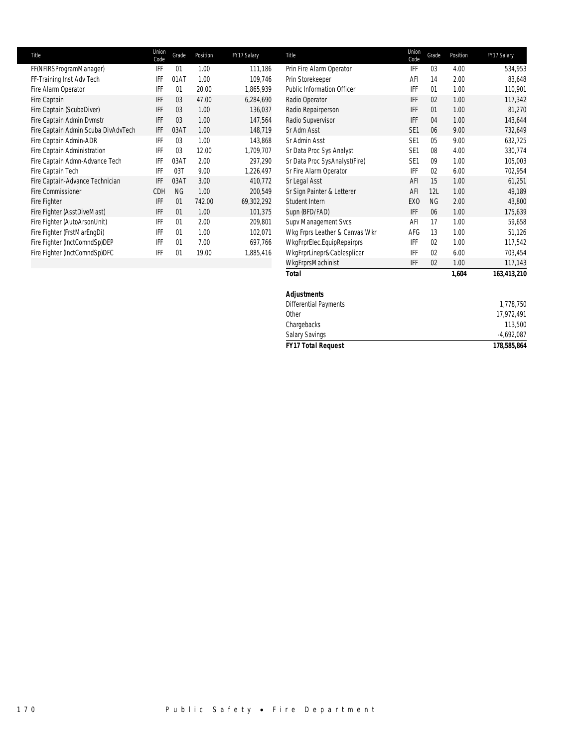| Title | Union Code | Grade | Position | FY17 Salary |
|---|---|---|---|---|
| FF(NFIRSProgramManager) | IFF | 01 | 1.00 | 111,186 |
| FF-Training Inst Adv Tech | IFF | 01AT | 1.00 | 109,746 |
| Fire Alarm Operator | IFF | 01 | 20.00 | 1,865,939 |
| Fire Captain | IFF | 03 | 47.00 | 6,284,690 |
| Fire Captain (ScubaDiver) | IFF | 03 | 1.00 | 136,037 |
| Fire Captain Admin Dvmstr | IFF | 03 | 1.00 | 147,564 |
| Fire Captain Admin Scuba DivAdvTech | IFF | 03AT | 1.00 | 148,719 |
| Fire Captain Admin-ADR | IFF | 03 | 1.00 | 143,868 |
| Fire Captain Administration | IFF | 03 | 12.00 | 1,709,707 |
| Fire Captain Admn-Advance Tech | IFF | 03AT | 2.00 | 297,290 |
| Fire Captain Tech | IFF | 03T | 9.00 | 1,226,497 |
| Fire Captain-Advance Technician | IFF | 03AT | 3.00 | 410,772 |
| Fire Commissioner | CDH | NG | 1.00 | 200,549 |
| Fire Fighter | IFF | 01 | 742.00 | 69,302,292 |
| Fire Fighter (AsstDiveMast) | IFF | 01 | 1.00 | 101,375 |
| Fire Fighter (AutoArsonUnit) | IFF | 01 | 2.00 | 209,801 |
| Fire Fighter (FrstMarEngDi) | IFF | 01 | 1.00 | 102,071 |
| Fire Fighter (InctComndSp)DEP | IFF | 01 | 7.00 | 697,766 |
| Fire Fighter (InctComndSp)DFC | IFF | 01 | 19.00 | 1,885,416 |
| Prin Fire Alarm Operator | IFF | 03 | 4.00 | 534,953 |
| Prin Storekeeper | AFI | 14 | 2.00 | 83,648 |
| Public Information Officer | IFF | 01 | 1.00 | 110,901 |
| Radio Operator | IFF | 02 | 1.00 | 117,342 |
| Radio Repairperson | IFF | 01 | 1.00 | 81,270 |
| Radio Supvervisor | IFF | 04 | 1.00 | 143,644 |
| Sr Adm Asst | SE1 | 06 | 9.00 | 732,649 |
| Sr Admin Asst | SE1 | 05 | 9.00 | 632,725 |
| Sr Data Proc Sys Analyst | SE1 | 08 | 4.00 | 330,774 |
| Sr Data Proc SysAnalyst(Fire) | SE1 | 09 | 1.00 | 105,003 |
| Sr Fire Alarm Operator | IFF | 02 | 6.00 | 702,954 |
| Sr Legal Asst | AFI | 15 | 1.00 | 61,251 |
| Sr Sign Painter & Letterer | AFI | 12L | 1.00 | 49,189 |
| Student Intern | EXO | NG | 2.00 | 43,800 |
| Supn (BFD/FAD) | IFF | 06 | 1.00 | 175,639 |
| Supv Management Svcs | AFI | 17 | 1.00 | 59,658 |
| Wkg Frprs Leather & Canvas Wkr | AFG | 13 | 1.00 | 51,126 |
| WkgFrprElec.EquipRepairprs | IFF | 02 | 1.00 | 117,542 |
| WkgFrprLinepr&Cablesplicer | IFF | 02 | 6.00 | 703,454 |
| WkgFrprsMachinist | IFF | 02 | 1.00 | 117,143 |
| ***Total*** | | | **1,604** | **163,413,210** |

| ***Adjustments*** | |
|---|---|
| Differential Payments | 1,778,750 |
| Other | 17,972,491 |
| Chargebacks | 113,500 |
| Salary Savings | -4,692,087 |
| ***FY17 Total Request*** | **178,585,864** |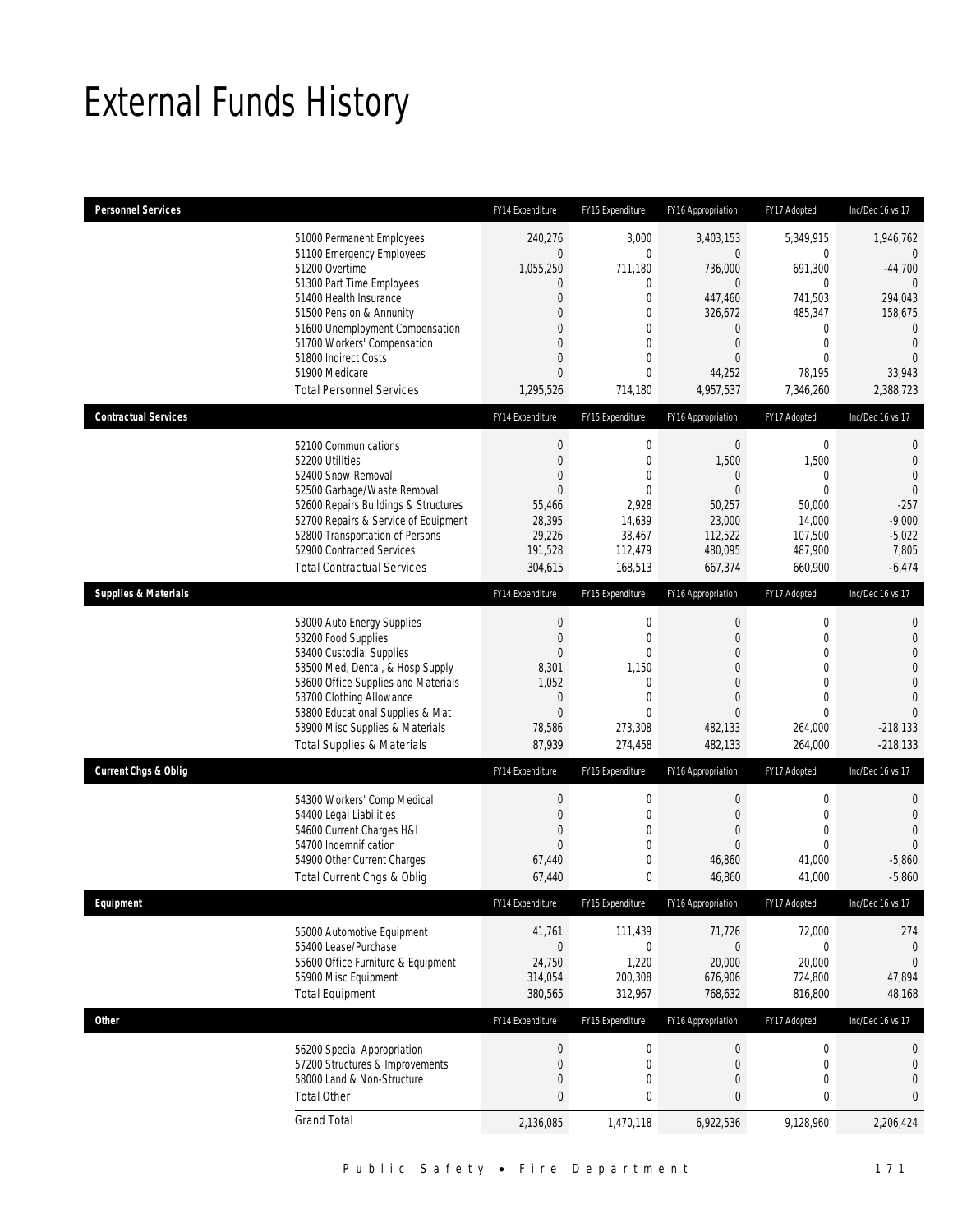# External Funds History

| Personnel Services | FY14 Expenditure | FY15 Expenditure | FY16 Appropriation | FY17 Adopted | Inc/Dec 16 vs 17 |
|---|---|---|---|---|---|
| 51000 Permanent Employees | 240,276 | 3,000 | 3,403,153 | 5,349,915 | 1,946,762 |
| 51100 Emergency Employees | 0 | 0 | 0 | 0 | 0 |
| 51200 Overtime | 1,055,250 | 711,180 | 736,000 | 691,300 | -44,700 |
| 51300 Part Time Employees | 0 | 0 | 0 | 0 | 0 |
| 51400 Health Insurance | 0 | 0 | 447,460 | 741,503 | 294,043 |
| 51500 Pension & Annunity | 0 | 0 | 326,672 | 485,347 | 158,675 |
| 51600 Unemployment Compensation | 0 | 0 | 0 | 0 | 0 |
| 51700 Workers' Compensation | 0 | 0 | 0 | 0 | 0 |
| 51800 Indirect Costs | 0 | 0 | 0 | 0 | 0 |
| 51900 Medicare | 0 | 0 | 44,252 | 78,195 | 33,943 |
| Total Personnel Services | 1,295,526 | 714,180 | 4,957,537 | 7,346,260 | 2,388,723 |

| Contractual Services | FY14 Expenditure | FY15 Expenditure | FY16 Appropriation | FY17 Adopted | Inc/Dec 16 vs 17 |
|---|---|---|---|---|---|
| 52100 Communications | 0 | 0 | 0 | 0 | 0 |
| 52200 Utilities | 0 | 0 | 1,500 | 1,500 | 0 |
| 52400 Snow Removal | 0 | 0 | 0 | 0 | 0 |
| 52500 Garbage/Waste Removal | 0 | 0 | 0 | 0 | 0 |
| 52600 Repairs Buildings & Structures | 55,466 | 2,928 | 50,257 | 50,000 | -257 |
| 52700 Repairs & Service of Equipment | 28,395 | 14,639 | 23,000 | 14,000 | -9,000 |
| 52800 Transportation of Persons | 29,226 | 38,467 | 112,522 | 107,500 | -5,022 |
| 52900 Contracted Services | 191,528 | 112,479 | 480,095 | 487,900 | 7,805 |
| Total Contractual Services | 304,615 | 168,513 | 667,374 | 660,900 | -6,474 |

| Supplies & Materials | FY14 Expenditure | FY15 Expenditure | FY16 Appropriation | FY17 Adopted | Inc/Dec 16 vs 17 |
|---|---|---|---|---|---|
| 53000 Auto Energy Supplies | 0 | 0 | 0 | 0 | 0 |
| 53200 Food Supplies | 0 | 0 | 0 | 0 | 0 |
| 53400 Custodial Supplies | 0 | 0 | 0 | 0 | 0 |
| 53500 Med, Dental, & Hosp Supply | 8,301 | 1,150 | 0 | 0 | 0 |
| 53600 Office Supplies and Materials | 1,052 | 0 | 0 | 0 | 0 |
| 53700 Clothing Allowance | 0 | 0 | 0 | 0 | 0 |
| 53800 Educational Supplies & Mat | 0 | 0 | 0 | 0 | 0 |
| 53900 Misc Supplies & Materials | 78,586 | 273,308 | 482,133 | 264,000 | -218,133 |
| Total Supplies & Materials | 87,939 | 274,458 | 482,133 | 264,000 | -218,133 |

| Current Chgs & Oblig | FY14 Expenditure | FY15 Expenditure | FY16 Appropriation | FY17 Adopted | Inc/Dec 16 vs 17 |
|---|---|---|---|---|---|
| 54300 Workers' Comp Medical | 0 | 0 | 0 | 0 | 0 |
| 54400 Legal Liabilities | 0 | 0 | 0 | 0 | 0 |
| 54600 Current Charges H&I | 0 | 0 | 0 | 0 | 0 |
| 54700 Indemnification | 0 | 0 | 0 | 0 | 0 |
| 54900 Other Current Charges | 67,440 | 0 | 46,860 | 41,000 | -5,860 |
| Total Current Chgs & Oblig | 67,440 | 0 | 46,860 | 41,000 | -5,860 |

| Equipment | FY14 Expenditure | FY15 Expenditure | FY16 Appropriation | FY17 Adopted | Inc/Dec 16 vs 17 |
|---|---|---|---|---|---|
| 55000 Automotive Equipment | 41,761 | 111,439 | 71,726 | 72,000 | 274 |
| 55400 Lease/Purchase | 0 | 0 | 0 | 0 | 0 |
| 55600 Office Furniture & Equipment | 24,750 | 1,220 | 20,000 | 20,000 | 0 |
| 55900 Misc Equipment | 314,054 | 200,308 | 676,906 | 724,800 | 47,894 |
| Total Equipment | 380,565 | 312,967 | 768,632 | 816,800 | 48,168 |

| Other | FY14 Expenditure | FY15 Expenditure | FY16 Appropriation | FY17 Adopted | Inc/Dec 16 vs 17 |
|---|---|---|---|---|---|
| 56200 Special Appropriation | 0 | 0 | 0 | 0 | 0 |
| 57200 Structures & Improvements | 0 | 0 | 0 | 0 | 0 |
| 58000 Land & Non-Structure | 0 | 0 | 0 | 0 | 0 |
| Total Other | 0 | 0 | 0 | 0 | 0 |
| Grand Total | 2,136,085 | 1,470,118 | 6,922,536 | 9,128,960 | 2,206,424 |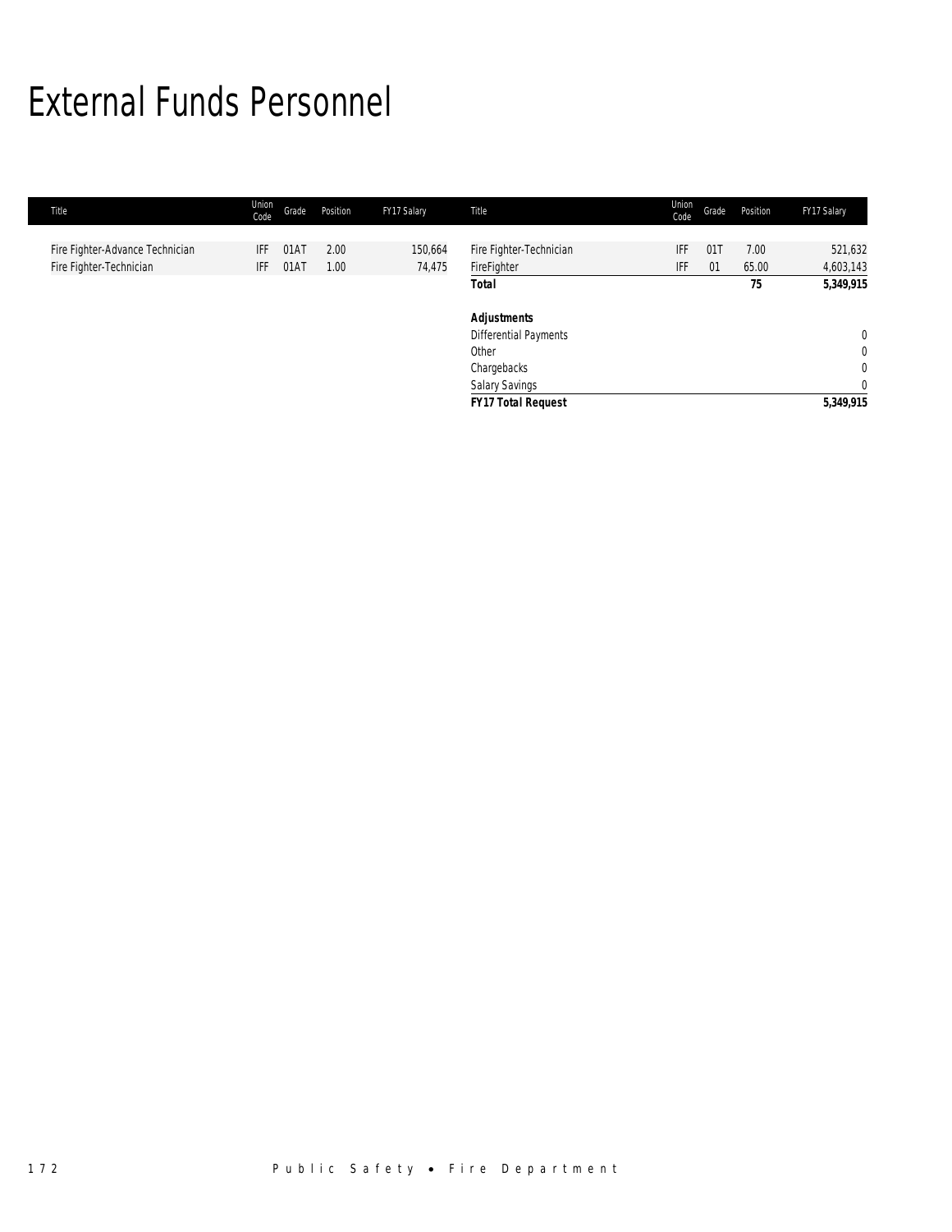# External Funds Personnel

| Title | Union Code | Grade | Position | FY17 Salary | Title | Union Code | Grade | Position | FY17 Salary |
|---|---|---|---|---|---|---|---|---|---|
| Fire Fighter-Advance Technician | IFF | 01AT | 2.00 | 150,664 | Fire Fighter-Technician | IFF | 01T | 7.00 | 521,632 |
| Fire Fighter-Technician | IFF | 01AT | 1.00 | 74,475 | FireFighter | IFF | 01 | 65.00 | 4,603,143 |
| | | | | | **Total** | | | **75** | **5,349,915** |
| | | | | | | | | | |
| | | | | | ***Adjustments*** | | | | |
| | | | | | Differential Payments | | | | 0 |
| | | | | | Other | | | | 0 |
| | | | | | Chargebacks | | | | 0 |
| | | | | | Salary Savings | | | | 0 |
| | | | | | ***FY17 Total Request*** | | | | **5,349,915** |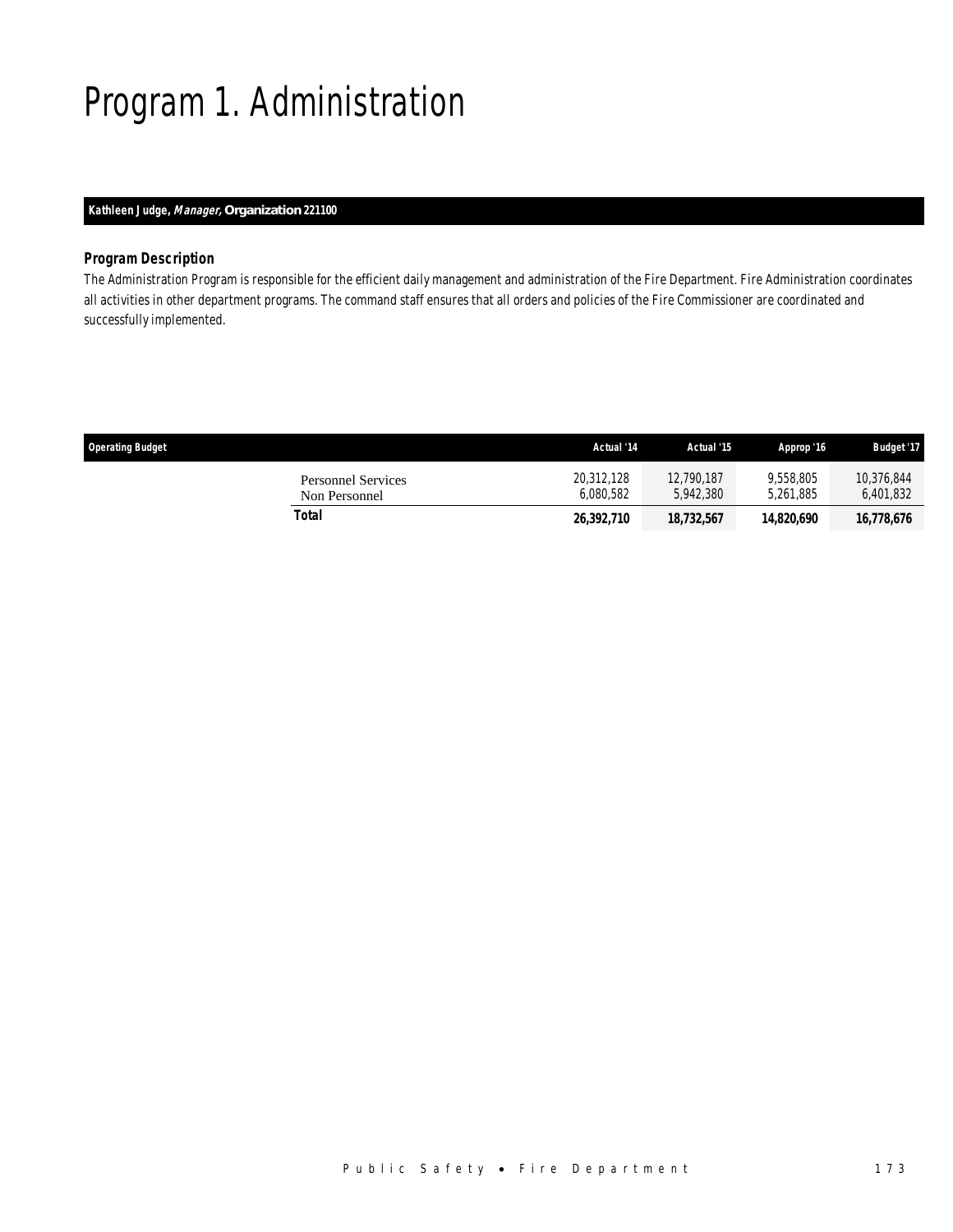# Program 1. Administration

**Kathleen Judge, *Manager*, Organization 221100**

### *Program Description*

*The Administration Program is responsible for the efficient daily management and administration of the Fire Department. Fire Administration coordinates all activities in other department programs. The command staff ensures that all orders and policies of the Fire Commissioner are coordinated and successfully implemented.*

| Operating Budget | Actual '14 | Actual '15 | Approp '16 | Budget '17 |
|---|---|---|---|---|
| Personnel Services | 20,312,128 | 12,790,187 | 9,558,805 | 10,376,844 |
| Non Personnel | 6,080,582 | 5,942,380 | 5,261,885 | 6,401,832 |
| **Total** | **26,392,710** | **18,732,567** | **14,820,690** | **16,778,676** |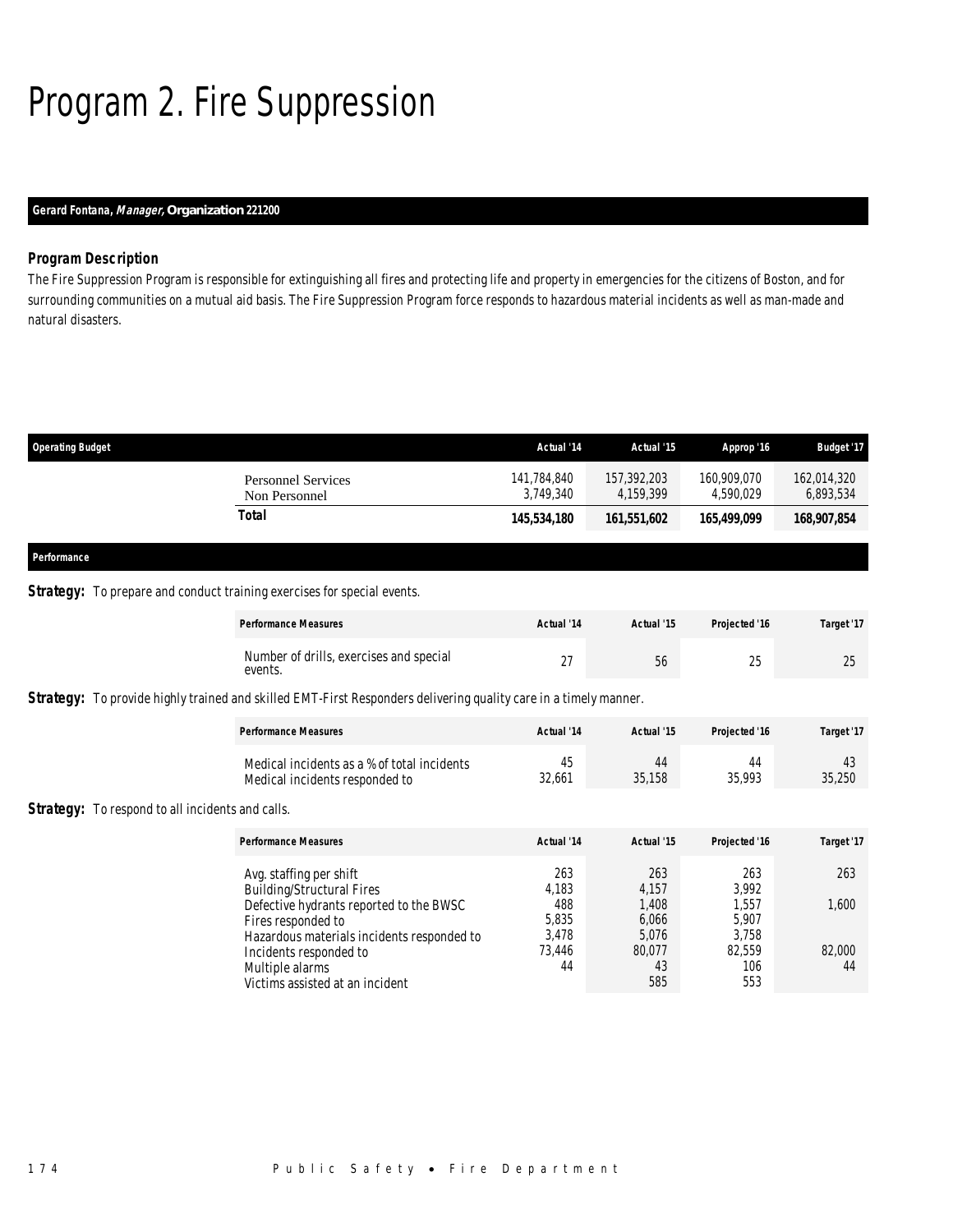# Program 2. Fire Suppression

**Gerard Fontana, *Manager*, Organization 221200**

### Program Description

The Fire Suppression Program is responsible for extinguishing all fires and protecting life and property in emergencies for the citizens of Boston, and for surrounding communities on a mutual aid basis. The Fire Suppression Program force responds to hazardous material incidents as well as man-made and natural disasters.

| Operating Budget | Actual '14 | Actual '15 | Approp '16 | Budget '17 |
|---|---|---|---|---|
| Personnel Services | 141,784,840 | 157,392,203 | 160,909,070 | 162,014,320 |
| Non Personnel | 3,749,340 | 4,159,399 | 4,590,029 | 6,893,534 |
| **Total** | **145,534,180** | **161,551,602** | **165,499,099** | **168,907,854** |

### Performance

**Strategy:** To prepare and conduct training exercises for special events.

| Performance Measures | Actual '14 | Actual '15 | Projected '16 | Target '17 |
|---|---|---|---|---|
| Number of drills, exercises and special events. | 27 | 56 | 25 | 25 |

**Strategy:** To provide highly trained and skilled EMT-First Responders delivering quality care in a timely manner.

| Performance Measures | Actual '14 | Actual '15 | Projected '16 | Target '17 |
|---|---|---|---|---|
| Medical incidents as a % of total incidents | 45 | 44 | 44 | 43 |
| Medical incidents responded to | 32,661 | 35,158 | 35,993 | 35,250 |

**Strategy:** To respond to all incidents and calls.

| Performance Measures | Actual '14 | Actual '15 | Projected '16 | Target '17 |
|---|---|---|---|---|
| Avg. staffing per shift | 263 | 263 | 263 | 263 |
| Building/Structural Fires | 4,183 | 4,157 | 3,992 | |
| Defective hydrants reported to the BWSC | 488 | 1,408 | 1,557 | 1,600 |
| Fires responded to | 5,835 | 6,066 | 5,907 | |
| Hazardous materials incidents responded to | 3,478 | 5,076 | 3,758 | |
| Incidents responded to | 73,446 | 80,077 | 82,559 | 82,000 |
| Multiple alarms | 44 | 43 | 106 | 44 |
| Victims assisted at an incident | | 585 | 553 | |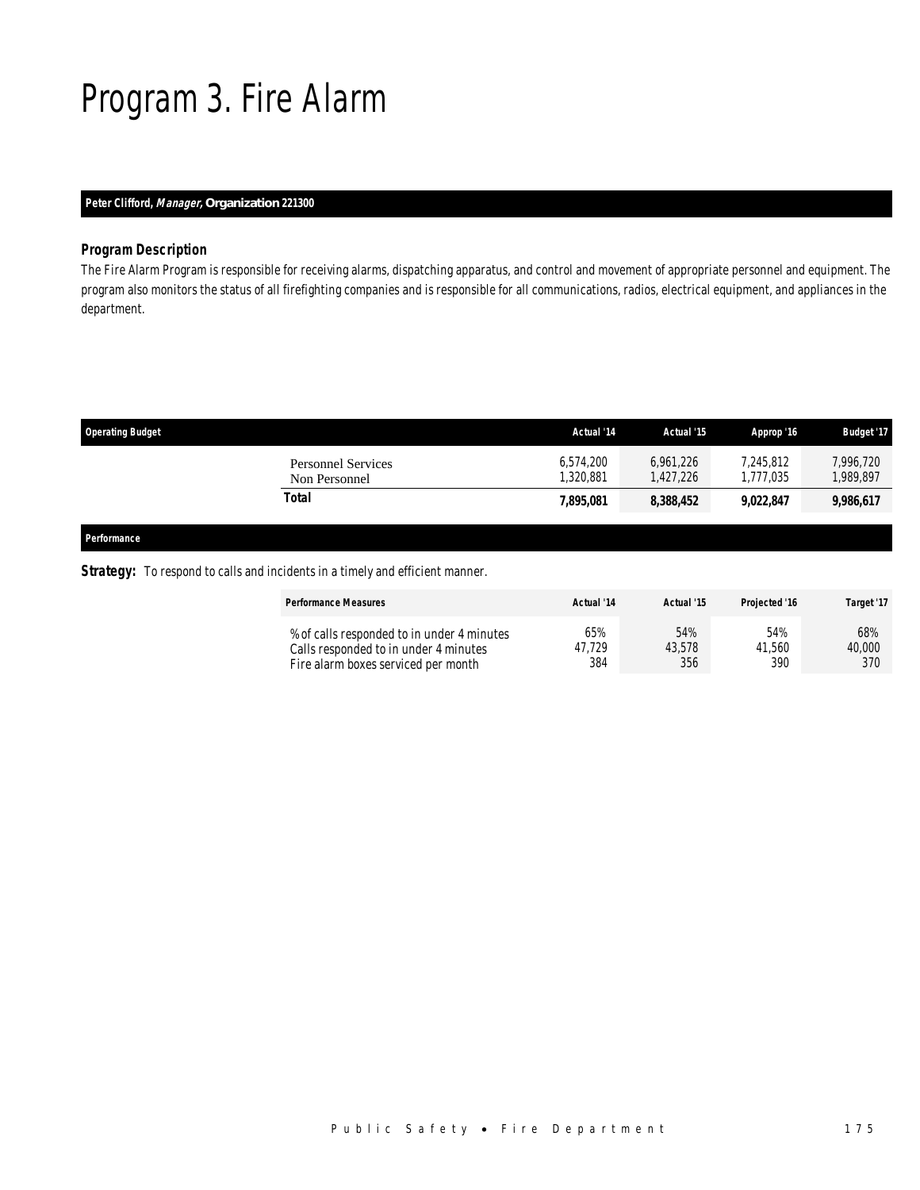# Program 3. Fire Alarm

**Peter Clifford, *Manager*, Organization 221300**

### Program Description

The Fire Alarm Program is responsible for receiving alarms, dispatching apparatus, and control and movement of appropriate personnel and equipment. The program also monitors the status of all firefighting companies and is responsible for all communications, radios, electrical equipment, and appliances in the department.

| Operating Budget | Actual '14 | Actual '15 | Approp '16 | Budget '17 |
|---|---|---|---|---|
| Personnel Services | 6,574,200 | 6,961,226 | 7,245,812 | 7,996,720 |
| Non Personnel | 1,320,881 | 1,427,226 | 1,777,035 | 1,989,897 |
| **Total** | **7,895,081** | **8,388,452** | **9,022,847** | **9,986,617** |

**Performance**

**Strategy:** To respond to calls and incidents in a timely and efficient manner.

| Performance Measures | Actual '14 | Actual '15 | Projected '16 | Target '17 |
|---|---|---|---|---|
| % of calls responded to in under 4 minutes | 65% | 54% | 54% | 68% |
| Calls responded to in under 4 minutes | 47,729 | 43,578 | 41,560 | 40,000 |
| Fire alarm boxes serviced per month | 384 | 356 | 390 | 370 |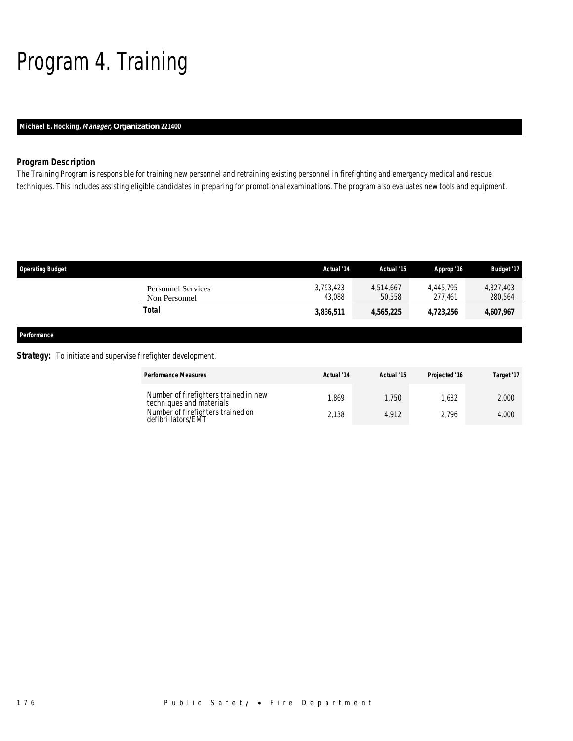# Program 4. Training

**Michael E. Hocking, *Manager*, Organization 221400**

### Program Description

The Training Program is responsible for training new personnel and retraining existing personnel in firefighting and emergency medical and rescue techniques. This includes assisting eligible candidates in preparing for promotional examinations. The program also evaluates new tools and equipment.

| Operating Budget | Actual '14 | Actual '15 | Approp '16 | Budget '17 |
|---|---|---|---|---|
| Personnel Services | 3,793,423 | 4,514,667 | 4,445,795 | 4,327,403 |
| Non Personnel | 43,088 | 50,558 | 277,461 | 280,564 |
| **Total** | **3,836,511** | **4,565,225** | **4,723,256** | **4,607,967** |

### Performance

**Strategy:** To initiate and supervise firefighter development.

| Performance Measures | Actual '14 | Actual '15 | Projected '16 | Target '17 |
|---|---|---|---|---|
| Number of firefighters trained in new techniques and materials | 1,869 | 1,750 | 1,632 | 2,000 |
| Number of firefighters trained on defibrillators/EMT | 2,138 | 4,912 | 2,796 | 4,000 |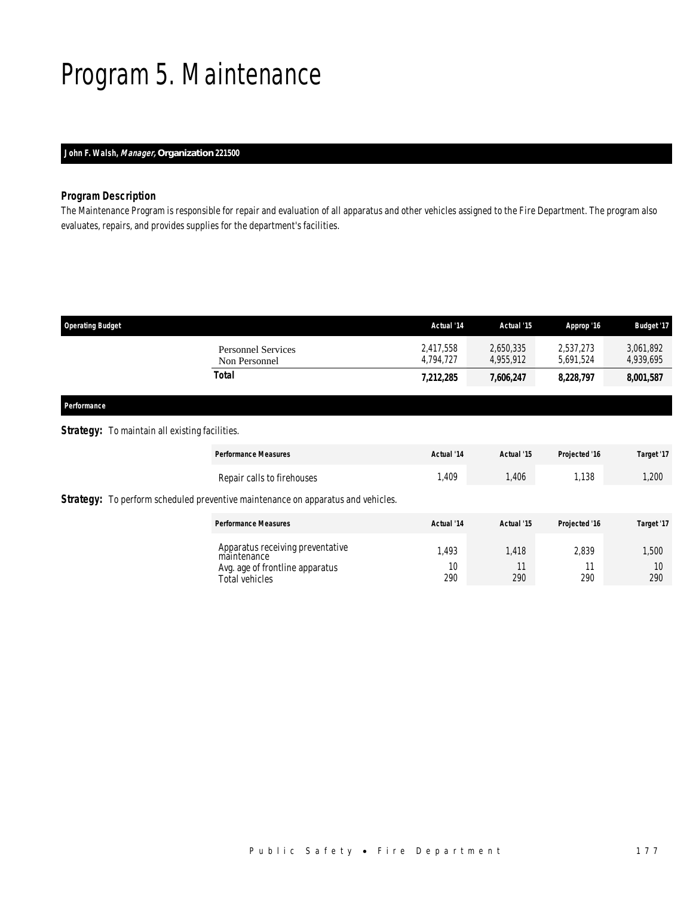# Program 5. Maintenance

**John F. Walsh, *Manager*, Organization 221500**

### *Program Description*

The Maintenance Program is responsible for repair and evaluation of all apparatus and other vehicles assigned to the Fire Department. The program also evaluates, repairs, and provides supplies for the department's facilities.

| Operating Budget | Actual '14 | Actual '15 | Approp '16 | Budget '17 |
|---|---|---|---|---|
| Personnel Services | 2,417,558 | 2,650,335 | 2,537,273 | 3,061,892 |
| Non Personnel | 4,794,727 | 4,955,912 | 5,691,524 | 4,939,695 |
| **Total** | **7,212,285** | **7,606,247** | **8,228,797** | **8,001,587** |

### *Performance*

***Strategy:*** To maintain all existing facilities.

| Performance Measures | Actual '14 | Actual '15 | Projected '16 | Target '17 |
|---|---|---|---|---|
| Repair calls to firehouses | 1,409 | 1,406 | 1,138 | 1,200 |

***Strategy:*** To perform scheduled preventive maintenance on apparatus and vehicles.

| Performance Measures | Actual '14 | Actual '15 | Projected '16 | Target '17 |
|---|---|---|---|---|
| Apparatus receiving preventative maintenance | 1,493 | 1,418 | 2,839 | 1,500 |
| Avg. age of frontline apparatus | 10 | 11 | 11 | 10 |
| Total vehicles | 290 | 290 | 290 | 290 |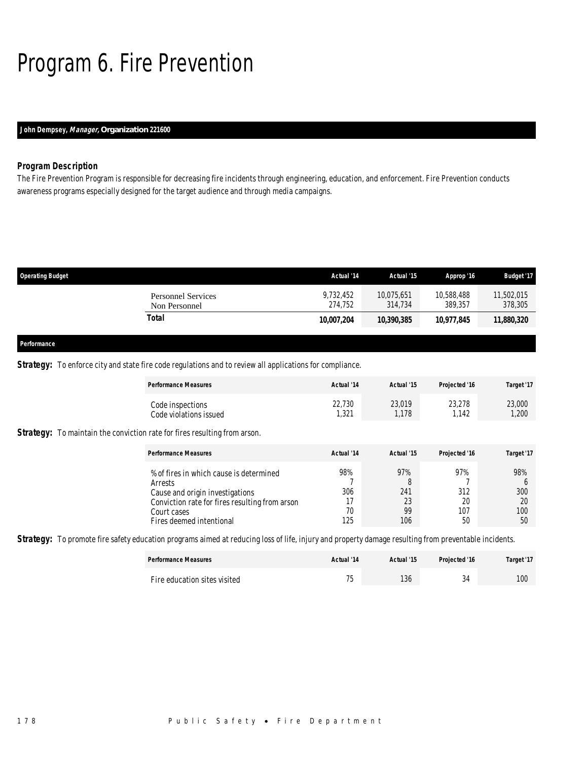# Program 6. Fire Prevention

**John Dempsey, *Manager*, Organization 221600**

### *Program Description*

The Fire Prevention Program is responsible for decreasing fire incidents through engineering, education, and enforcement. Fire Prevention conducts awareness programs especially designed for the target audience and through media campaigns.

| Operating Budget | Actual '14 | Actual '15 | Approp '16 | Budget '17 |
|---|---|---|---|---|
| Personnel Services | 9,732,452 | 10,075,651 | 10,588,488 | 11,502,015 |
| Non Personnel | 274,752 | 314,734 | 389,357 | 378,305 |
| **Total** | **10,007,204** | **10,390,385** | **10,977,845** | **11,880,320** |

**Performance**

***Strategy:*** To enforce city and state fire code regulations and to review all applications for compliance.

| Performance Measures | Actual '14 | Actual '15 | Projected '16 | Target '17 |
|---|---|---|---|---|
| Code inspections | 22,730 | 23,019 | 23,278 | 23,000 |
| Code violations issued | 1,321 | 1,178 | 1,142 | 1,200 |

***Strategy:*** To maintain the conviction rate for fires resulting from arson.

| Performance Measures | Actual '14 | Actual '15 | Projected '16 | Target '17 |
|---|---|---|---|---|
| % of fires in which cause is determined | 98% | 97% | 97% | 98% |
| Arrests | 7 | 8 | 7 | 6 |
| Cause and origin investigations | 306 | 241 | 312 | 300 |
| Conviction rate for fires resulting from arson | 17 | 23 | 20 | 20 |
| Court cases | 70 | 99 | 107 | 100 |
| Fires deemed intentional | 125 | 106 | 50 | 50 |

***Strategy:*** To promote fire safety education programs aimed at reducing loss of life, injury and property damage resulting from preventable incidents.

| Performance Measures | Actual '14 | Actual '15 | Projected '16 | Target '17 |
|---|---|---|---|---|
| Fire education sites visited | 75 | 136 | 34 | 100 |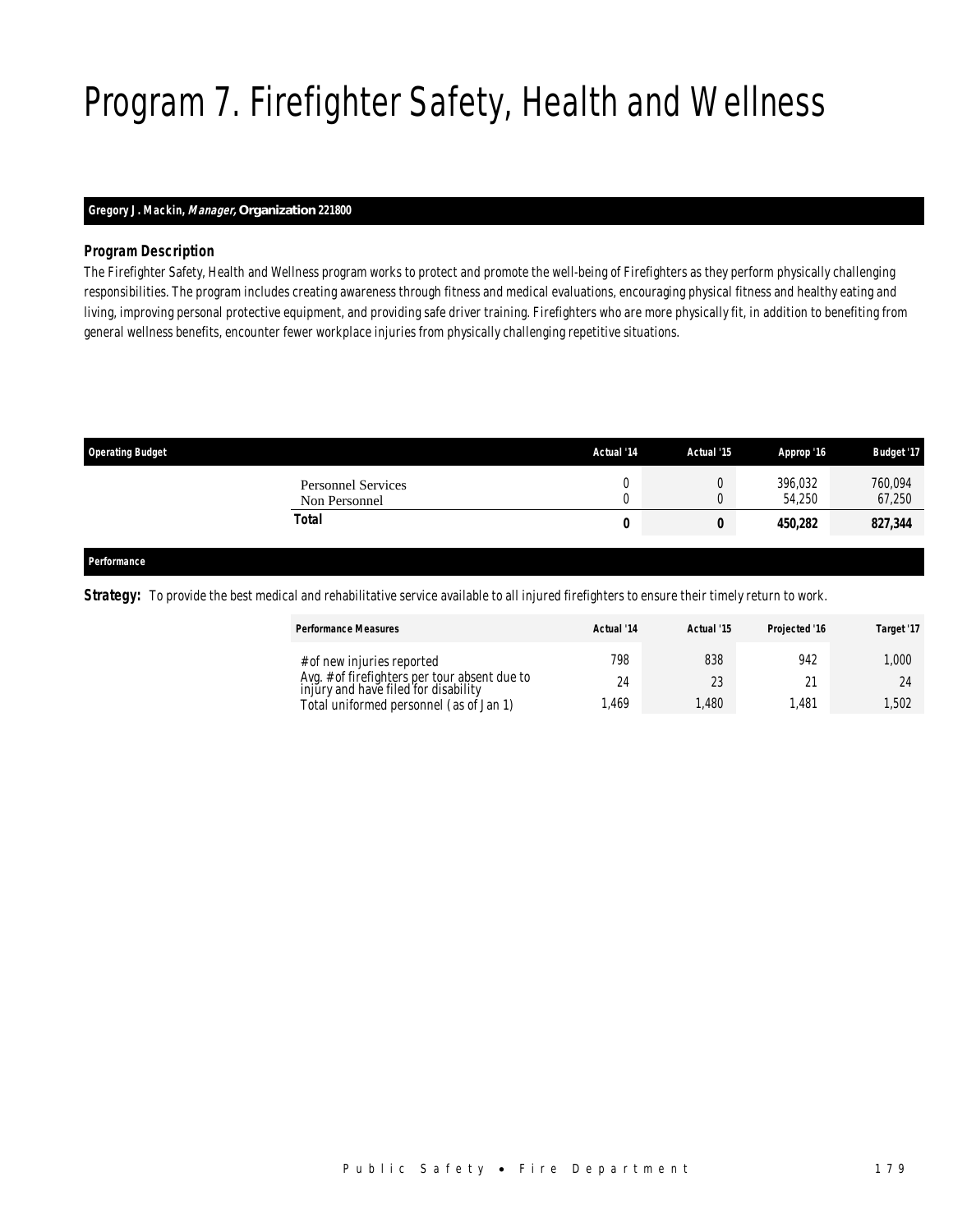# Program 7. Firefighter Safety, Health and Wellness

**Gregory J. Mackin, *Manager,* Organization 221800**

### *Program Description*

*The Firefighter Safety, Health and Wellness program works to protect and promote the well-being of Firefighters as they perform physically challenging responsibilities. The program includes creating awareness through fitness and medical evaluations, encouraging physical fitness and healthy eating and living, improving personal protective equipment, and providing safe driver training. Firefighters who are more physically fit, in addition to benefiting from general wellness benefits, encounter fewer workplace injuries from physically challenging repetitive situations.*

| Operating Budget | Actual '14 | Actual '15 | Approp '16 | Budget '17 |
|---|---|---|---|---|
| Personnel Services | 0 | 0 | 396,032 | 760,094 |
| Non Personnel | 0 | 0 | 54,250 | 67,250 |
| **Total** | **0** | **0** | **450,282** | **827,344** |

### *Performance*

***Strategy:*** *To provide the best medical and rehabilitative service available to all injured firefighters to ensure their timely return to work.*

| Performance Measures | Actual '14 | Actual '15 | Projected '16 | Target '17 |
|---|---|---|---|---|
| # of new injuries reported | 798 | 838 | 942 | 1,000 |
| Avg. # of firefighters per tour absent due to injury and have filed for disability | 24 | 23 | 21 | 24 |
| Total uniformed personnel (as of Jan 1) | 1,469 | 1,480 | 1,481 | 1,502 |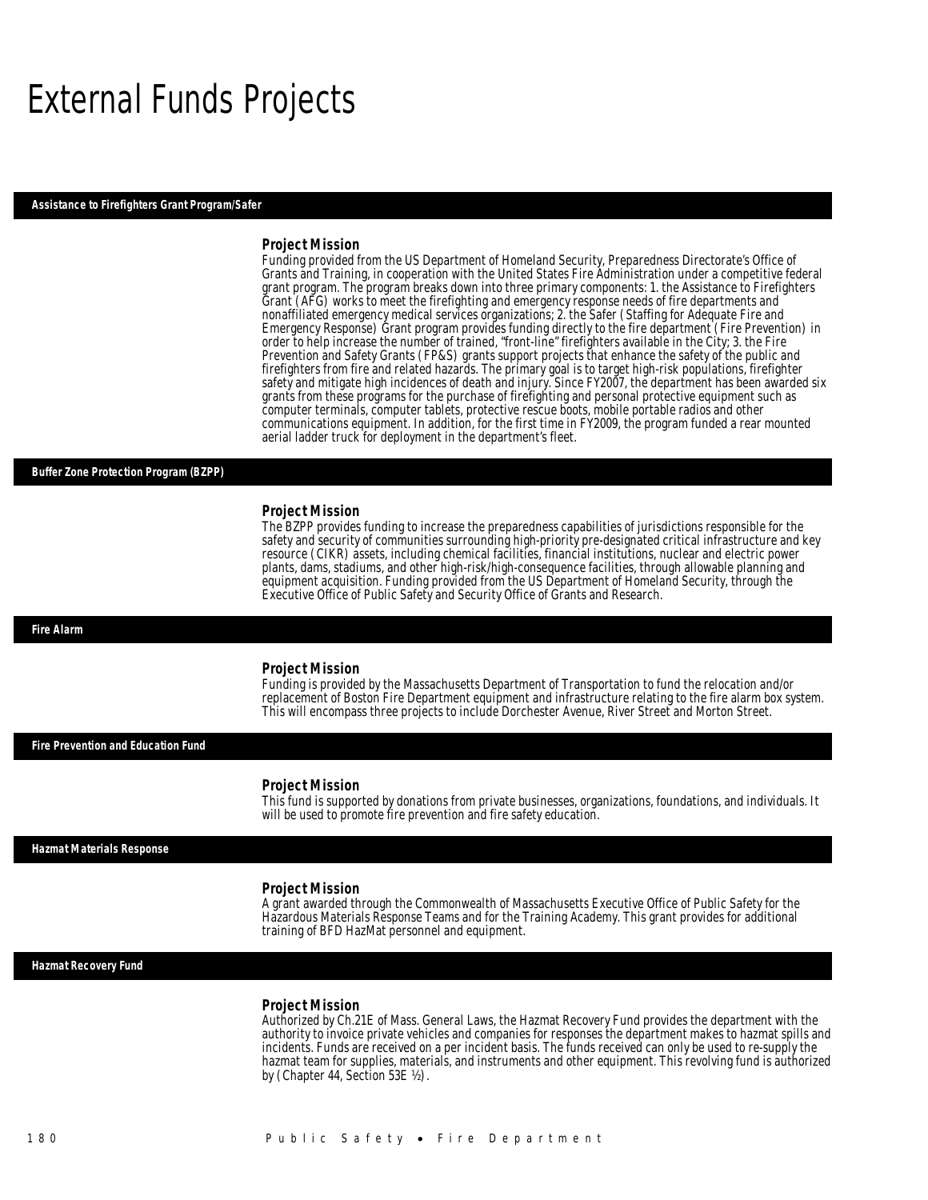# External Funds Projects

## Assistance to Firefighters Grant Program/Safer

### Project Mission

Funding provided from the US Department of Homeland Security, Preparedness Directorate's Office of Grants and Training, in cooperation with the United States Fire Administration under a competitive federal grant program. The program breaks down into three primary components: 1. the Assistance to Firefighters Grant (AFG) works to meet the firefighting and emergency response needs of fire departments and nonaffiliated emergency medical services organizations; 2. the Safer (Staffing for Adequate Fire and Emergency Response) Grant program provides funding directly to the fire department (Fire Prevention) in order to help increase the number of trained, "front-line" firefighters available in the City; 3. the Fire Prevention and Safety Grants (FP&S) grants support projects that enhance the safety of the public and firefighters from fire and related hazards. The primary goal is to target high-risk populations, firefighter safety and mitigate high incidences of death and injury. Since FY2007, the department has been awarded six grants from these programs for the purchase of firefighting and personal protective equipment such as computer terminals, computer tablets, protective rescue boots, mobile portable radios and other communications equipment. In addition, for the first time in FY2009, the program funded a rear mounted aerial ladder truck for deployment in the department's fleet.

## Buffer Zone Protection Program (BZPP)

### Project Mission

The BZPP provides funding to increase the preparedness capabilities of jurisdictions responsible for the safety and security of communities surrounding high-priority pre-designated critical infrastructure and key resource (CIKR) assets, including chemical facilities, financial institutions, nuclear and electric power plants, dams, stadiums, and other high-risk/high-consequence facilities, through allowable planning and equipment acquisition. Funding provided from the US Department of Homeland Security, through the Executive Office of Public Safety and Security Office of Grants and Research.

## Fire Alarm

### Project Mission

Funding is provided by the Massachusetts Department of Transportation to fund the relocation and/or replacement of Boston Fire Department equipment and infrastructure relating to the fire alarm box system. This will encompass three projects to include Dorchester Avenue, River Street and Morton Street.

## Fire Prevention and Education Fund

### Project Mission

This fund is supported by donations from private businesses, organizations, foundations, and individuals. It will be used to promote fire prevention and fire safety education.

## Hazmat Materials Response

### Project Mission

A grant awarded through the Commonwealth of Massachusetts Executive Office of Public Safety for the Hazardous Materials Response Teams and for the Training Academy. This grant provides for additional training of BFD HazMat personnel and equipment.

## Hazmat Recovery Fund

### Project Mission

Authorized by Ch.21E of Mass. General Laws, the Hazmat Recovery Fund provides the department with the authority to invoice private vehicles and companies for responses the department makes to hazmat spills and incidents. Funds are received on a per incident basis. The funds received can only be used to re-supply the hazmat team for supplies, materials, and instruments and other equipment. This revolving fund is authorized by (Chapter 44, Section 53E ½).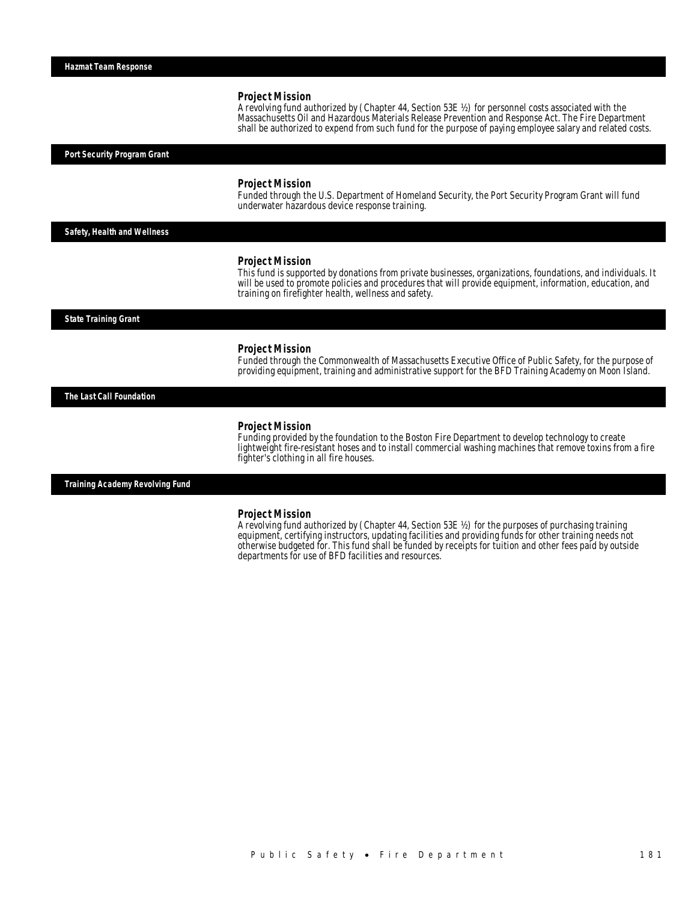## Hazmat Team Response

### Project Mission

A revolving fund authorized by ( Chapter 44, Section 53E ½) for personnel costs associated with the Massachusetts Oil and Hazardous Materials Release Prevention and Response Act. The Fire Department shall be authorized to expend from such fund for the purpose of paying employee salary and related costs.

## Port Security Program Grant

### Project Mission

Funded through the U.S. Department of Homeland Security, the Port Security Program Grant will fund underwater hazardous device response training.

## Safety, Health and Wellness

### Project Mission

This fund is supported by donations from private businesses, organizations, foundations, and individuals. It will be used to promote policies and procedures that will provide equipment, information, education, and training on firefighter health, wellness and safety.

## State Training Grant

### Project Mission

Funded through the Commonwealth of Massachusetts Executive Office of Public Safety, for the purpose of providing equipment, training and administrative support for the BFD Training Academy on Moon Island.

## The Last Call Foundation

### Project Mission

Funding provided by the foundation to the Boston Fire Department to develop technology to create lightweight fire-resistant hoses and to install commercial washing machines that remove toxins from a fire fighter's clothing in all fire houses.

## Training Academy Revolving Fund

### Project Mission

A revolving fund authorized by ( Chapter 44, Section 53E ½) for the purposes of purchasing training equipment, certifying instructors, updating facilities and providing funds for other training needs not otherwise budgeted for. This fund shall be funded by receipts for tuition and other fees paid by outside departments for use of BFD facilities and resources.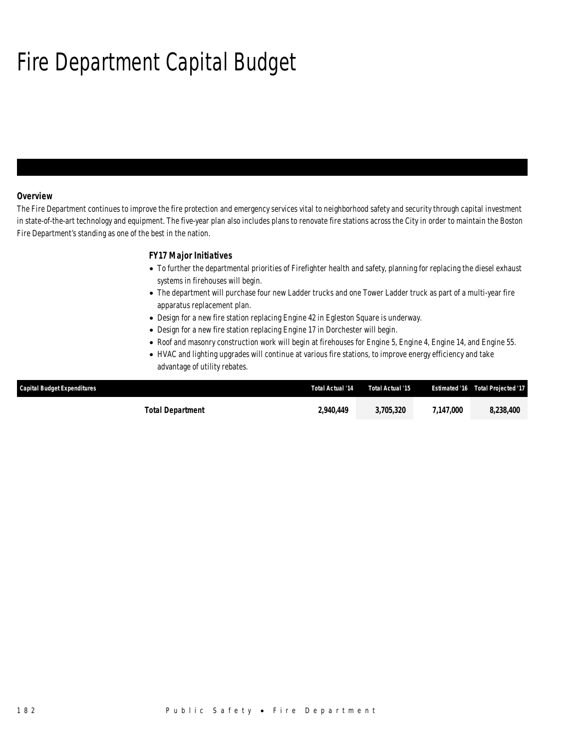# Fire Department Capital Budget

### Overview

The Fire Department continues to improve the fire protection and emergency services vital to neighborhood safety and security through capital investment in state-of-the-art technology and equipment. The five-year plan also includes plans to renovate fire stations across the City in order to maintain the Boston Fire Department's standing as one of the best in the nation.

### FY17 Major Initiatives

- To further the departmental priorities of Firefighter health and safety, planning for replacing the diesel exhaust systems in firehouses will begin.
- The department will purchase four new Ladder trucks and one Tower Ladder truck as part of a multi-year fire apparatus replacement plan.
- Design for a new fire station replacing Engine 42 in Egleston Square is underway.
- Design for a new fire station replacing Engine 17 in Dorchester will begin.
- Roof and masonry construction work will begin at firehouses for Engine 5, Engine 4, Engine 14, and Engine 55.
- HVAC and lighting upgrades will continue at various fire stations, to improve energy efficiency and take advantage of utility rebates.

| Capital Budget Expenditures | Total Actual '14 | Total Actual '15 | Estimated '16 | Total Projected '17 |
|---|---|---|---|---|
| **Total Department** | **2,940,449** | **3,705,320** | **7,147,000** | **8,238,400** |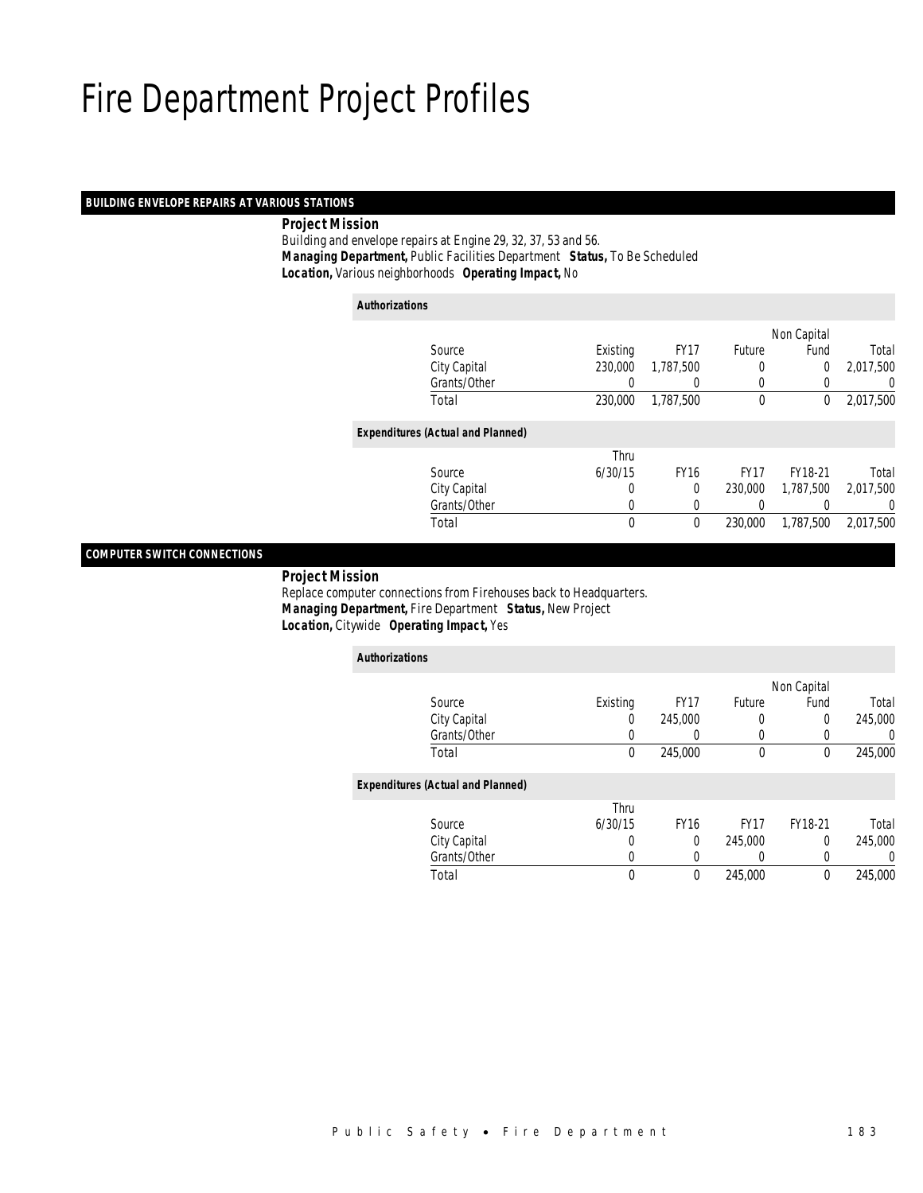# Fire Department Project Profiles

## BUILDING ENVELOPE REPAIRS AT VARIOUS STATIONS

***Project Mission***

Building and envelope repairs at Engine 29, 32, 37, 53 and 56.

***Managing Department,*** Public Facilities Department ***Status,*** To Be Scheduled

***Location,*** Various neighborhoods ***Operating Impact,*** No

***Authorizations***

| Source | Existing | FY17 | Future | Non Capital Fund | Total |
|---|---|---|---|---|---|
| City Capital | 230,000 | 1,787,500 | 0 | 0 | 2,017,500 |
| Grants/Other | 0 | 0 | 0 | 0 | 0 |
| Total | 230,000 | 1,787,500 | 0 | 0 | 2,017,500 |

***Expenditures (Actual and Planned)***

| Source | Thru 6/30/15 | FY16 | FY17 | FY18-21 | Total |
|---|---|---|---|---|---|
| City Capital | 0 | 0 | 230,000 | 1,787,500 | 2,017,500 |
| Grants/Other | 0 | 0 | 0 | 0 | 0 |
| Total | 0 | 0 | 230,000 | 1,787,500 | 2,017,500 |

## COMPUTER SWITCH CONNECTIONS

***Project Mission***

Replace computer connections from Firehouses back to Headquarters.

***Managing Department,*** Fire Department ***Status,*** New Project

***Location,*** Citywide ***Operating Impact,*** Yes

***Authorizations***

| Source | Existing | FY17 | Future | Non Capital Fund | Total |
|---|---|---|---|---|---|
| City Capital | 0 | 245,000 | 0 | 0 | 245,000 |
| Grants/Other | 0 | 0 | 0 | 0 | 0 |
| Total | 0 | 245,000 | 0 | 0 | 245,000 |

***Expenditures (Actual and Planned)***

| Source | Thru 6/30/15 | FY16 | FY17 | FY18-21 | Total |
|---|---|---|---|---|---|
| City Capital | 0 | 0 | 245,000 | 0 | 245,000 |
| Grants/Other | 0 | 0 | 0 | 0 | 0 |
| Total | 0 | 0 | 245,000 | 0 | 245,000 |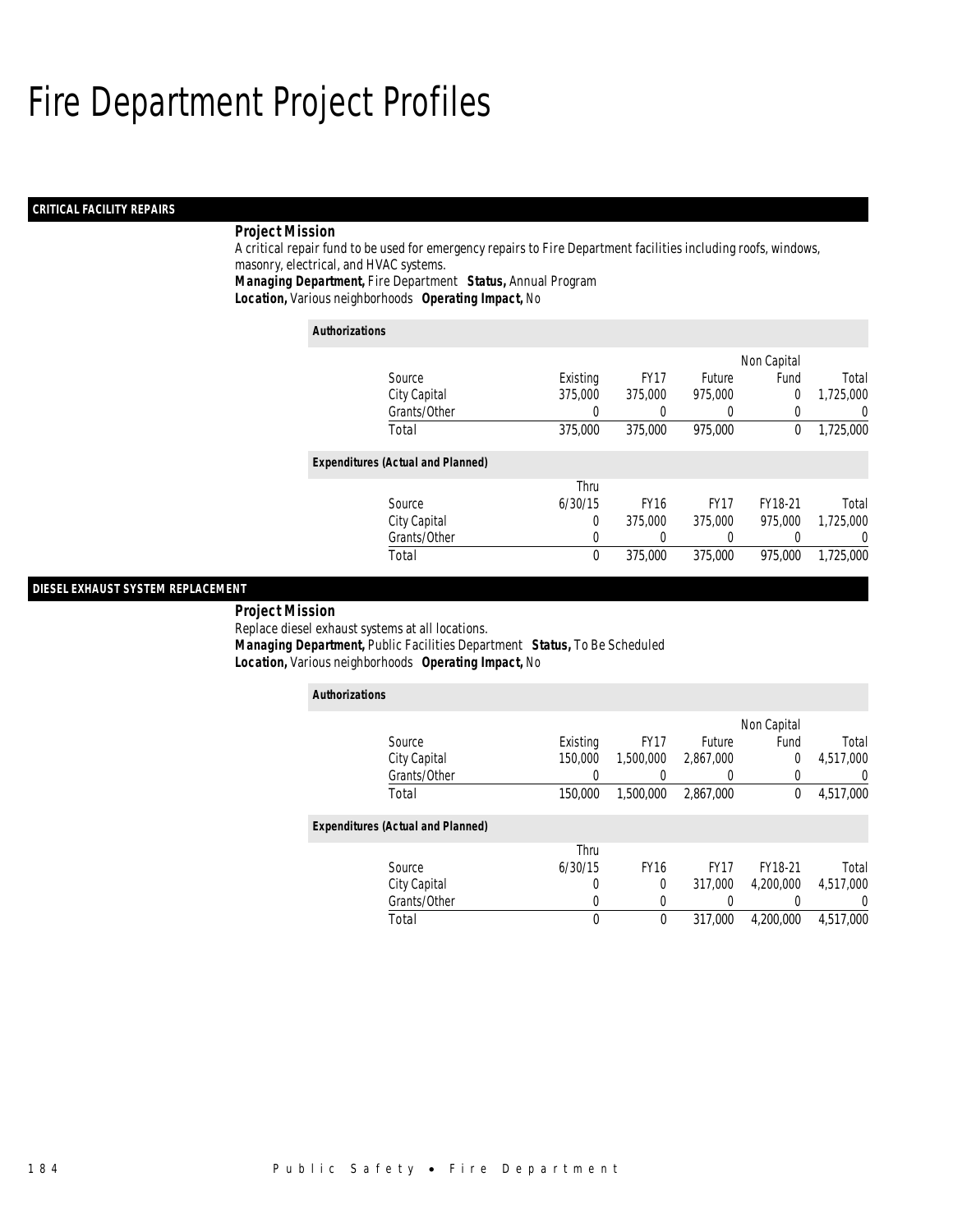# Fire Department Project Profiles

## CRITICAL FACILITY REPAIRS

### Project Mission

A critical repair fund to be used for emergency repairs to Fire Department facilities including roofs, windows, masonry, electrical, and HVAC systems.

***Managing Department,*** Fire Department ***Status,*** Annual Program
***Location,*** Various neighborhoods ***Operating Impact,*** No

**Authorizations**

| Source | Existing | FY17 | Future | Non Capital Fund | Total |
|---|---|---|---|---|---|
| City Capital | 375,000 | 375,000 | 975,000 | 0 | 1,725,000 |
| Grants/Other | 0 | 0 | 0 | 0 | 0 |
| Total | 375,000 | 375,000 | 975,000 | 0 | 1,725,000 |

**Expenditures (Actual and Planned)**

| Source | Thru 6/30/15 | FY16 | FY17 | FY18-21 | Total |
|---|---|---|---|---|---|
| City Capital | 0 | 375,000 | 375,000 | 975,000 | 1,725,000 |
| Grants/Other | 0 | 0 | 0 | 0 | 0 |
| Total | 0 | 375,000 | 375,000 | 975,000 | 1,725,000 |

## DIESEL EXHAUST SYSTEM REPLACEMENT

### Project Mission

Replace diesel exhaust systems at all locations.

***Managing Department,*** Public Facilities Department ***Status,*** To Be Scheduled
***Location,*** Various neighborhoods ***Operating Impact,*** No

**Authorizations**

| Source | Existing | FY17 | Future | Non Capital Fund | Total |
|---|---|---|---|---|---|
| City Capital | 150,000 | 1,500,000 | 2,867,000 | 0 | 4,517,000 |
| Grants/Other | 0 | 0 | 0 | 0 | 0 |
| Total | 150,000 | 1,500,000 | 2,867,000 | 0 | 4,517,000 |

**Expenditures (Actual and Planned)**

| Source | Thru 6/30/15 | FY16 | FY17 | FY18-21 | Total |
|---|---|---|---|---|---|
| City Capital | 0 | 0 | 317,000 | 4,200,000 | 4,517,000 |
| Grants/Other | 0 | 0 | 0 | 0 | 0 |
| Total | 0 | 0 | 317,000 | 4,200,000 | 4,517,000 |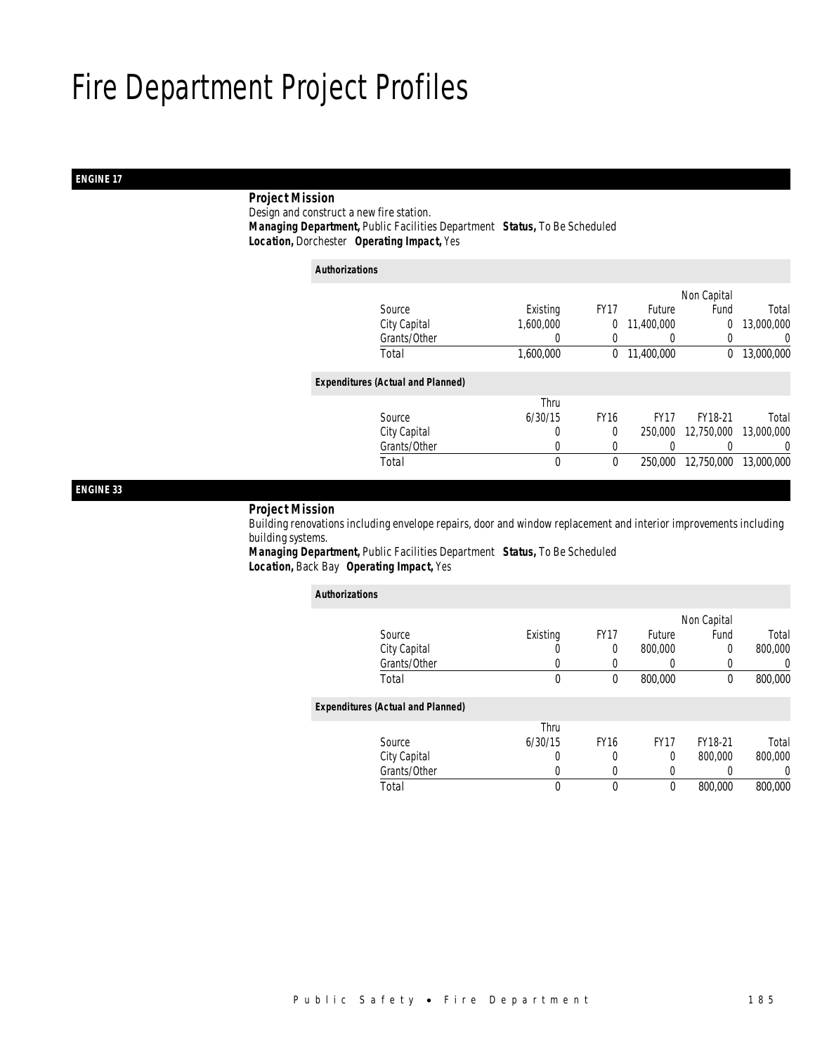# Fire Department Project Profiles

## ENGINE 17

**Project Mission**

Design and construct a new fire station.

***Managing Department,*** Public Facilities Department ***Status,*** To Be Scheduled

***Location,*** Dorchester ***Operating Impact,*** Yes

**Authorizations**

| Source | Existing | FY17 | Future | Non Capital Fund | Total |
|---|---|---|---|---|---|
| City Capital | 1,600,000 | 0 | 11,400,000 | 0 | 13,000,000 |
| Grants/Other | 0 | 0 | 0 | 0 | 0 |
| Total | 1,600,000 | 0 | 11,400,000 | 0 | 13,000,000 |

**Expenditures (Actual and Planned)**

| Source | Thru 6/30/15 | FY16 | FY17 | FY18-21 | Total |
|---|---|---|---|---|---|
| City Capital | 0 | 0 | 250,000 | 12,750,000 | 13,000,000 |
| Grants/Other | 0 | 0 | 0 | 0 | 0 |
| Total | 0 | 0 | 250,000 | 12,750,000 | 13,000,000 |

## ENGINE 33

**Project Mission**

Building renovations including envelope repairs, door and window replacement and interior improvements including building systems.

***Managing Department,*** Public Facilities Department ***Status,*** To Be Scheduled

***Location,*** Back Bay ***Operating Impact,*** Yes

**Authorizations**

| Source | Existing | FY17 | Future | Non Capital Fund | Total |
|---|---|---|---|---|---|
| City Capital | 0 | 0 | 800,000 | 0 | 800,000 |
| Grants/Other | 0 | 0 | 0 | 0 | 0 |
| Total | 0 | 0 | 800,000 | 0 | 800,000 |

**Expenditures (Actual and Planned)**

| Source | Thru 6/30/15 | FY16 | FY17 | FY18-21 | Total |
|---|---|---|---|---|---|
| City Capital | 0 | 0 | 0 | 800,000 | 800,000 |
| Grants/Other | 0 | 0 | 0 | 0 | 0 |
| Total | 0 | 0 | 0 | 800,000 | 800,000 |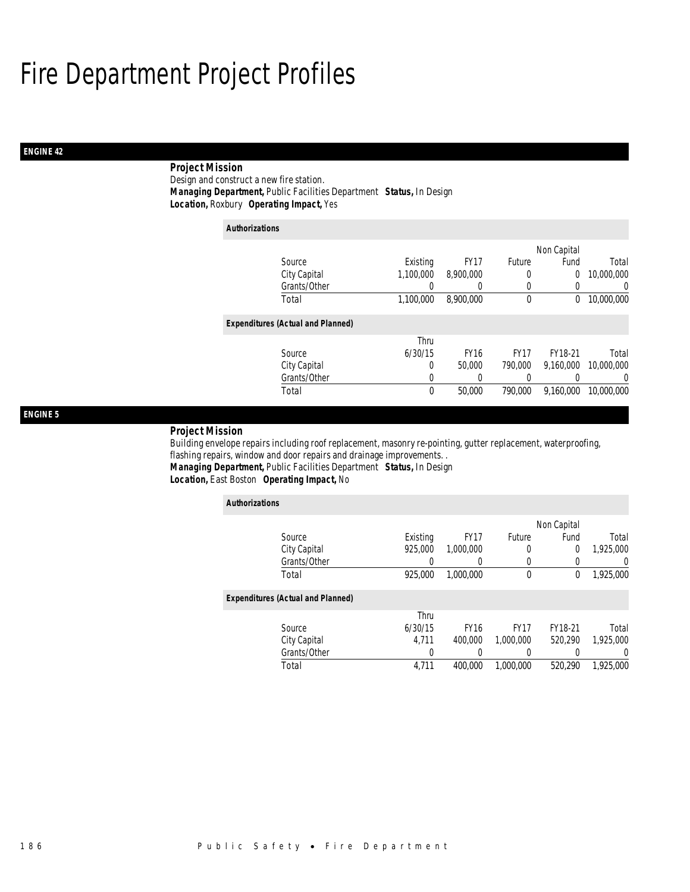# Fire Department Project Profiles

## ENGINE 42

**Project Mission**

Design and construct a new fire station.

**Managing Department,** Public Facilities Department **Status,** In Design

**Location,** Roxbury **Operating Impact,** Yes

*Authorizations*

| Source | Existing | FY17 | Future | Non Capital Fund | Total |
|---|---|---|---|---|---|
| City Capital | 1,100,000 | 8,900,000 | 0 | 0 | 10,000,000 |
| Grants/Other | 0 | 0 | 0 | 0 | 0 |
| Total | 1,100,000 | 8,900,000 | 0 | 0 | 10,000,000 |

*Expenditures (Actual and Planned)*

| Source | Thru 6/30/15 | FY16 | FY17 | FY18-21 | Total |
|---|---|---|---|---|---|
| City Capital | 0 | 50,000 | 790,000 | 9,160,000 | 10,000,000 |
| Grants/Other | 0 | 0 | 0 | 0 | 0 |
| Total | 0 | 50,000 | 790,000 | 9,160,000 | 10,000,000 |

## ENGINE 5

**Project Mission**

Building envelope repairs including roof replacement, masonry re-pointing, gutter replacement, waterproofing, flashing repairs, window and door repairs and drainage improvements. .

**Managing Department,** Public Facilities Department **Status,** In Design

**Location,** East Boston **Operating Impact,** No

*Authorizations*

| Source | Existing | FY17 | Future | Non Capital Fund | Total |
|---|---|---|---|---|---|
| City Capital | 925,000 | 1,000,000 | 0 | 0 | 1,925,000 |
| Grants/Other | 0 | 0 | 0 | 0 | 0 |
| Total | 925,000 | 1,000,000 | 0 | 0 | 1,925,000 |

*Expenditures (Actual and Planned)*

| Source | Thru 6/30/15 | FY16 | FY17 | FY18-21 | Total |
|---|---|---|---|---|---|
| City Capital | 4,711 | 400,000 | 1,000,000 | 520,290 | 1,925,000 |
| Grants/Other | 0 | 0 | 0 | 0 | 0 |
| Total | 4,711 | 400,000 | 1,000,000 | 520,290 | 1,925,000 |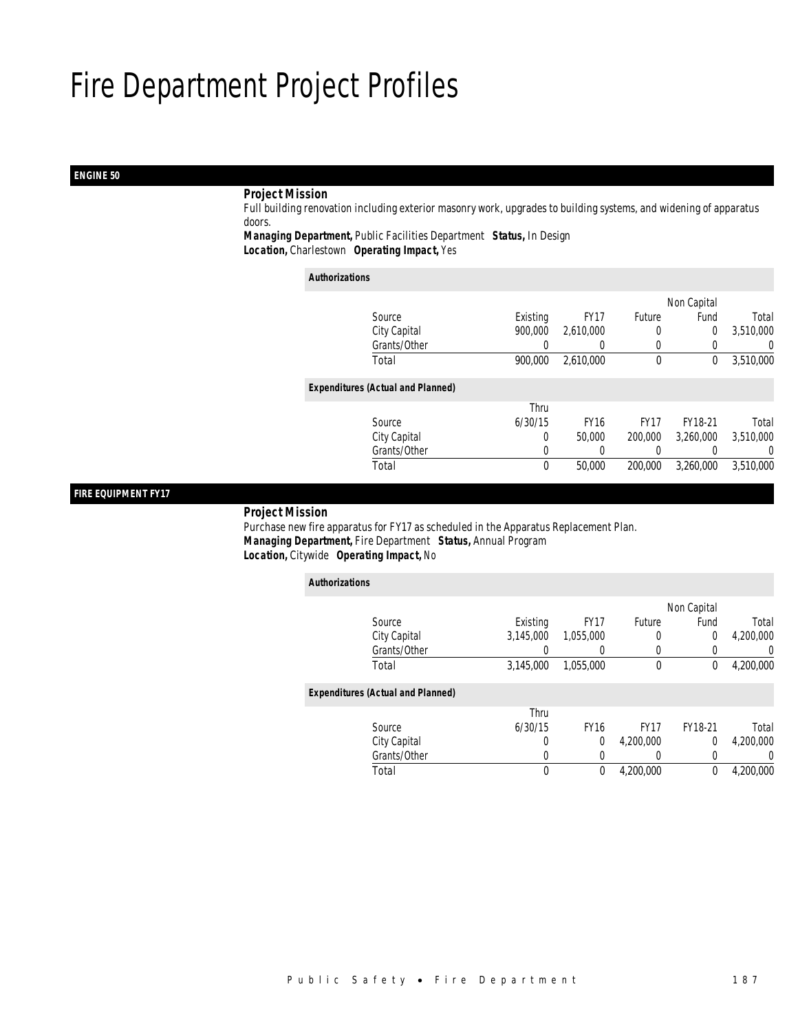# Fire Department Project Profiles

## ENGINE 50

***Project Mission***

Full building renovation including exterior masonry work, upgrades to building systems, and widening of apparatus doors.

***Managing Department,*** Public Facilities Department ***Status,*** In Design
***Location,*** Charlestown ***Operating Impact,*** Yes

***Authorizations***

| Source | Existing | FY17 | Future | Non Capital Fund | Total |
|---|---|---|---|---|---|
| City Capital | 900,000 | 2,610,000 | 0 | 0 | 3,510,000 |
| Grants/Other | 0 | 0 | 0 | 0 | 0 |
| Total | 900,000 | 2,610,000 | 0 | 0 | 3,510,000 |

***Expenditures (Actual and Planned)***

| Source | Thru 6/30/15 | FY16 | FY17 | FY18-21 | Total |
|---|---|---|---|---|---|
| City Capital | 0 | 50,000 | 200,000 | 3,260,000 | 3,510,000 |
| Grants/Other | 0 | 0 | 0 | 0 | 0 |
| Total | 0 | 50,000 | 200,000 | 3,260,000 | 3,510,000 |

## FIRE EQUIPMENT FY17

***Project Mission***

Purchase new fire apparatus for FY17 as scheduled in the Apparatus Replacement Plan.

***Managing Department,*** Fire Department ***Status,*** Annual Program
***Location,*** Citywide ***Operating Impact,*** No

***Authorizations***

| Source | Existing | FY17 | Future | Non Capital Fund | Total |
|---|---|---|---|---|---|
| City Capital | 3,145,000 | 1,055,000 | 0 | 0 | 4,200,000 |
| Grants/Other | 0 | 0 | 0 | 0 | 0 |
| Total | 3,145,000 | 1,055,000 | 0 | 0 | 4,200,000 |

***Expenditures (Actual and Planned)***

| Source | Thru 6/30/15 | FY16 | FY17 | FY18-21 | Total |
|---|---|---|---|---|---|
| City Capital | 0 | 0 | 4,200,000 | 0 | 4,200,000 |
| Grants/Other | 0 | 0 | 0 | 0 | 0 |
| Total | 0 | 0 | 4,200,000 | 0 | 4,200,000 |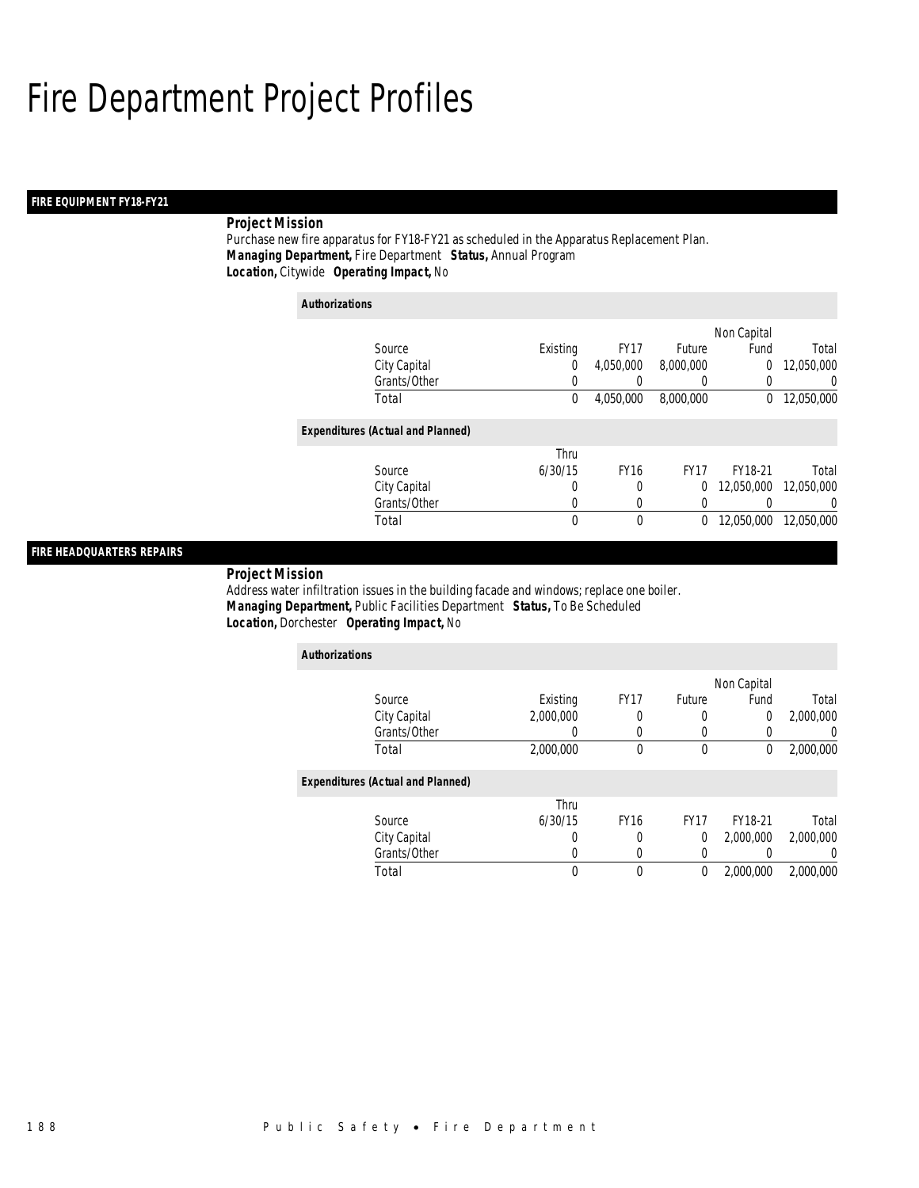# Fire Department Project Profiles

## FIRE EQUIPMENT FY18-FY21

**Project Mission**

Purchase new fire apparatus for FY18-FY21 as scheduled in the Apparatus Replacement Plan.

***Managing Department,*** Fire Department ***Status,*** Annual Program

***Location,*** Citywide ***Operating Impact,*** No

*Authorizations*

| Source | Existing | FY17 | Future | Non Capital Fund | Total |
|---|---|---|---|---|---|
| City Capital | 0 | 4,050,000 | 8,000,000 | 0 | 12,050,000 |
| Grants/Other | 0 | 0 | 0 | 0 | 0 |
| Total | 0 | 4,050,000 | 8,000,000 | 0 | 12,050,000 |

*Expenditures (Actual and Planned)*

| Source | Thru 6/30/15 | FY16 | FY17 | FY18-21 | Total |
|---|---|---|---|---|---|
| City Capital | 0 | 0 | 0 | 12,050,000 | 12,050,000 |
| Grants/Other | 0 | 0 | 0 | 0 | 0 |
| Total | 0 | 0 | 0 | 12,050,000 | 12,050,000 |

## FIRE HEADQUARTERS REPAIRS

**Project Mission**

Address water infiltration issues in the building facade and windows; replace one boiler.

***Managing Department,*** Public Facilities Department ***Status,*** To Be Scheduled

***Location,*** Dorchester ***Operating Impact,*** No

*Authorizations*

| Source | Existing | FY17 | Future | Non Capital Fund | Total |
|---|---|---|---|---|---|
| City Capital | 2,000,000 | 0 | 0 | 0 | 2,000,000 |
| Grants/Other | 0 | 0 | 0 | 0 | 0 |
| Total | 2,000,000 | 0 | 0 | 0 | 2,000,000 |

*Expenditures (Actual and Planned)*

| Source | Thru 6/30/15 | FY16 | FY17 | FY18-21 | Total |
|---|---|---|---|---|---|
| City Capital | 0 | 0 | 0 | 2,000,000 | 2,000,000 |
| Grants/Other | 0 | 0 | 0 | 0 | 0 |
| Total | 0 | 0 | 0 | 2,000,000 | 2,000,000 |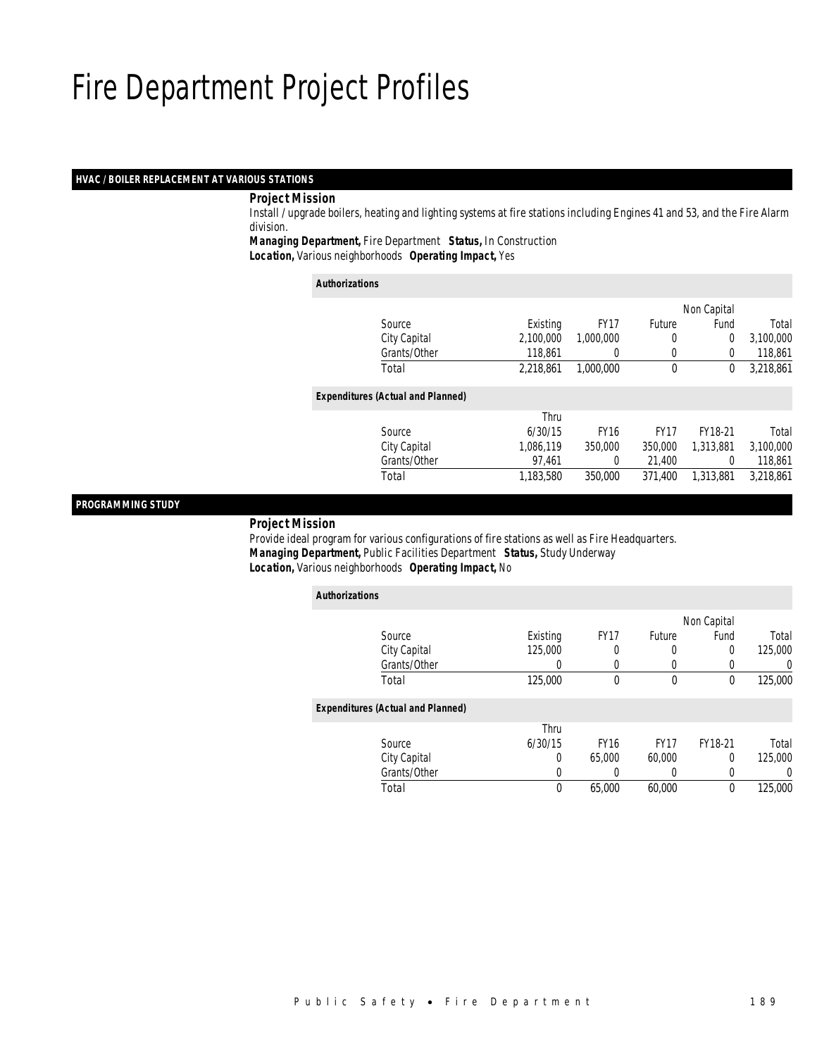# Fire Department Project Profiles

## HVAC / BOILER REPLACEMENT AT VARIOUS STATIONS

***Project Mission***

Install / upgrade boilers, heating and lighting systems at fire stations including Engines 41 and 53, and the Fire Alarm division.

***Managing Department,*** Fire Department ***Status,*** In Construction
***Location,*** Various neighborhoods ***Operating Impact,*** Yes

***Authorizations***

| Source | Existing | FY17 | Future | Non Capital Fund | Total |
|---|---|---|---|---|---|
| City Capital | 2,100,000 | 1,000,000 | 0 | 0 | 3,100,000 |
| Grants/Other | 118,861 | 0 | 0 | 0 | 118,861 |
| Total | 2,218,861 | 1,000,000 | 0 | 0 | 3,218,861 |

***Expenditures (Actual and Planned)***

| Source | Thru 6/30/15 | FY16 | FY17 | FY18-21 | Total |
|---|---|---|---|---|---|
| City Capital | 1,086,119 | 350,000 | 350,000 | 1,313,881 | 3,100,000 |
| Grants/Other | 97,461 | 0 | 21,400 | 0 | 118,861 |
| Total | 1,183,580 | 350,000 | 371,400 | 1,313,881 | 3,218,861 |

## PROGRAMMING STUDY

***Project Mission***

Provide ideal program for various configurations of fire stations as well as Fire Headquarters.

***Managing Department,*** Public Facilities Department ***Status,*** Study Underway
***Location,*** Various neighborhoods ***Operating Impact,*** No

***Authorizations***

| Source | Existing | FY17 | Future | Non Capital Fund | Total |
|---|---|---|---|---|---|
| City Capital | 125,000 | 0 | 0 | 0 | 125,000 |
| Grants/Other | 0 | 0 | 0 | 0 | 0 |
| Total | 125,000 | 0 | 0 | 0 | 125,000 |

***Expenditures (Actual and Planned)***

| Source | Thru 6/30/15 | FY16 | FY17 | FY18-21 | Total |
|---|---|---|---|---|---|
| City Capital | 0 | 65,000 | 60,000 | 0 | 125,000 |
| Grants/Other | 0 | 0 | 0 | 0 | 0 |
| Total | 0 | 65,000 | 60,000 | 0 | 125,000 |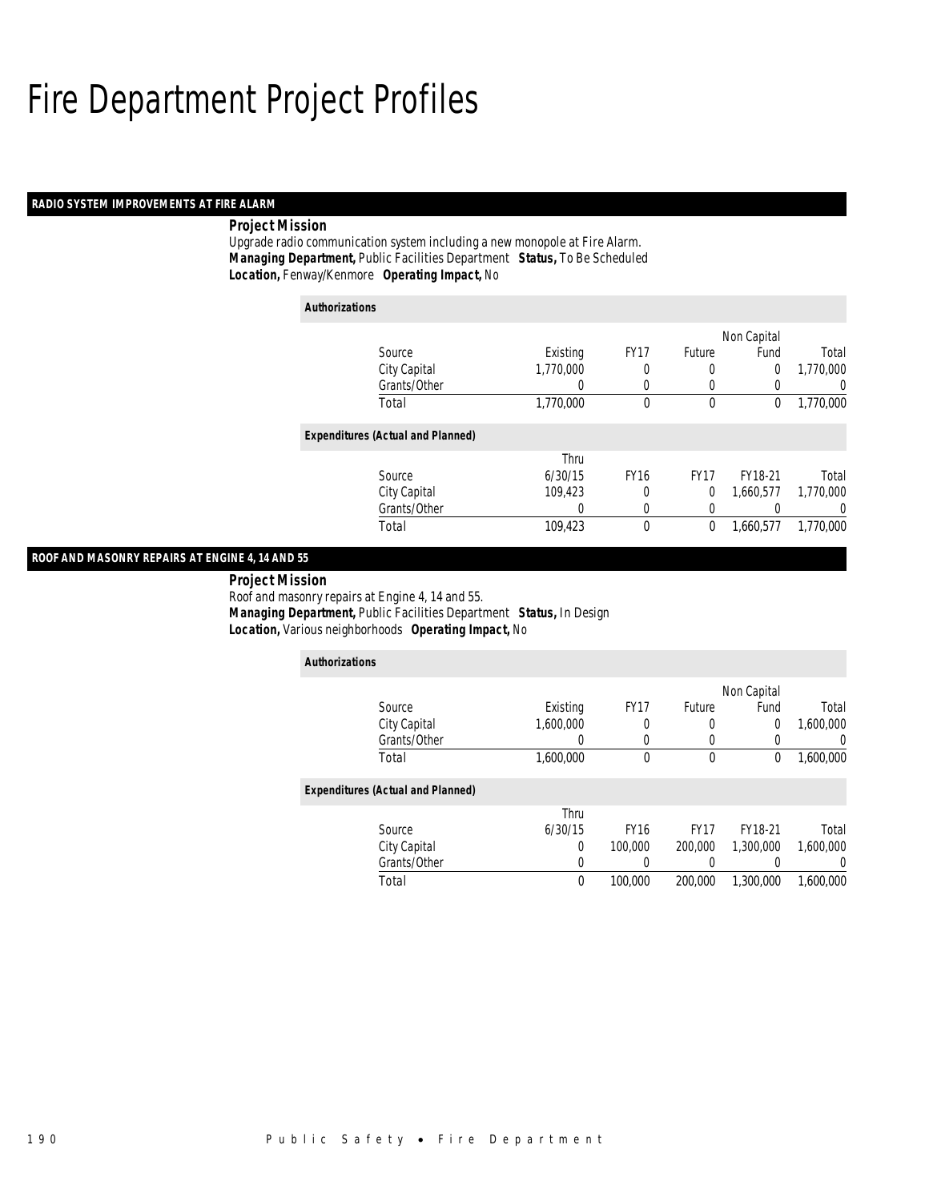# Fire Department Project Profiles

## RADIO SYSTEM IMPROVEMENTS AT FIRE ALARM

**Project Mission**

Upgrade radio communication system including a new monopole at Fire Alarm.

***Managing Department,*** Public Facilities Department ***Status,*** To Be Scheduled

***Location,*** Fenway/Kenmore ***Operating Impact,*** No

**Authorizations**

| Source | Existing | FY17 | Future | Non Capital Fund | Total |
|---|---|---|---|---|---|
| City Capital | 1,770,000 | 0 | 0 | 0 | 1,770,000 |
| Grants/Other | 0 | 0 | 0 | 0 | 0 |
| Total | 1,770,000 | 0 | 0 | 0 | 1,770,000 |

**Expenditures (Actual and Planned)**

| Source | Thru 6/30/15 | FY16 | FY17 | FY18-21 | Total |
|---|---|---|---|---|---|
| City Capital | 109,423 | 0 | 0 | 1,660,577 | 1,770,000 |
| Grants/Other | 0 | 0 | 0 | 0 | 0 |
| Total | 109,423 | 0 | 0 | 1,660,577 | 1,770,000 |

## ROOF AND MASONRY REPAIRS AT ENGINE 4, 14 AND 55

**Project Mission**

Roof and masonry repairs at Engine 4, 14 and 55.

***Managing Department,*** Public Facilities Department ***Status,*** In Design

***Location,*** Various neighborhoods ***Operating Impact,*** No

**Authorizations**

| Source | Existing | FY17 | Future | Non Capital Fund | Total |
|---|---|---|---|---|---|
| City Capital | 1,600,000 | 0 | 0 | 0 | 1,600,000 |
| Grants/Other | 0 | 0 | 0 | 0 | 0 |
| Total | 1,600,000 | 0 | 0 | 0 | 1,600,000 |

**Expenditures (Actual and Planned)**

| Source | Thru 6/30/15 | FY16 | FY17 | FY18-21 | Total |
|---|---|---|---|---|---|
| City Capital | 0 | 100,000 | 200,000 | 1,300,000 | 1,600,000 |
| Grants/Other | 0 | 0 | 0 | 0 | 0 |
| Total | 0 | 100,000 | 200,000 | 1,300,000 | 1,600,000 |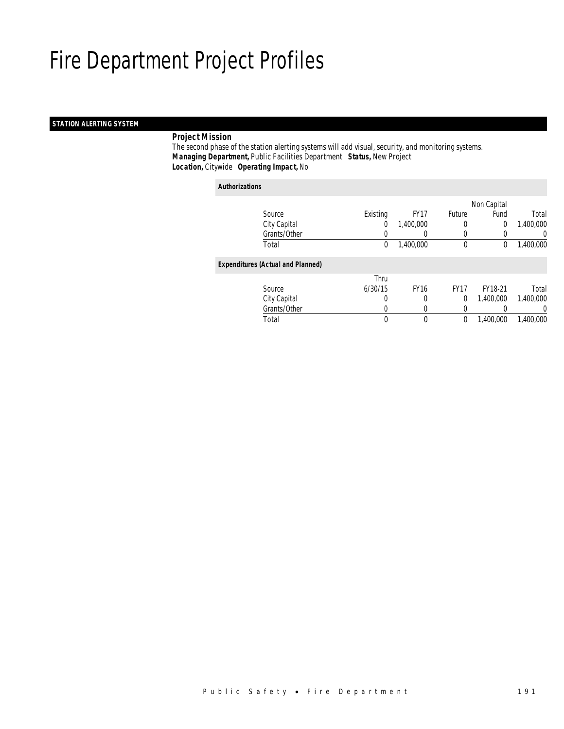# Fire Department Project Profiles

## STATION ALERTING SYSTEM

***Project Mission***

The second phase of the station alerting systems will add visual, security, and monitoring systems.

***Managing Department,*** Public Facilities Department ***Status,*** New Project

***Location,*** Citywide ***Operating Impact,*** No

***Authorizations***

| Source | Existing | FY17 | Future | Non Capital Fund | Total |
|---|---|---|---|---|---|
| City Capital | 0 | 1,400,000 | 0 | 0 | 1,400,000 |
| Grants/Other | 0 | 0 | 0 | 0 | 0 |
| Total | 0 | 1,400,000 | 0 | 0 | 1,400,000 |

***Expenditures (Actual and Planned)***

| Source | Thru 6/30/15 | FY16 | FY17 | FY18-21 | Total |
|---|---|---|---|---|---|
| City Capital | 0 | 0 | 0 | 1,400,000 | 1,400,000 |
| Grants/Other | 0 | 0 | 0 | 0 | 0 |
| Total | 0 | 0 | 0 | 1,400,000 | 1,400,000 |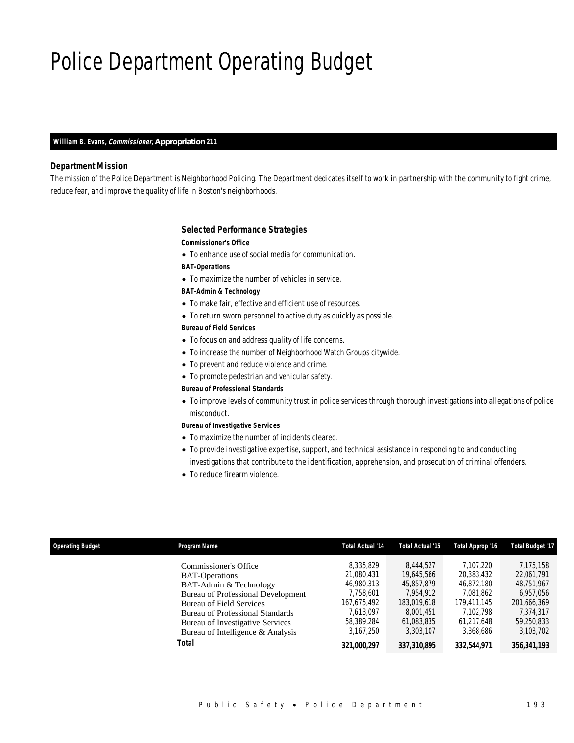# Police Department Operating Budget

**William B. Evans, *Commissioner,* Appropriation 211**

### Department Mission

The mission of the Police Department is Neighborhood Policing. The Department dedicates itself to work in partnership with the community to fight crime, reduce fear, and improve the quality of life in Boston's neighborhoods.

### Selected Performance Strategies

**Commissioner's Office**

- To enhance use of social media for communication.

**BAT-Operations**

- To maximize the number of vehicles in service.

**BAT-Admin & Technology**

- To make fair, effective and efficient use of resources.
- To return sworn personnel to active duty as quickly as possible.

**Bureau of Field Services**

- To focus on and address quality of life concerns.
- To increase the number of Neighborhood Watch Groups citywide.
- To prevent and reduce violence and crime.
- To promote pedestrian and vehicular safety.

**Bureau of Professional Standards**

- To improve levels of community trust in police services through thorough investigations into allegations of police misconduct.

**Bureau of Investigative Services**

- To maximize the number of incidents cleared.
- To provide investigative expertise, support, and technical assistance in responding to and conducting investigations that contribute to the identification, apprehension, and prosecution of criminal offenders.
- To reduce firearm violence.

| Operating Budget | Program Name | Total Actual '14 | Total Actual '15 | Total Approp '16 | Total Budget '17 |
|---|---|---|---|---|---|
| | Commissioner's Office | 8,335,829 | 8,444,527 | 7,107,220 | 7,175,158 |
| | BAT-Operations | 21,080,431 | 19,645,566 | 20,383,432 | 22,061,791 |
| | BAT-Admin & Technology | 46,980,313 | 45,857,879 | 46,872,180 | 48,751,967 |
| | Bureau of Professional Development | 7,758,601 | 7,954,912 | 7,081,862 | 6,957,056 |
| | Bureau of Field Services | 167,675,492 | 183,019,618 | 179,411,145 | 201,666,369 |
| | Bureau of Professional Standards | 7,613,097 | 8,001,451 | 7,102,798 | 7,374,317 |
| | Bureau of Investigative Services | 58,389,284 | 61,083,835 | 61,217,648 | 59,250,833 |
| | Bureau of Intelligence & Analysis | 3,167,250 | 3,303,107 | 3,368,686 | 3,103,702 |
| | **Total** | **321,000,297** | **337,310,895** | **332,544,971** | **356,341,193** |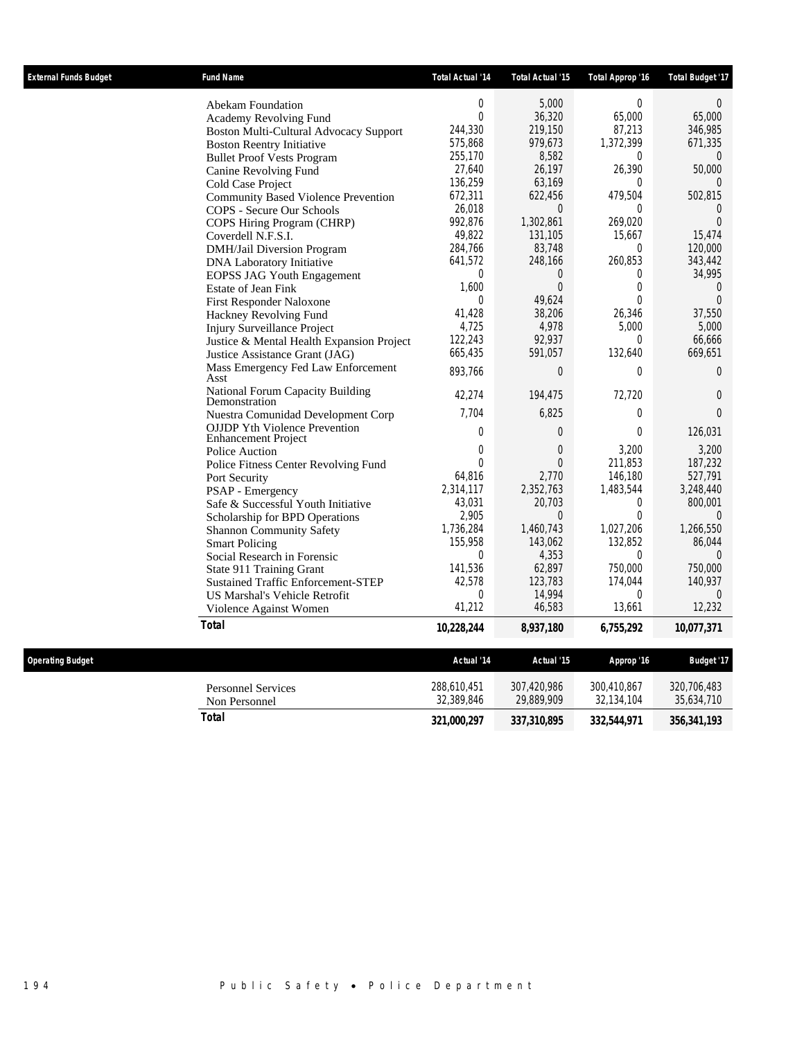| External Funds Budget | Fund Name | Total Actual '14 | Total Actual '15 | Total Approp '16 | Total Budget '17 |
|---|---|---|---|---|---|
| | Abekam Foundation | 0 | 5,000 | 0 | 0 |
| | Academy Revolving Fund | 0 | 36,320 | 65,000 | 65,000 |
| | Boston Multi-Cultural Advocacy Support | 244,330 | 219,150 | 87,213 | 346,985 |
| | Boston Reentry Initiative | 575,868 | 979,673 | 1,372,399 | 671,335 |
| | Bullet Proof Vests Program | 255,170 | 8,582 | 0 | 0 |
| | Canine Revolving Fund | 27,640 | 26,197 | 26,390 | 50,000 |
| | Cold Case Project | 136,259 | 63,169 | 0 | 0 |
| | Community Based Violence Prevention | 672,311 | 622,456 | 479,504 | 502,815 |
| | COPS - Secure Our Schools | 26,018 | 0 | 0 | 0 |
| | COPS Hiring Program (CHRP) | 992,876 | 1,302,861 | 269,020 | 0 |
| | Coverdell N.F.S.I. | 49,822 | 131,105 | 15,667 | 15,474 |
| | DMH/Jail Diversion Program | 284,766 | 83,748 | 0 | 120,000 |
| | DNA Laboratory Initiative | 641,572 | 248,166 | 260,853 | 343,442 |
| | EOPSS JAG Youth Engagement | 0 | 0 | 0 | 34,995 |
| | Estate of Jean Fink | 1,600 | 0 | 0 | 0 |
| | First Responder Naloxone | 0 | 49,624 | 0 | 0 |
| | Hackney Revolving Fund | 41,428 | 38,206 | 26,346 | 37,550 |
| | Injury Surveillance Project | 4,725 | 4,978 | 5,000 | 5,000 |
| | Justice & Mental Health Expansion Project | 122,243 | 92,937 | 0 | 66,666 |
| | Justice Assistance Grant (JAG) | 665,435 | 591,057 | 132,640 | 669,651 |
| | Mass Emergency Fed Law Enforcement Asst | 893,766 | 0 | 0 | 0 |
| | National Forum Capacity Building Demonstration | 42,274 | 194,475 | 72,720 | 0 |
| | Nuestra Comunidad Development Corp | 7,704 | 6,825 | 0 | 0 |
| | OJJDP Yth Violence Prevention Enhancement Project | 0 | 0 | 0 | 126,031 |
| | Police Auction | 0 | 0 | 3,200 | 3,200 |
| | Police Fitness Center Revolving Fund | 0 | 0 | 211,853 | 187,232 |
| | Port Security | 64,816 | 2,770 | 146,180 | 527,791 |
| | PSAP - Emergency | 2,314,117 | 2,352,763 | 1,483,544 | 3,248,440 |
| | Safe & Successful Youth Initiative | 43,031 | 20,703 | 0 | 800,001 |
| | Scholarship for BPD Operations | 2,905 | 0 | 0 | 0 |
| | Shannon Community Safety | 1,736,284 | 1,460,743 | 1,027,206 | 1,266,550 |
| | Smart Policing | 155,958 | 143,062 | 132,852 | 86,044 |
| | Social Research in Forensic | 0 | 4,353 | 0 | 0 |
| | State 911 Training Grant | 141,536 | 62,897 | 750,000 | 750,000 |
| | Sustained Traffic Enforcement-STEP | 42,578 | 123,783 | 174,044 | 140,937 |
| | US Marshal's Vehicle Retrofit | 0 | 14,994 | 0 | 0 |
| | Violence Against Women | 41,212 | 46,583 | 13,661 | 12,232 |
| | **Total** | **10,228,244** | **8,937,180** | **6,755,292** | **10,077,371** |

| Operating Budget | | Actual '14 | Actual '15 | Approp '16 | Budget '17 |
|---|---|---|---|---|---|
| | Personnel Services | 288,610,451 | 307,420,986 | 300,410,867 | 320,706,483 |
| | Non Personnel | 32,389,846 | 29,889,909 | 32,134,104 | 35,634,710 |
| | **Total** | **321,000,297** | **337,310,895** | **332,544,971** | **356,341,193** |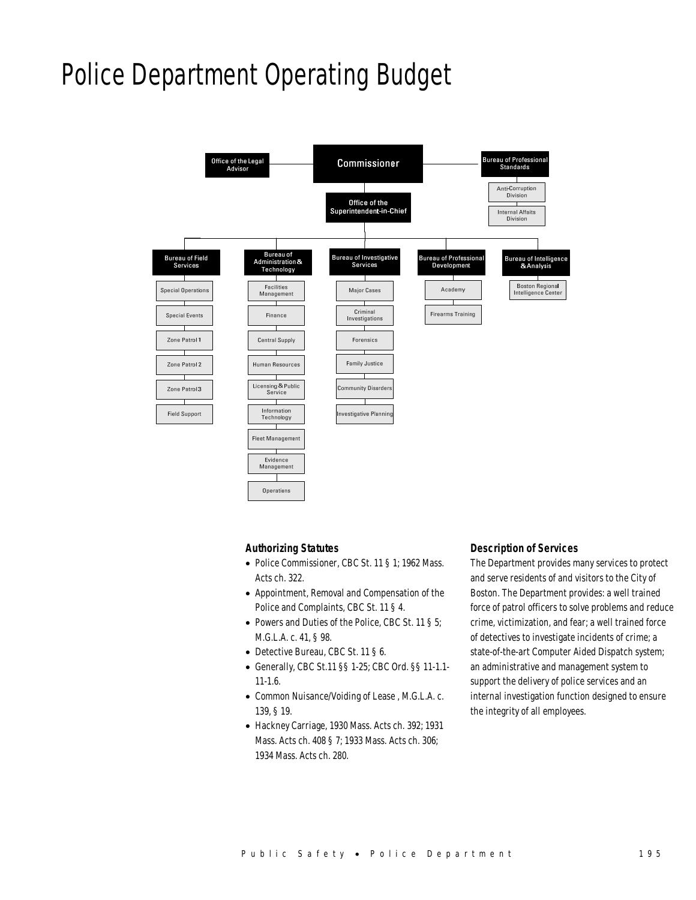# Police Department Operating Budget

- Commissioner
  - Office of the Legal Advisor
  - Bureau of Professional Standards
    - Anti-Corruption Division
    - Internal Affaits Division
  - Office of the Superintendent-in-Chief
    - Bureau of Field Services
      - Special Operations
      - Special Events
      - Zone Patrol 1
      - Zone Patrol 2
      - Zone Patrol 3
      - Field Support
    - Bureau of Administration & Technology
      - Facilities Management
      - Finance
      - Central Supply
      - Human Resources
      - Licensing & Public Service
      - Information Technology
      - Fleet Management
      - Evidence Management
      - Operations
    - Bureau of Investigative Services
      - Major Cases
      - Criminal Investigations
      - Forensics
      - Family Justice
      - Community Disorders
      - Investigative Planning
    - Bureau of Professional Development
      - Academy
      - Firearms Training
    - Bureau of Intelligence & Analysis
      - Boston Regional Intelligence Center

### Authorizing Statutes

- Police Commissioner, CBC St. 11 § 1; 1962 Mass. Acts ch. 322.
- Appointment, Removal and Compensation of the Police and Complaints, CBC St. 11 § 4.
- Powers and Duties of the Police, CBC St. 11 § 5; M.G.L.A. c. 41, § 98.
- Detective Bureau, CBC St. 11 § 6.
- Generally, CBC St.11 §§ 1-25; CBC Ord. §§ 11-1.1-11-1.6.
- Common Nuisance/Voiding of Lease , M.G.L.A. c. 139, § 19.
- Hackney Carriage, 1930 Mass. Acts ch. 392; 1931 Mass. Acts ch. 408 § 7; 1933 Mass. Acts ch. 306; 1934 Mass. Acts ch. 280.

### Description of Services

The Department provides many services to protect and serve residents of and visitors to the City of Boston. The Department provides: a well trained force of patrol officers to solve problems and reduce crime, victimization, and fear; a well trained force of detectives to investigate incidents of crime; a state-of-the-art Computer Aided Dispatch system; an administrative and management system to support the delivery of police services and an internal investigation function designed to ensure the integrity of all employees.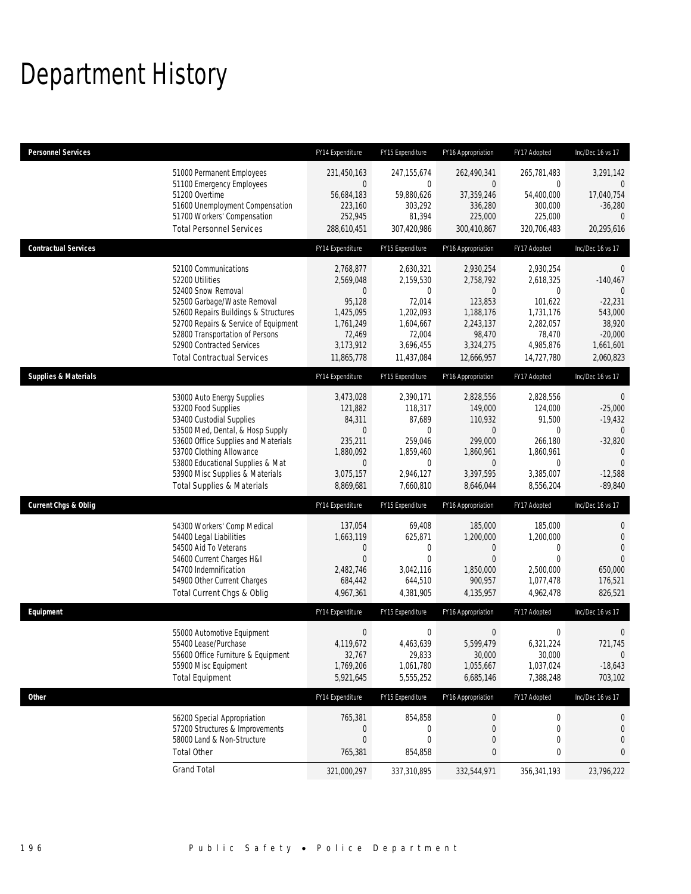# Department History

| Personnel Services | | FY14 Expenditure | FY15 Expenditure | FY16 Appropriation | FY17 Adopted | Inc/Dec 16 vs 17 |
|---|---|---|---|---|---|---|
| | 51000 Permanent Employees | 231,450,163 | 247,155,674 | 262,490,341 | 265,781,483 | 3,291,142 |
| | 51100 Emergency Employees | 0 | 0 | 0 | 0 | 0 |
| | 51200 Overtime | 56,684,183 | 59,880,626 | 37,359,246 | 54,400,000 | 17,040,754 |
| | 51600 Unemployment Compensation | 223,160 | 303,292 | 336,280 | 300,000 | -36,280 |
| | 51700 Workers' Compensation | 252,945 | 81,394 | 225,000 | 225,000 | 0 |
| | Total Personnel Services | 288,610,451 | 307,420,986 | 300,410,867 | 320,706,483 | 20,295,616 |
| **Contractual Services** | | FY14 Expenditure | FY15 Expenditure | FY16 Appropriation | FY17 Adopted | Inc/Dec 16 vs 17 |
| | 52100 Communications | 2,768,877 | 2,630,321 | 2,930,254 | 2,930,254 | 0 |
| | 52200 Utilities | 2,569,048 | 2,159,530 | 2,758,792 | 2,618,325 | -140,467 |
| | 52400 Snow Removal | 0 | 0 | 0 | 0 | 0 |
| | 52500 Garbage/Waste Removal | 95,128 | 72,014 | 123,853 | 101,622 | -22,231 |
| | 52600 Repairs Buildings & Structures | 1,425,095 | 1,202,093 | 1,188,176 | 1,731,176 | 543,000 |
| | 52700 Repairs & Service of Equipment | 1,761,249 | 1,604,667 | 2,243,137 | 2,282,057 | 38,920 |
| | 52800 Transportation of Persons | 72,469 | 72,004 | 98,470 | 78,470 | -20,000 |
| | 52900 Contracted Services | 3,173,912 | 3,696,455 | 3,324,275 | 4,985,876 | 1,661,601 |
| | Total Contractual Services | 11,865,778 | 11,437,084 | 12,666,957 | 14,727,780 | 2,060,823 |
| **Supplies & Materials** | | FY14 Expenditure | FY15 Expenditure | FY16 Appropriation | FY17 Adopted | Inc/Dec 16 vs 17 |
| | 53000 Auto Energy Supplies | 3,473,028 | 2,390,171 | 2,828,556 | 2,828,556 | 0 |
| | 53200 Food Supplies | 121,882 | 118,317 | 149,000 | 124,000 | -25,000 |
| | 53400 Custodial Supplies | 84,311 | 87,689 | 110,932 | 91,500 | -19,432 |
| | 53500 Med, Dental, & Hosp Supply | 0 | 0 | 0 | 0 | 0 |
| | 53600 Office Supplies and Materials | 235,211 | 259,046 | 299,000 | 266,180 | -32,820 |
| | 53700 Clothing Allowance | 1,880,092 | 1,859,460 | 1,860,961 | 1,860,961 | 0 |
| | 53800 Educational Supplies & Mat | 0 | 0 | 0 | 0 | 0 |
| | 53900 Misc Supplies & Materials | 3,075,157 | 2,946,127 | 3,397,595 | 3,385,007 | -12,588 |
| | Total Supplies & Materials | 8,869,681 | 7,660,810 | 8,646,044 | 8,556,204 | -89,840 |
| **Current Chgs & Oblig** | | FY14 Expenditure | FY15 Expenditure | FY16 Appropriation | FY17 Adopted | Inc/Dec 16 vs 17 |
| | 54300 Workers' Comp Medical | 137,054 | 69,408 | 185,000 | 185,000 | 0 |
| | 54400 Legal Liabilities | 1,663,119 | 625,871 | 1,200,000 | 1,200,000 | 0 |
| | 54500 Aid To Veterans | 0 | 0 | 0 | 0 | 0 |
| | 54600 Current Charges H&I | 0 | 0 | 0 | 0 | 0 |
| | 54700 Indemnification | 2,482,746 | 3,042,116 | 1,850,000 | 2,500,000 | 650,000 |
| | 54900 Other Current Charges | 684,442 | 644,510 | 900,957 | 1,077,478 | 176,521 |
| | Total Current Chgs & Oblig | 4,967,361 | 4,381,905 | 4,135,957 | 4,962,478 | 826,521 |
| **Equipment** | | FY14 Expenditure | FY15 Expenditure | FY16 Appropriation | FY17 Adopted | Inc/Dec 16 vs 17 |
| | 55000 Automotive Equipment | 0 | 0 | 0 | 0 | 0 |
| | 55400 Lease/Purchase | 4,119,672 | 4,463,639 | 5,599,479 | 6,321,224 | 721,745 |
| | 55600 Office Furniture & Equipment | 32,767 | 29,833 | 30,000 | 30,000 | 0 |
| | 55900 Misc Equipment | 1,769,206 | 1,061,780 | 1,055,667 | 1,037,024 | -18,643 |
| | Total Equipment | 5,921,645 | 5,555,252 | 6,685,146 | 7,388,248 | 703,102 |
| **Other** | | FY14 Expenditure | FY15 Expenditure | FY16 Appropriation | FY17 Adopted | Inc/Dec 16 vs 17 |
| | 56200 Special Appropriation | 765,381 | 854,858 | 0 | 0 | 0 |
| | 57200 Structures & Improvements | 0 | 0 | 0 | 0 | 0 |
| | 58000 Land & Non-Structure | 0 | 0 | 0 | 0 | 0 |
| | Total Other | 765,381 | 854,858 | 0 | 0 | 0 |
| | Grand Total | 321,000,297 | 337,310,895 | 332,544,971 | 356,341,193 | 23,796,222 |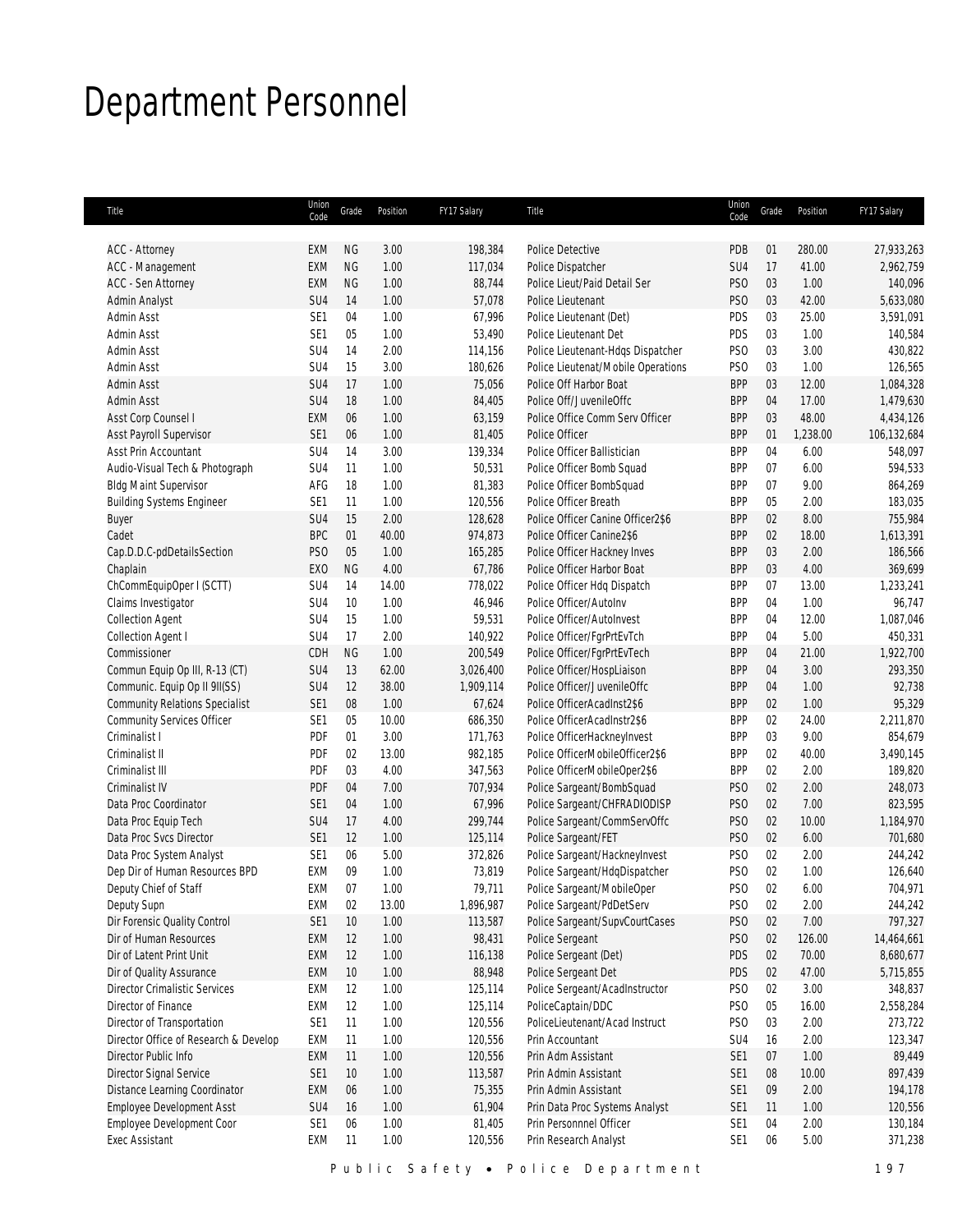# Department Personnel

| Title | Union Code | Grade | Position | FY17 Salary | Title | Union Code | Grade | Position | FY17 Salary |
|---|---|---|---|---|---|---|---|---|---|
| ACC - Attorney | EXM | NG | 3.00 | 198,384 | Police Detective | PDB | 01 | 280.00 | 27,933,263 |
| ACC - Management | EXM | NG | 1.00 | 117,034 | Police Dispatcher | SU4 | 17 | 41.00 | 2,962,759 |
| ACC - Sen Attorney | EXM | NG | 1.00 | 88,744 | Police Lieut/Paid Detail Ser | PSO | 03 | 1.00 | 140,096 |
| Admin Analyst | SU4 | 14 | 1.00 | 57,078 | Police Lieutenant | PSO | 03 | 42.00 | 5,633,080 |
| Admin Asst | SE1 | 04 | 1.00 | 67,996 | Police Lieutenant (Det) | PDS | 03 | 25.00 | 3,591,091 |
| Admin Asst | SE1 | 05 | 1.00 | 53,490 | Police Lieutenant Det | PDS | 03 | 1.00 | 140,584 |
| Admin Asst | SU4 | 14 | 2.00 | 114,156 | Police Lieutenant-Hdqs Dispatcher | PSO | 03 | 3.00 | 430,822 |
| Admin Asst | SU4 | 15 | 3.00 | 180,626 | Police Lieutenat/Mobile Operations | PSO | 03 | 1.00 | 126,565 |
| Admin Asst | SU4 | 17 | 1.00 | 75,056 | Police Off Harbor Boat | BPP | 03 | 12.00 | 1,084,328 |
| Admin Asst | SU4 | 18 | 1.00 | 84,405 | Police Off/JuvenileOffc | BPP | 04 | 17.00 | 1,479,630 |
| Asst Corp Counsel I | EXM | 06 | 1.00 | 63,159 | Police Office Comm Serv Officer | BPP | 03 | 48.00 | 4,434,126 |
| Asst Payroll Supervisor | SE1 | 06 | 1.00 | 81,405 | Police Officer | BPP | 01 | 1,238.00 | 106,132,684 |
| Asst Prin Accountant | SU4 | 14 | 3.00 | 139,334 | Police Officer Ballistician | BPP | 04 | 6.00 | 548,097 |
| Audio-Visual Tech & Photograph | SU4 | 11 | 1.00 | 50,531 | Police Officer Bomb Squad | BPP | 07 | 6.00 | 594,533 |
| Bldg Maint Supervisor | AFG | 18 | 1.00 | 81,383 | Police Officer BombSquad | BPP | 07 | 9.00 | 864,269 |
| Building Systems Engineer | SE1 | 11 | 1.00 | 120,556 | Police Officer Breath | BPP | 05 | 2.00 | 183,035 |
| Buyer | SU4 | 15 | 2.00 | 128,628 | Police Officer Canine Officer2$6 | BPP | 02 | 8.00 | 755,984 |
| Cadet | BPC | 01 | 40.00 | 974,873 | Police Officer Canine2$6 | BPP | 02 | 18.00 | 1,613,391 |
| Cap.D.D.C-pdDetailsSection | PSO | 05 | 1.00 | 165,285 | Police Officer Hackney Inves | BPP | 03 | 2.00 | 186,566 |
| Chaplain | EXO | NG | 4.00 | 67,786 | Police Officer Harbor Boat | BPP | 03 | 4.00 | 369,699 |
| ChCommEquipOper I (SCTT) | SU4 | 14 | 14.00 | 778,022 | Police Officer Hdq Dispatch | BPP | 07 | 13.00 | 1,233,241 |
| Claims Investigator | SU4 | 10 | 1.00 | 46,946 | Police Officer/AutoInv | BPP | 04 | 1.00 | 96,747 |
| Collection Agent | SU4 | 15 | 1.00 | 59,531 | Police Officer/AutoInvest | BPP | 04 | 12.00 | 1,087,046 |
| Collection Agent I | SU4 | 17 | 2.00 | 140,922 | Police Officer/FgrPrtEvTch | BPP | 04 | 5.00 | 450,331 |
| Commissioner | CDH | NG | 1.00 | 200,549 | Police Officer/FgrPrtEvTech | BPP | 04 | 21.00 | 1,922,700 |
| Commun Equip Op III, R-13 (CT) | SU4 | 13 | 62.00 | 3,026,400 | Police Officer/HospLiaison | BPP | 04 | 3.00 | 293,350 |
| Communic. Equip Op II 9II(SS) | SU4 | 12 | 38.00 | 1,909,114 | Police Officer/JuvenileOffc | BPP | 04 | 1.00 | 92,738 |
| Community Relations Specialist | SE1 | 08 | 1.00 | 67,624 | Police OfficerAcadInst2$6 | BPP | 02 | 1.00 | 95,329 |
| Community Services Officer | SE1 | 05 | 10.00 | 686,350 | Police OfficerAcadInstr2$6 | BPP | 02 | 24.00 | 2,211,870 |
| Criminalist I | PDF | 01 | 3.00 | 171,763 | Police OfficerHackneyInvest | BPP | 03 | 9.00 | 854,679 |
| Criminalist II | PDF | 02 | 13.00 | 982,185 | Police OfficerMobileOfficer2$6 | BPP | 02 | 40.00 | 3,490,145 |
| Criminalist III | PDF | 03 | 4.00 | 347,563 | Police OfficerMobileOper2$6 | BPP | 02 | 2.00 | 189,820 |
| Criminalist IV | PDF | 04 | 7.00 | 707,934 | Police Sargeant/BombSquad | PSO | 02 | 2.00 | 248,073 |
| Data Proc Coordinator | SE1 | 04 | 1.00 | 67,996 | Police Sargeant/CHFRADIODISP | PSO | 02 | 7.00 | 823,595 |
| Data Proc Equip Tech | SU4 | 17 | 4.00 | 299,744 | Police Sargeant/CommServOffc | PSO | 02 | 10.00 | 1,184,970 |
| Data Proc Svcs Director | SE1 | 12 | 1.00 | 125,114 | Police Sargeant/FET | PSO | 02 | 6.00 | 701,680 |
| Data Proc System Analyst | SE1 | 06 | 5.00 | 372,826 | Police Sargeant/HackneyInvest | PSO | 02 | 2.00 | 244,242 |
| Dep Dir of Human Resources BPD | EXM | 09 | 1.00 | 73,819 | Police Sargeant/HdqDispatcher | PSO | 02 | 1.00 | 126,640 |
| Deputy Chief of Staff | EXM | 07 | 1.00 | 79,711 | Police Sargeant/MobileOper | PSO | 02 | 6.00 | 704,971 |
| Deputy Supn | EXM | 02 | 13.00 | 1,896,987 | Police Sargeant/PdDetServ | PSO | 02 | 2.00 | 244,242 |
| Dir Forensic Quality Control | SE1 | 10 | 1.00 | 113,587 | Police Sargeant/SupvCourtCases | PSO | 02 | 7.00 | 797,327 |
| Dir of Human Resources | EXM | 12 | 1.00 | 98,431 | Police Sergeant | PSO | 02 | 126.00 | 14,464,661 |
| Dir of Latent Print Unit | EXM | 12 | 1.00 | 116,138 | Police Sergeant (Det) | PDS | 02 | 70.00 | 8,680,677 |
| Dir of Quality Assurance | EXM | 10 | 1.00 | 88,948 | Police Sergeant Det | PDS | 02 | 47.00 | 5,715,855 |
| Director Crimalistic Services | EXM | 12 | 1.00 | 125,114 | Police Sergeant/AcadInstructor | PSO | 02 | 3.00 | 348,837 |
| Director of Finance | EXM | 12 | 1.00 | 125,114 | PoliceCaptain/DDC | PSO | 05 | 16.00 | 2,558,284 |
| Director of Transportation | SE1 | 11 | 1.00 | 120,556 | PoliceLieutenant/Acad Instruct | PSO | 03 | 2.00 | 273,722 |
| Director Office of Research & Develop | EXM | 11 | 1.00 | 120,556 | Prin Accountant | SU4 | 16 | 2.00 | 123,347 |
| Director Public Info | EXM | 11 | 1.00 | 120,556 | Prin Adm Assistant | SE1 | 07 | 1.00 | 89,449 |
| Director Signal Service | SE1 | 10 | 1.00 | 113,587 | Prin Admin Assistant | SE1 | 08 | 10.00 | 897,439 |
| Distance Learning Coordinator | EXM | 06 | 1.00 | 75,355 | Prin Admin Assistant | SE1 | 09 | 2.00 | 194,178 |
| Employee Development Asst | SU4 | 16 | 1.00 | 61,904 | Prin Data Proc Systems Analyst | SE1 | 11 | 1.00 | 120,556 |
| Employee Development Coor | SE1 | 06 | 1.00 | 81,405 | Prin Personnnel Officer | SE1 | 04 | 2.00 | 130,184 |
| Exec Assistant | EXM | 11 | 1.00 | 120,556 | Prin Research Analyst | SE1 | 06 | 5.00 | 371,238 |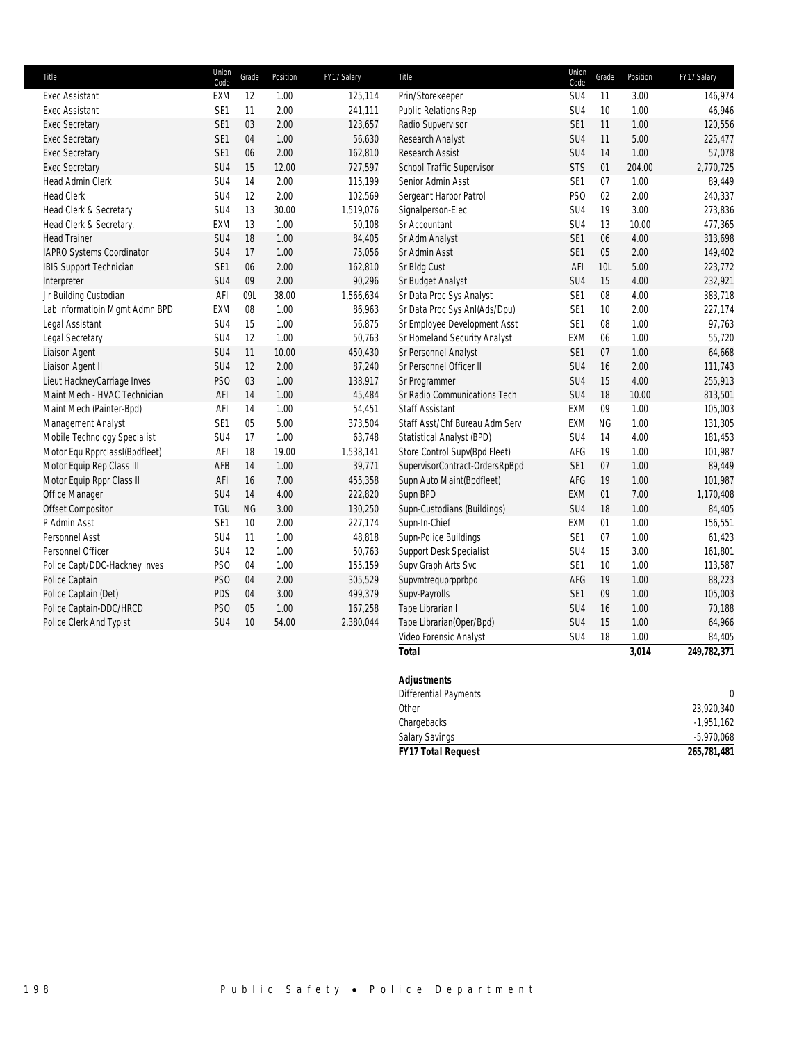| Title | Union Code | Grade | Position | FY17 Salary |
|---|---|---|---|---|
| Exec Assistant | EXM | 12 | 1.00 | 125,114 |
| Exec Assistant | SE1 | 11 | 2.00 | 241,111 |
| Exec Secretary | SE1 | 03 | 2.00 | 123,657 |
| Exec Secretary | SE1 | 04 | 1.00 | 56,630 |
| Exec Secretary | SE1 | 06 | 2.00 | 162,810 |
| Exec Secretary | SU4 | 15 | 12.00 | 727,597 |
| Head Admin Clerk | SU4 | 14 | 2.00 | 115,199 |
| Head Clerk | SU4 | 12 | 2.00 | 102,569 |
| Head Clerk & Secretary | SU4 | 13 | 30.00 | 1,519,076 |
| Head Clerk & Secretary. | EXM | 13 | 1.00 | 50,108 |
| Head Trainer | SU4 | 18 | 1.00 | 84,405 |
| IAPRO Systems Coordinator | SU4 | 17 | 1.00 | 75,056 |
| IBIS Support Technician | SE1 | 06 | 2.00 | 162,810 |
| Interpreter | SU4 | 09 | 2.00 | 90,296 |
| Jr Building Custodian | AFI | 09L | 38.00 | 1,566,634 |
| Lab Informatioin Mgmt Admn BPD | EXM | 08 | 1.00 | 86,963 |
| Legal Assistant | SU4 | 15 | 1.00 | 56,875 |
| Legal Secretary | SU4 | 12 | 1.00 | 50,763 |
| Liaison Agent | SU4 | 11 | 10.00 | 450,430 |
| Liaison Agent II | SU4 | 12 | 2.00 | 87,240 |
| Lieut HackneyCarriage Inves | PSO | 03 | 1.00 | 138,917 |
| Maint Mech - HVAC Technician | AFI | 14 | 1.00 | 45,484 |
| Maint Mech (Painter-Bpd) | AFI | 14 | 1.00 | 54,451 |
| Management Analyst | SE1 | 05 | 5.00 | 373,504 |
| Mobile Technology Specialist | SU4 | 17 | 1.00 | 63,748 |
| Motor Equ RpprclassI(Bpdfleet) | AFI | 18 | 19.00 | 1,538,141 |
| Motor Equip Rep Class III | AFB | 14 | 1.00 | 39,771 |
| Motor Equip Rppr Class II | AFI | 16 | 7.00 | 455,358 |
| Office Manager | SU4 | 14 | 4.00 | 222,820 |
| Offset Compositor | TGU | NG | 3.00 | 130,250 |
| P Admin Asst | SE1 | 10 | 2.00 | 227,174 |
| Personnel Asst | SU4 | 11 | 1.00 | 48,818 |
| Personnel Officer | SU4 | 12 | 1.00 | 50,763 |
| Police Capt/DDC-Hackney Inves | PSO | 04 | 1.00 | 155,159 |
| Police Captain | PSO | 04 | 2.00 | 305,529 |
| Police Captain (Det) | PDS | 04 | 3.00 | 499,379 |
| Police Captain-DDC/HRCD | PSO | 05 | 1.00 | 167,258 |
| Police Clerk And Typist | SU4 | 10 | 54.00 | 2,380,044 |
| Prin/Storekeeper | SU4 | 11 | 3.00 | 146,974 |
| Public Relations Rep | SU4 | 10 | 1.00 | 46,946 |
| Radio Supvervisor | SE1 | 11 | 1.00 | 120,556 |
| Research Analyst | SU4 | 11 | 5.00 | 225,477 |
| Research Assist | SU4 | 14 | 1.00 | 57,078 |
| School Traffic Supervisor | STS | 01 | 204.00 | 2,770,725 |
| Senior Admin Asst | SE1 | 07 | 1.00 | 89,449 |
| Sergeant Harbor Patrol | PSO | 02 | 2.00 | 240,337 |
| Signalperson-Elec | SU4 | 19 | 3.00 | 273,836 |
| Sr Accountant | SU4 | 13 | 10.00 | 477,365 |
| Sr Adm Analyst | SE1 | 06 | 4.00 | 313,698 |
| Sr Admin Asst | SE1 | 05 | 2.00 | 149,402 |
| Sr Bldg Cust | AFI | 10L | 5.00 | 223,772 |
| Sr Budget Analyst | SU4 | 15 | 4.00 | 232,921 |
| Sr Data Proc Sys Analyst | SE1 | 08 | 4.00 | 383,718 |
| Sr Data Proc Sys Anl(Ads/Dpu) | SE1 | 10 | 2.00 | 227,174 |
| Sr Employee Development Asst | SE1 | 08 | 1.00 | 97,763 |
| Sr Homeland Security Analyst | EXM | 06 | 1.00 | 55,720 |
| Sr Personnel Analyst | SE1 | 07 | 1.00 | 64,668 |
| Sr Personnel Officer II | SU4 | 16 | 2.00 | 111,743 |
| Sr Programmer | SU4 | 15 | 4.00 | 255,913 |
| Sr Radio Communications Tech | SU4 | 18 | 10.00 | 813,501 |
| Staff Assistant | EXM | 09 | 1.00 | 105,003 |
| Staff Asst/Chf Bureau Adm Serv | EXM | NG | 1.00 | 131,305 |
| Statistical Analyst (BPD) | SU4 | 14 | 4.00 | 181,453 |
| Store Control Supv(Bpd Fleet) | AFG | 19 | 1.00 | 101,987 |
| SupervisorContract-OrdersRpBpd | SE1 | 07 | 1.00 | 89,449 |
| Supn Auto Maint(Bpdfleet) | AFG | 19 | 1.00 | 101,987 |
| Supn BPD | EXM | 01 | 7.00 | 1,170,408 |
| Supn-Custodians (Buildings) | SU4 | 18 | 1.00 | 84,405 |
| Supn-In-Chief | EXM | 01 | 1.00 | 156,551 |
| Supn-Police Buildings | SE1 | 07 | 1.00 | 61,423 |
| Support Desk Specialist | SU4 | 15 | 3.00 | 161,801 |
| Supv Graph Arts Svc | SE1 | 10 | 1.00 | 113,587 |
| Supvmtrequprpprbpd | AFG | 19 | 1.00 | 88,223 |
| Supv-Payrolls | SE1 | 09 | 1.00 | 105,003 |
| Tape Librarian I | SU4 | 16 | 1.00 | 70,188 |
| Tape Librarian(Oper/Bpd) | SU4 | 15 | 1.00 | 64,966 |
| Video Forensic Analyst | SU4 | 18 | 1.00 | 84,405 |
| **Total** | | | **3,014** | **249,782,371** |

| **Adjustments** | |
|---|---|
| Differential Payments | 0 |
| Other | 23,920,340 |
| Chargebacks | -1,951,162 |
| Salary Savings | -5,970,068 |
| ***FY17 Total Request*** | **265,781,481** |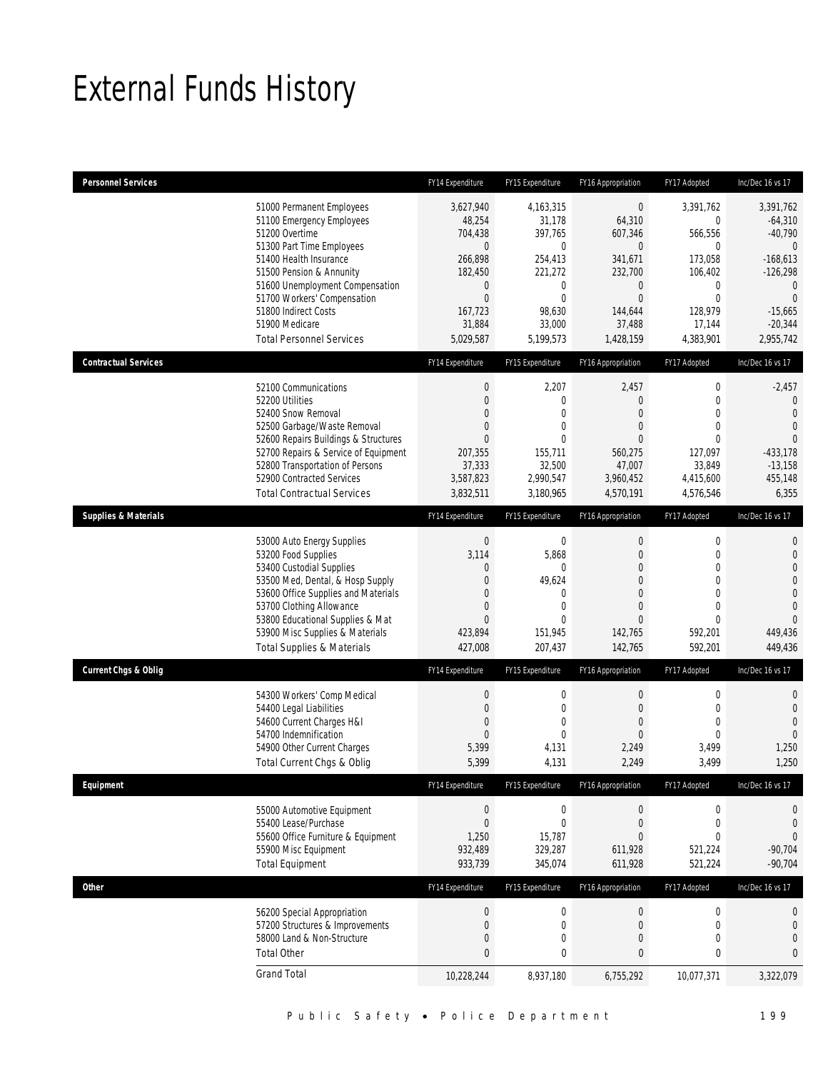# External Funds History

| Personnel Services | FY14 Expenditure | FY15 Expenditure | FY16 Appropriation | FY17 Adopted | Inc/Dec 16 vs 17 |
|---|---|---|---|---|---|
| 51000 Permanent Employees | 3,627,940 | 4,163,315 | 0 | 3,391,762 | 3,391,762 |
| 51100 Emergency Employees | 48,254 | 31,178 | 64,310 | 0 | -64,310 |
| 51200 Overtime | 704,438 | 397,765 | 607,346 | 566,556 | -40,790 |
| 51300 Part Time Employees | 0 | 0 | 0 | 0 | 0 |
| 51400 Health Insurance | 266,898 | 254,413 | 341,671 | 173,058 | -168,613 |
| 51500 Pension & Annunity | 182,450 | 221,272 | 232,700 | 106,402 | -126,298 |
| 51600 Unemployment Compensation | 0 | 0 | 0 | 0 | 0 |
| 51700 Workers' Compensation | 0 | 0 | 0 | 0 | 0 |
| 51800 Indirect Costs | 167,723 | 98,630 | 144,644 | 128,979 | -15,665 |
| 51900 Medicare | 31,884 | 33,000 | 37,488 | 17,144 | -20,344 |
| Total Personnel Services | 5,029,587 | 5,199,573 | 1,428,159 | 4,383,901 | 2,955,742 |

| Contractual Services | FY14 Expenditure | FY15 Expenditure | FY16 Appropriation | FY17 Adopted | Inc/Dec 16 vs 17 |
|---|---|---|---|---|---|
| 52100 Communications | 0 | 2,207 | 2,457 | 0 | -2,457 |
| 52200 Utilities | 0 | 0 | 0 | 0 | 0 |
| 52400 Snow Removal | 0 | 0 | 0 | 0 | 0 |
| 52500 Garbage/Waste Removal | 0 | 0 | 0 | 0 | 0 |
| 52600 Repairs Buildings & Structures | 0 | 0 | 0 | 0 | 0 |
| 52700 Repairs & Service of Equipment | 207,355 | 155,711 | 560,275 | 127,097 | -433,178 |
| 52800 Transportation of Persons | 37,333 | 32,500 | 47,007 | 33,849 | -13,158 |
| 52900 Contracted Services | 3,587,823 | 2,990,547 | 3,960,452 | 4,415,600 | 455,148 |
| Total Contractual Services | 3,832,511 | 3,180,965 | 4,570,191 | 4,576,546 | 6,355 |

| Supplies & Materials | FY14 Expenditure | FY15 Expenditure | FY16 Appropriation | FY17 Adopted | Inc/Dec 16 vs 17 |
|---|---|---|---|---|---|
| 53000 Auto Energy Supplies | 0 | 0 | 0 | 0 | 0 |
| 53200 Food Supplies | 3,114 | 5,868 | 0 | 0 | 0 |
| 53400 Custodial Supplies | 0 | 0 | 0 | 0 | 0 |
| 53500 Med, Dental, & Hosp Supply | 0 | 49,624 | 0 | 0 | 0 |
| 53600 Office Supplies and Materials | 0 | 0 | 0 | 0 | 0 |
| 53700 Clothing Allowance | 0 | 0 | 0 | 0 | 0 |
| 53800 Educational Supplies & Mat | 0 | 0 | 0 | 0 | 0 |
| 53900 Misc Supplies & Materials | 423,894 | 151,945 | 142,765 | 592,201 | 449,436 |
| Total Supplies & Materials | 427,008 | 207,437 | 142,765 | 592,201 | 449,436 |

| Current Chgs & Oblig | FY14 Expenditure | FY15 Expenditure | FY16 Appropriation | FY17 Adopted | Inc/Dec 16 vs 17 |
|---|---|---|---|---|---|
| 54300 Workers' Comp Medical | 0 | 0 | 0 | 0 | 0 |
| 54400 Legal Liabilities | 0 | 0 | 0 | 0 | 0 |
| 54600 Current Charges H&I | 0 | 0 | 0 | 0 | 0 |
| 54700 Indemnification | 0 | 0 | 0 | 0 | 0 |
| 54900 Other Current Charges | 5,399 | 4,131 | 2,249 | 3,499 | 1,250 |
| Total Current Chgs & Oblig | 5,399 | 4,131 | 2,249 | 3,499 | 1,250 |

| Equipment | FY14 Expenditure | FY15 Expenditure | FY16 Appropriation | FY17 Adopted | Inc/Dec 16 vs 17 |
|---|---|---|---|---|---|
| 55000 Automotive Equipment | 0 | 0 | 0 | 0 | 0 |
| 55400 Lease/Purchase | 0 | 0 | 0 | 0 | 0 |
| 55600 Office Furniture & Equipment | 1,250 | 15,787 | 0 | 0 | 0 |
| 55900 Misc Equipment | 932,489 | 329,287 | 611,928 | 521,224 | -90,704 |
| Total Equipment | 933,739 | 345,074 | 611,928 | 521,224 | -90,704 |

| Other | FY14 Expenditure | FY15 Expenditure | FY16 Appropriation | FY17 Adopted | Inc/Dec 16 vs 17 |
|---|---|---|---|---|---|
| 56200 Special Appropriation | 0 | 0 | 0 | 0 | 0 |
| 57200 Structures & Improvements | 0 | 0 | 0 | 0 | 0 |
| 58000 Land & Non-Structure | 0 | 0 | 0 | 0 | 0 |
| Total Other | 0 | 0 | 0 | 0 | 0 |
| Grand Total | 10,228,244 | 8,937,180 | 6,755,292 | 10,077,371 | 3,322,079 |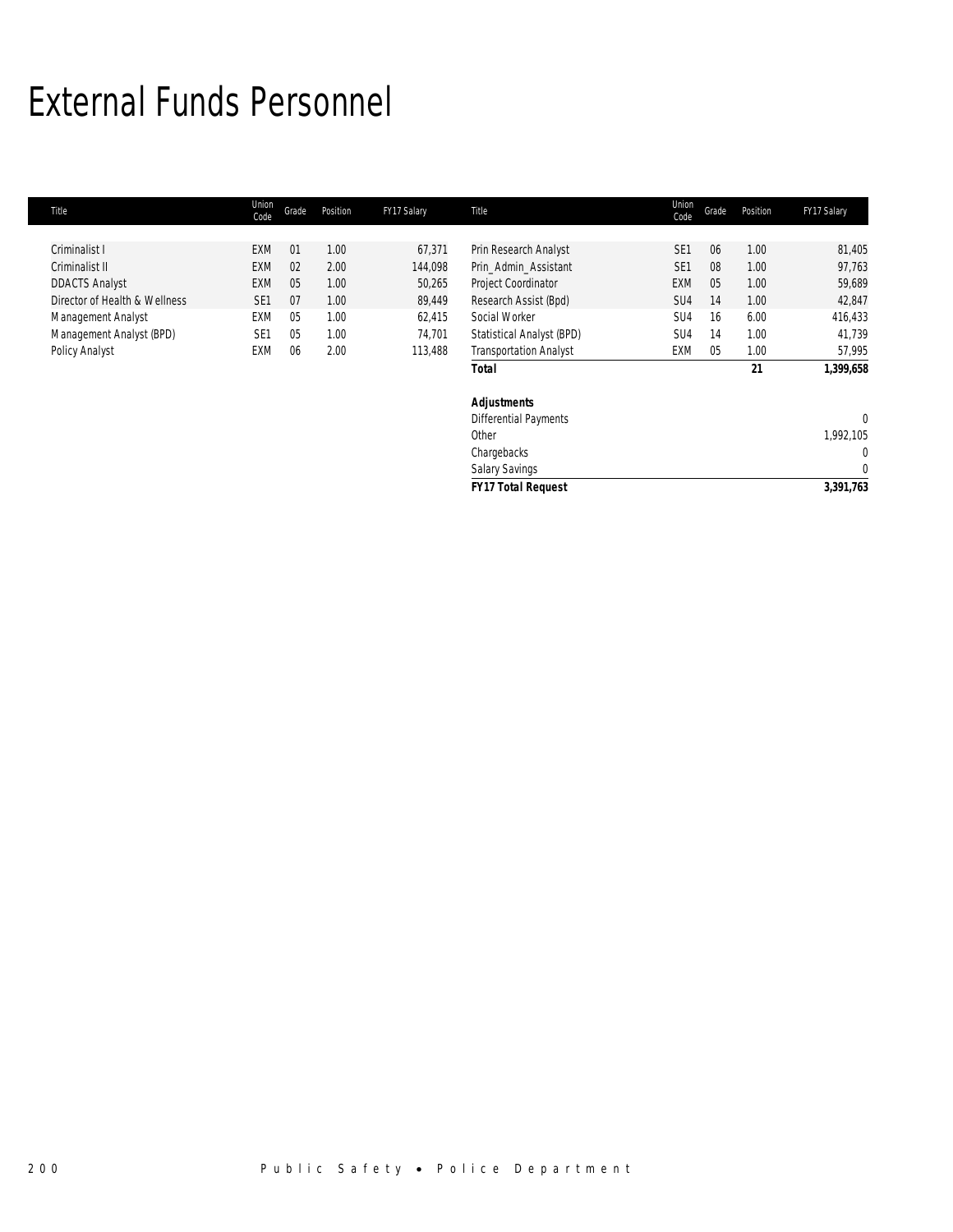# External Funds Personnel

| Title | Union Code | Grade | Position | FY17 Salary | Title | Union Code | Grade | Position | FY17 Salary |
|---|---|---|---|---|---|---|---|---|---|
| Criminalist I | EXM | 01 | 1.00 | 67,371 | Prin Research Analyst | SE1 | 06 | 1.00 | 81,405 |
| Criminalist II | EXM | 02 | 2.00 | 144,098 | Prin_Admin_Assistant | SE1 | 08 | 1.00 | 97,763 |
| DDACTS Analyst | EXM | 05 | 1.00 | 50,265 | Project Coordinator | EXM | 05 | 1.00 | 59,689 |
| Director of Health & Wellness | SE1 | 07 | 1.00 | 89,449 | Research Assist (Bpd) | SU4 | 14 | 1.00 | 42,847 |
| Management Analyst | EXM | 05 | 1.00 | 62,415 | Social Worker | SU4 | 16 | 6.00 | 416,433 |
| Management Analyst (BPD) | SE1 | 05 | 1.00 | 74,701 | Statistical Analyst (BPD) | SU4 | 14 | 1.00 | 41,739 |
| Policy Analyst | EXM | 06 | 2.00 | 113,488 | Transportation Analyst | EXM | 05 | 1.00 | 57,995 |
| | | | | | **Total** | | | **21** | **1,399,658** |
| | | | | | | | | | |
| | | | | | ***Adjustments*** | | | | |
| | | | | | Differential Payments | | | | 0 |
| | | | | | Other | | | | 1,992,105 |
| | | | | | Chargebacks | | | | 0 |
| | | | | | Salary Savings | | | | 0 |
| | | | | | ***FY17 Total Request*** | | | | ***3,391,763*** |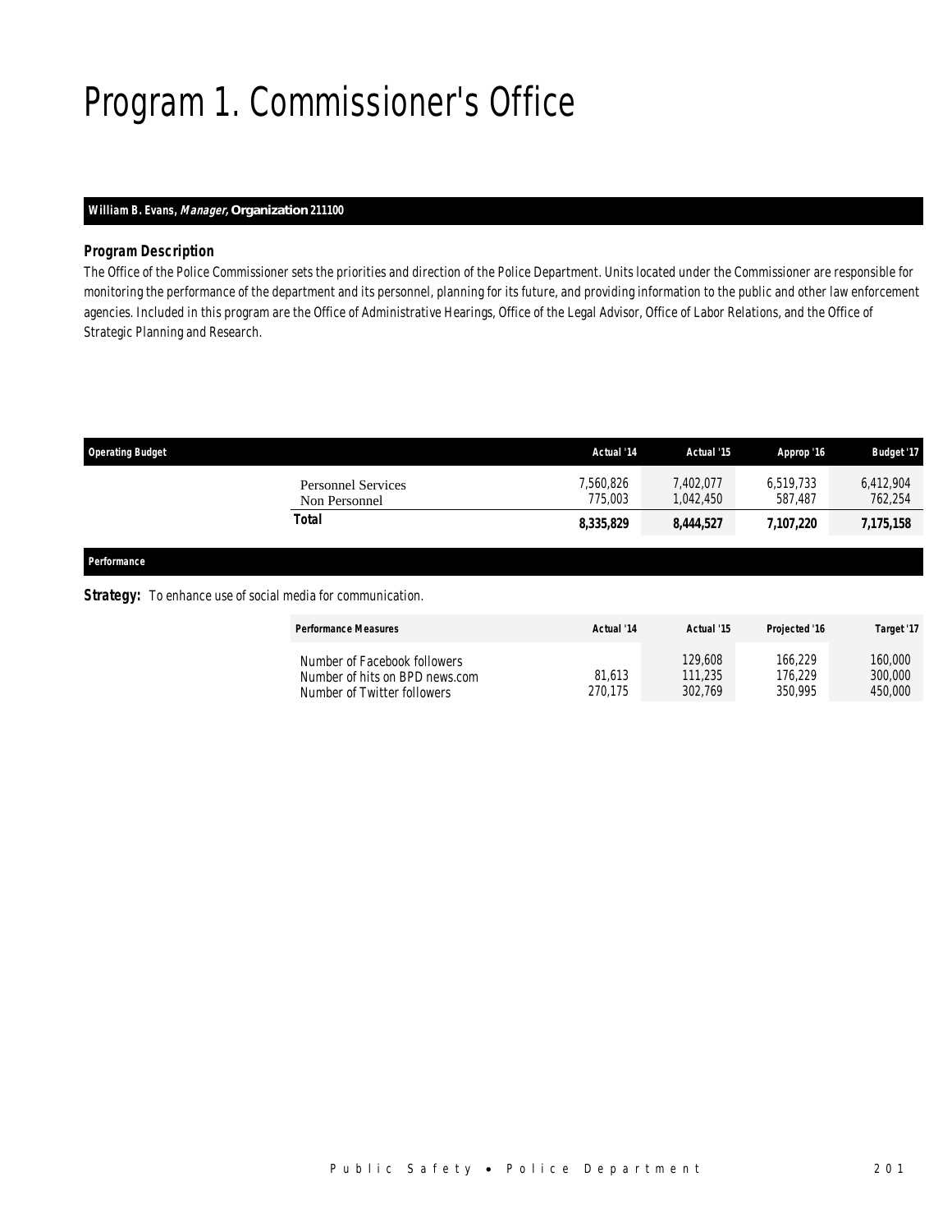# Program 1. Commissioner's Office

**William B. Evans, *Manager,* Organization 211100**

### *Program Description*

The Office of the Police Commissioner sets the priorities and direction of the Police Department. Units located under the Commissioner are responsible for monitoring the performance of the department and its personnel, planning for its future, and providing information to the public and other law enforcement agencies. Included in this program are the Office of Administrative Hearings, Office of the Legal Advisor, Office of Labor Relations, and the Office of Strategic Planning and Research.

| Operating Budget | Actual '14 | Actual '15 | Approp '16 | Budget '17 |
|---|---|---|---|---|
| Personnel Services | 7,560,826 | 7,402,077 | 6,519,733 | 6,412,904 |
| Non Personnel | 775,003 | 1,042,450 | 587,487 | 762,254 |
| **Total** | **8,335,829** | **8,444,527** | **7,107,220** | **7,175,158** |

### *Performance*

**Strategy:** To enhance use of social media for communication.

| Performance Measures | Actual '14 | Actual '15 | Projected '16 | Target '17 |
|---|---|---|---|---|
| Number of Facebook followers | | 129,608 | 166,229 | 160,000 |
| Number of hits on BPD news.com | 81,613 | 111,235 | 176,229 | 300,000 |
| Number of Twitter followers | 270,175 | 302,769 | 350,995 | 450,000 |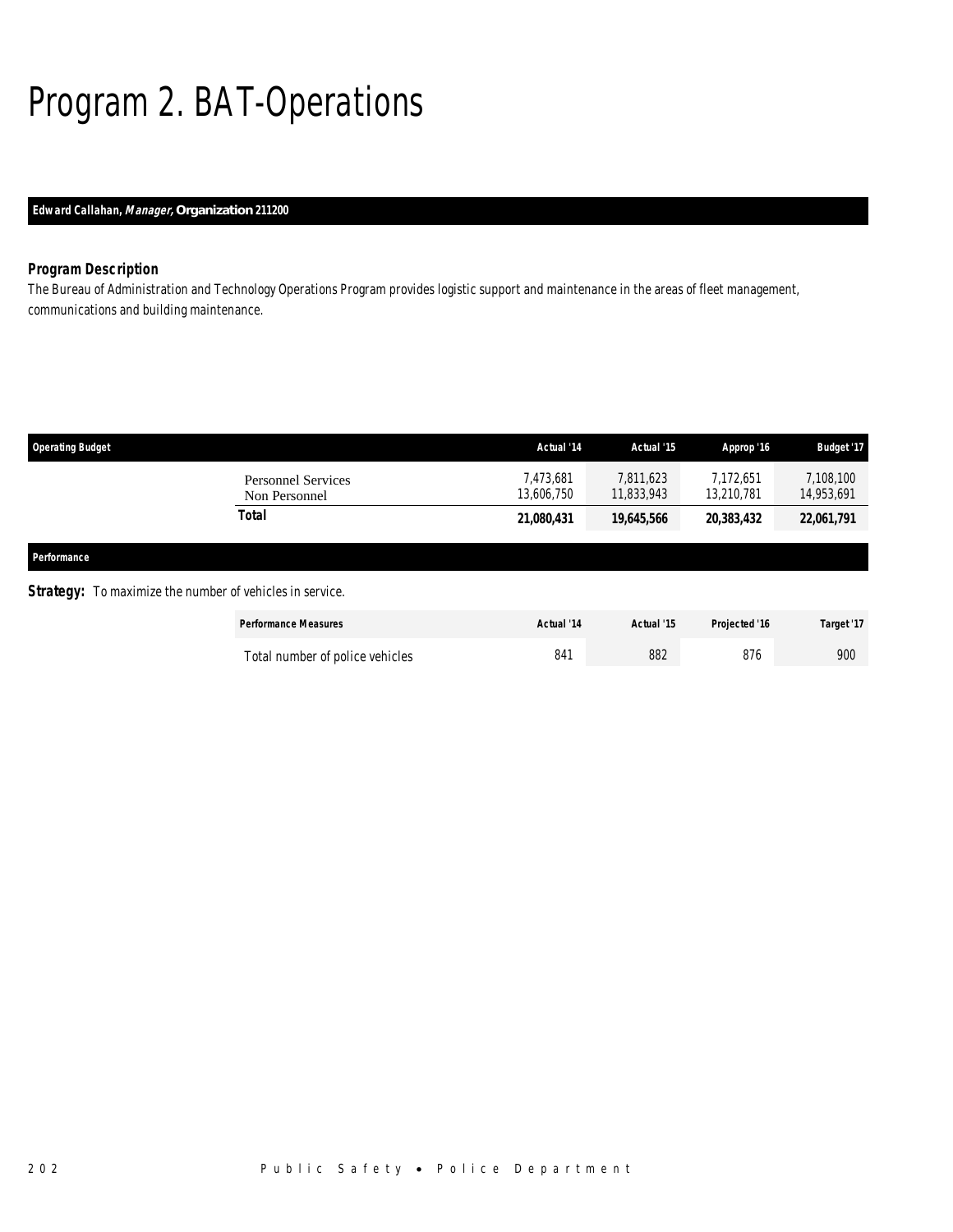# Program 2. BAT-Operations

**Edward Callahan, *Manager,* Organization 211200**

### Program Description

The Bureau of Administration and Technology Operations Program provides logistic support and maintenance in the areas of fleet management, communications and building maintenance.

| Operating Budget | Actual '14 | Actual '15 | Approp '16 | Budget '17 |
|---|---|---|---|---|
| Personnel Services | 7,473,681 | 7,811,623 | 7,172,651 | 7,108,100 |
| Non Personnel | 13,606,750 | 11,833,943 | 13,210,781 | 14,953,691 |
| **Total** | **21,080,431** | **19,645,566** | **20,383,432** | **22,061,791** |

### Performance

**Strategy:** To maximize the number of vehicles in service.

| Performance Measures | Actual '14 | Actual '15 | Projected '16 | Target '17 |
|---|---|---|---|---|
| Total number of police vehicles | 841 | 882 | 876 | 900 |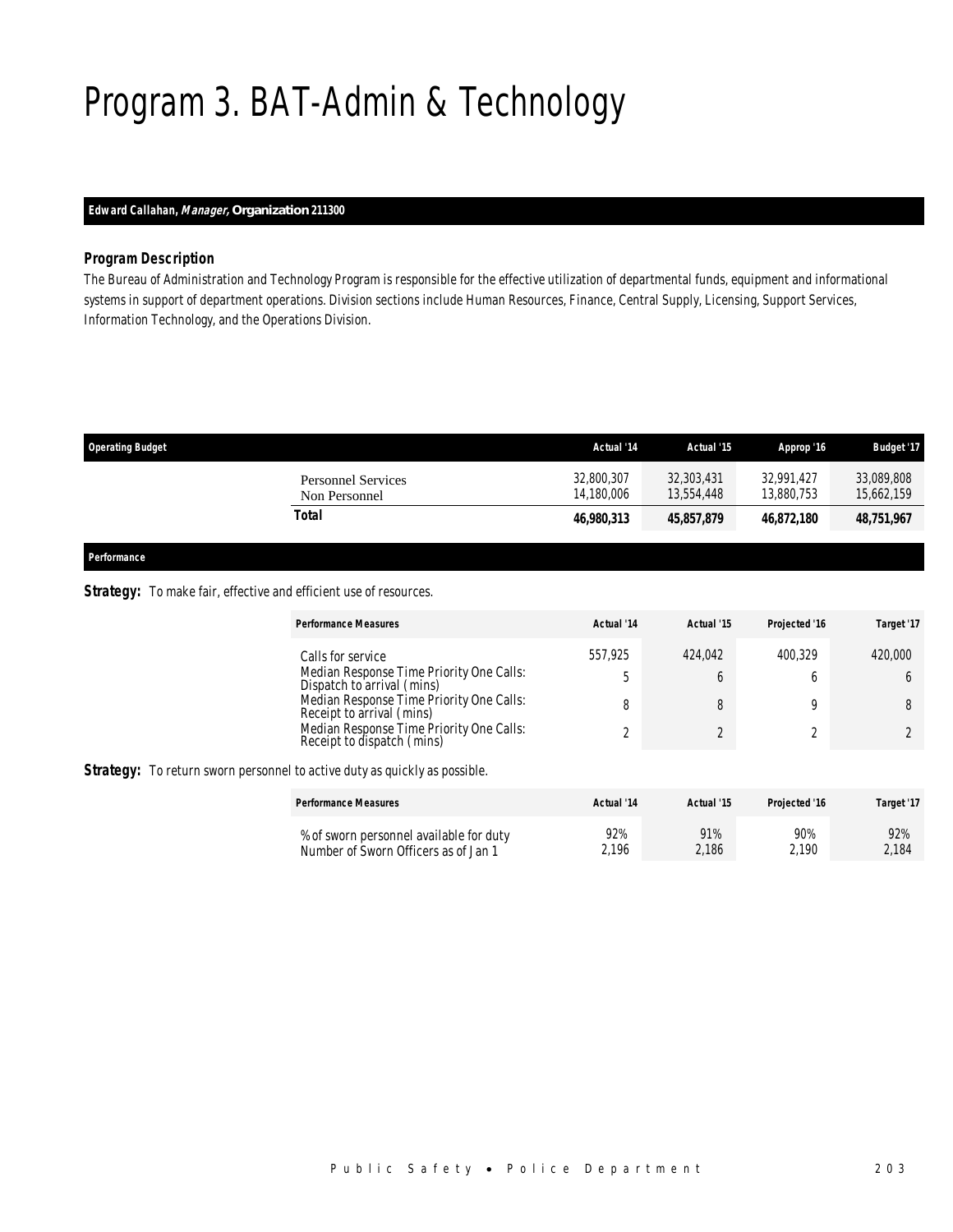# Program 3. BAT-Admin & Technology

**Edward Callahan, *Manager,* Organization 211300**

### *Program Description*

The Bureau of Administration and Technology Program is responsible for the effective utilization of departmental funds, equipment and informational systems in support of department operations. Division sections include Human Resources, Finance, Central Supply, Licensing, Support Services, Information Technology, and the Operations Division.

| Operating Budget | Actual '14 | Actual '15 | Approp '16 | Budget '17 |
|---|---|---|---|---|
| Personnel Services | 32,800,307 | 32,303,431 | 32,991,427 | 33,089,808 |
| Non Personnel | 14,180,006 | 13,554,448 | 13,880,753 | 15,662,159 |
| **Total** | **46,980,313** | **45,857,879** | **46,872,180** | **48,751,967** |

***Performance***

**Strategy:** To make fair, effective and efficient use of resources.

| Performance Measures | Actual '14 | Actual '15 | Projected '16 | Target '17 |
|---|---|---|---|---|
| Calls for service | 557,925 | 424,042 | 400,329 | 420,000 |
| Median Response Time Priority One Calls: Dispatch to arrival (mins) | 5 | 6 | 6 | 6 |
| Median Response Time Priority One Calls: Receipt to arrival (mins) | 8 | 8 | 9 | 8 |
| Median Response Time Priority One Calls: Receipt to dispatch (mins) | 2 | 2 | 2 | 2 |

**Strategy:** To return sworn personnel to active duty as quickly as possible.

| Performance Measures | Actual '14 | Actual '15 | Projected '16 | Target '17 |
|---|---|---|---|---|
| % of sworn personnel available for duty | 92% | 91% | 90% | 92% |
| Number of Sworn Officers as of Jan 1 | 2,196 | 2,186 | 2,190 | 2,184 |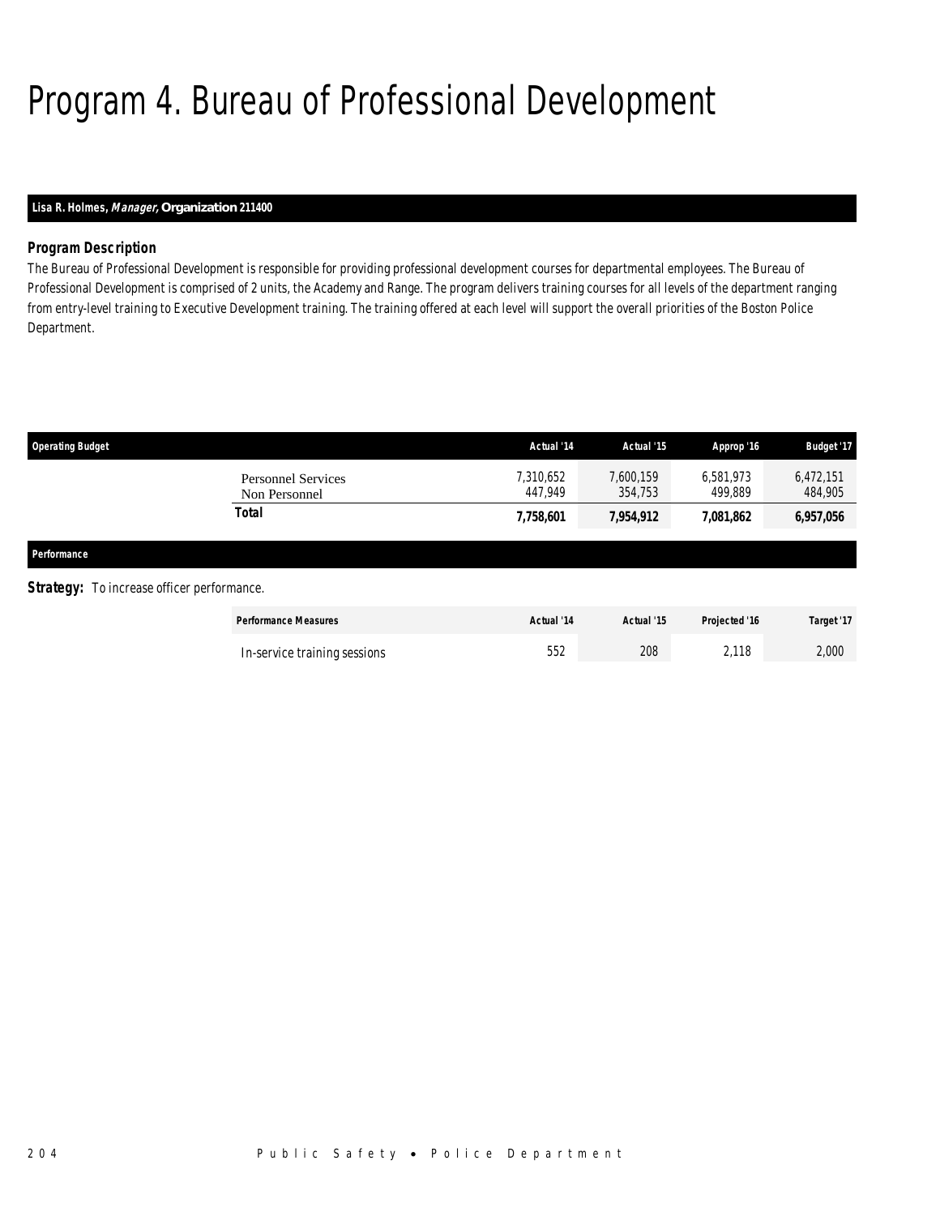# Program 4. Bureau of Professional Development

**Lisa R. Holmes, *Manager*, Organization 211400**

### *Program Description*

The Bureau of Professional Development is responsible for providing professional development courses for departmental employees. The Bureau of Professional Development is comprised of 2 units, the Academy and Range. The program delivers training courses for all levels of the department ranging from entry-level training to Executive Development training. The training offered at each level will support the overall priorities of the Boston Police Department.

| Operating Budget | Actual '14 | Actual '15 | Approp '16 | Budget '17 |
|---|---|---|---|---|
| Personnel Services | 7,310,652 | 7,600,159 | 6,581,973 | 6,472,151 |
| Non Personnel | 447,949 | 354,753 | 499,889 | 484,905 |
| **Total** | **7,758,601** | **7,954,912** | **7,081,862** | **6,957,056** |

**Performance**

***Strategy:*** To increase officer performance.

| Performance Measures | Actual '14 | Actual '15 | Projected '16 | Target '17 |
|---|---|---|---|---|
| In-service training sessions | 552 | 208 | 2,118 | 2,000 |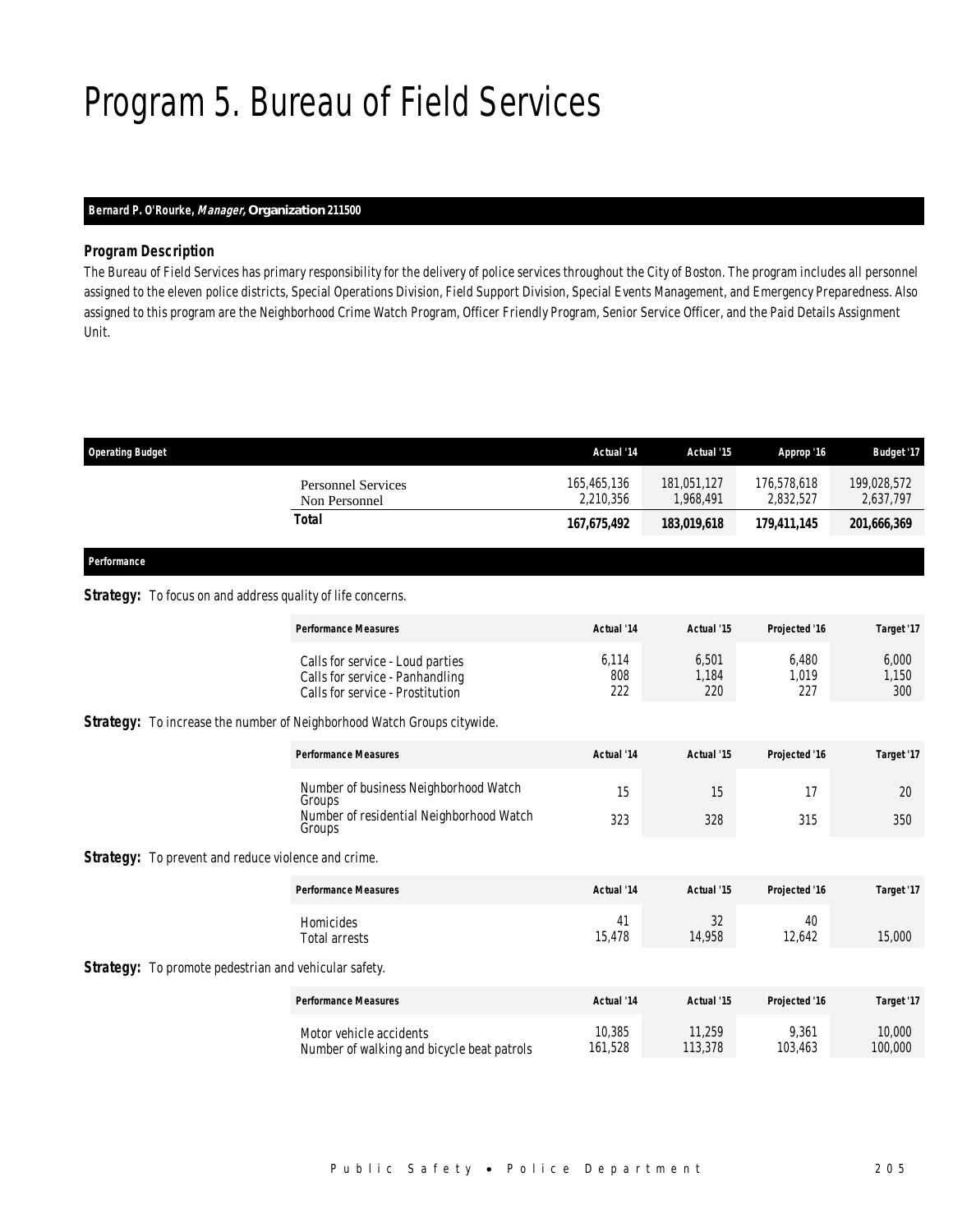# Program 5. Bureau of Field Services

**Bernard P. O'Rourke, *Manager*, Organization 211500**

### *Program Description*

The Bureau of Field Services has primary responsibility for the delivery of police services throughout the City of Boston. The program includes all personnel assigned to the eleven police districts, Special Operations Division, Field Support Division, Special Events Management, and Emergency Preparedness. Also assigned to this program are the Neighborhood Crime Watch Program, Officer Friendly Program, Senior Service Officer, and the Paid Details Assignment Unit.

| Operating Budget | Actual '14 | Actual '15 | Approp '16 | Budget '17 |
|---|---|---|---|---|
| Personnel Services | 165,465,136 | 181,051,127 | 176,578,618 | 199,028,572 |
| Non Personnel | 2,210,356 | 1,968,491 | 2,832,527 | 2,637,797 |
| **Total** | **167,675,492** | **183,019,618** | **179,411,145** | **201,666,369** |

### Performance

**Strategy:** To focus on and address quality of life concerns.

| Performance Measures | Actual '14 | Actual '15 | Projected '16 | Target '17 |
|---|---|---|---|---|
| Calls for service - Loud parties | 6,114 | 6,501 | 6,480 | 6,000 |
| Calls for service - Panhandling | 808 | 1,184 | 1,019 | 1,150 |
| Calls for service - Prostitution | 222 | 220 | 227 | 300 |

**Strategy:** To increase the number of Neighborhood Watch Groups citywide.

| Performance Measures | Actual '14 | Actual '15 | Projected '16 | Target '17 |
|---|---|---|---|---|
| Number of business Neighborhood Watch Groups | 15 | 15 | 17 | 20 |
| Number of residential Neighborhood Watch Groups | 323 | 328 | 315 | 350 |

**Strategy:** To prevent and reduce violence and crime.

| Performance Measures | Actual '14 | Actual '15 | Projected '16 | Target '17 |
|---|---|---|---|---|
| Homicides | 41 | 32 | 40 | |
| Total arrests | 15,478 | 14,958 | 12,642 | 15,000 |

**Strategy:** To promote pedestrian and vehicular safety.

| Performance Measures | Actual '14 | Actual '15 | Projected '16 | Target '17 |
|---|---|---|---|---|
| Motor vehicle accidents | 10,385 | 11,259 | 9,361 | 10,000 |
| Number of walking and bicycle beat patrols | 161,528 | 113,378 | 103,463 | 100,000 |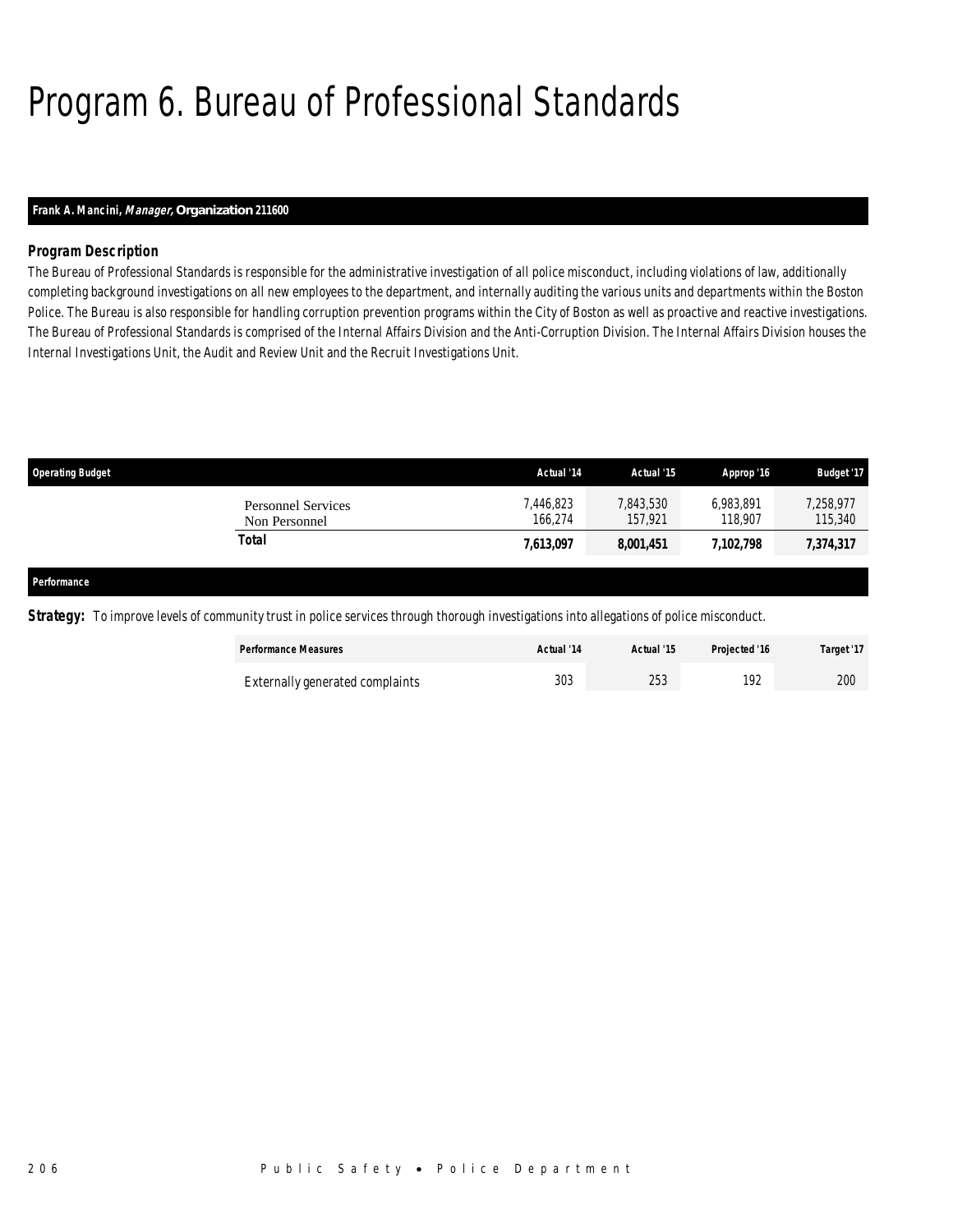# Program 6. Bureau of Professional Standards

**Frank A. Mancini, *Manager,* Organization 211600**

### *Program Description*

*The Bureau of Professional Standards is responsible for the administrative investigation of all police misconduct, including violations of law, additionally completing background investigations on all new employees to the department, and internally auditing the various units and departments within the Boston Police. The Bureau is also responsible for handling corruption prevention programs within the City of Boston as well as proactive and reactive investigations. The Bureau of Professional Standards is comprised of the Internal Affairs Division and the Anti-Corruption Division. The Internal Affairs Division houses the Internal Investigations Unit, the Audit and Review Unit and the Recruit Investigations Unit.*

| Operating Budget | Actual '14 | Actual '15 | Approp '16 | Budget '17 |
|---|---|---|---|---|
| Personnel Services | 7,446,823 | 7,843,530 | 6,983,891 | 7,258,977 |
| Non Personnel | 166,274 | 157,921 | 118,907 | 115,340 |
| **Total** | **7,613,097** | **8,001,451** | **7,102,798** | **7,374,317** |

**Performance**

***Strategy:*** To improve levels of community trust in police services through thorough investigations into allegations of police misconduct.

| Performance Measures | Actual '14 | Actual '15 | Projected '16 | Target '17 |
|---|---|---|---|---|
| Externally generated complaints | 303 | 253 | 192 | 200 |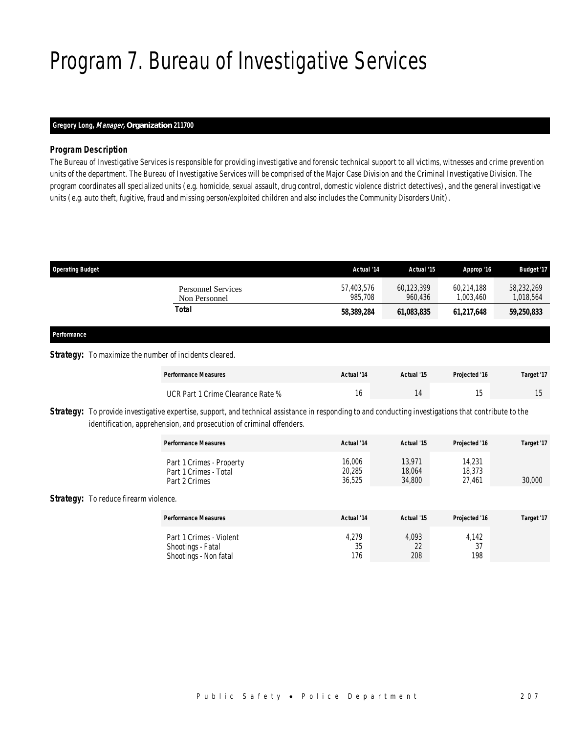# Program 7. Bureau of Investigative Services

**Gregory Long, *Manager,* Organization 211700**

### *Program Description*

*The Bureau of Investigative Services is responsible for providing investigative and forensic technical support to all victims, witnesses and crime prevention units of the department. The Bureau of Investigative Services will be comprised of the Major Case Division and the Criminal Investigative Division. The program coordinates all specialized units (e.g. homicide, sexual assault, drug control, domestic violence district detectives), and the general investigative units (e.g. auto theft, fugitive, fraud and missing person/exploited children and also includes the Community Disorders Unit).*

| Operating Budget | Actual '14 | Actual '15 | Approp '16 | Budget '17 |
|---|---|---|---|---|
| Personnel Services | 57,403,576 | 60,123,399 | 60,214,188 | 58,232,269 |
| Non Personnel | 985,708 | 960,436 | 1,003,460 | 1,018,564 |
| **Total** | **58,389,284** | **61,083,835** | **61,217,648** | **59,250,833** |

### Performance

**Strategy:** To maximize the number of incidents cleared.

| Performance Measures | Actual '14 | Actual '15 | Projected '16 | Target '17 |
|---|---|---|---|---|
| UCR Part 1 Crime Clearance Rate % | 16 | 14 | 15 | 15 |

**Strategy:** To provide investigative expertise, support, and technical assistance in responding to and conducting investigations that contribute to the identification, apprehension, and prosecution of criminal offenders.

| Performance Measures | Actual '14 | Actual '15 | Projected '16 | Target '17 |
|---|---|---|---|---|
| Part 1 Crimes - Property | 16,006 | 13,971 | 14,231 | |
| Part 1 Crimes - Total | 20,285 | 18,064 | 18,373 | |
| Part 2 Crimes | 36,525 | 34,800 | 27,461 | 30,000 |

**Strategy:** To reduce firearm violence.

| Performance Measures | Actual '14 | Actual '15 | Projected '16 | Target '17 |
|---|---|---|---|---|
| Part 1 Crimes - Violent | 4,279 | 4,093 | 4,142 | |
| Shootings - Fatal | 35 | 22 | 37 | |
| Shootings - Non fatal | 176 | 208 | 198 | |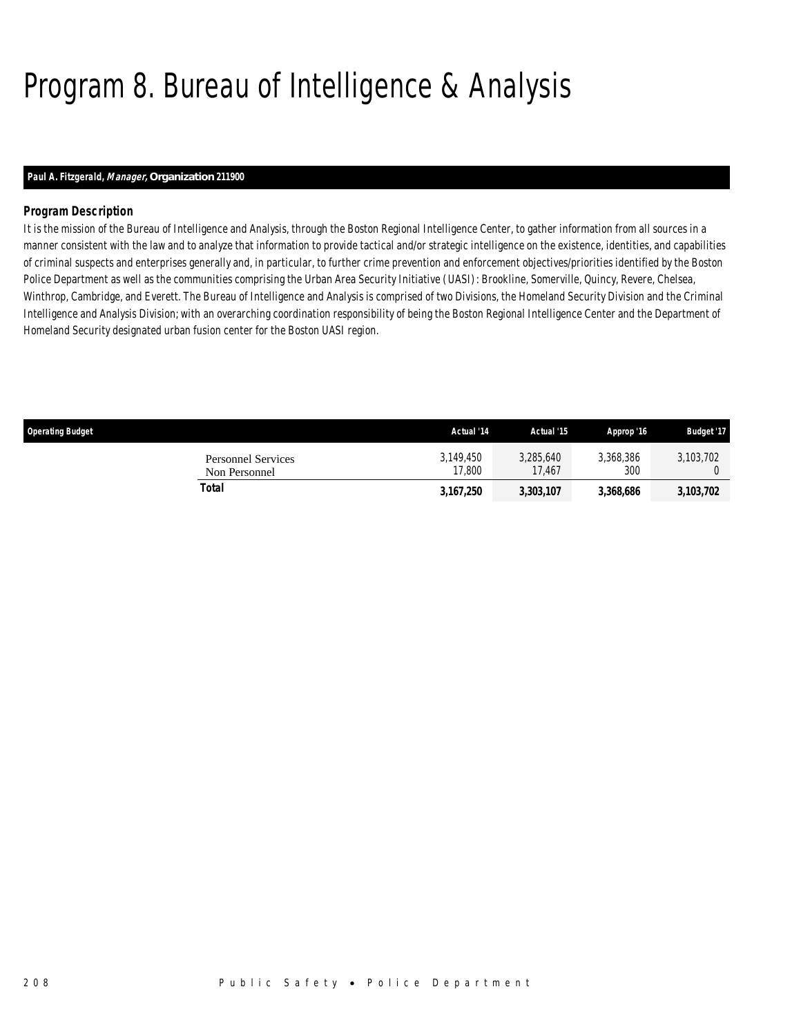# Program 8. Bureau of Intelligence & Analysis

**Paul A. Fitzgerald, *Manager,* Organization 211900**

### *Program Description*

*It is the mission of the Bureau of Intelligence and Analysis, through the Boston Regional Intelligence Center, to gather information from all sources in a manner consistent with the law and to analyze that information to provide tactical and/or strategic intelligence on the existence, identities, and capabilities of criminal suspects and enterprises generally and, in particular, to further crime prevention and enforcement objectives/priorities identified by the Boston Police Department as well as the communities comprising the Urban Area Security Initiative (UASI): Brookline, Somerville, Quincy, Revere, Chelsea, Winthrop, Cambridge, and Everett. The Bureau of Intelligence and Analysis is comprised of two Divisions, the Homeland Security Division and the Criminal Intelligence and Analysis Division; with an overarching coordination responsibility of being the Boston Regional Intelligence Center and the Department of Homeland Security designated urban fusion center for the Boston UASI region.*

| Operating Budget | Actual '14 | Actual '15 | Approp '16 | Budget '17 |
|---|---|---|---|---|
| Personnel Services | 3,149,450 | 3,285,640 | 3,368,386 | 3,103,702 |
| Non Personnel | 17,800 | 17,467 | 300 | 0 |
| **Total** | **3,167,250** | **3,303,107** | **3,368,686** | **3,103,702** |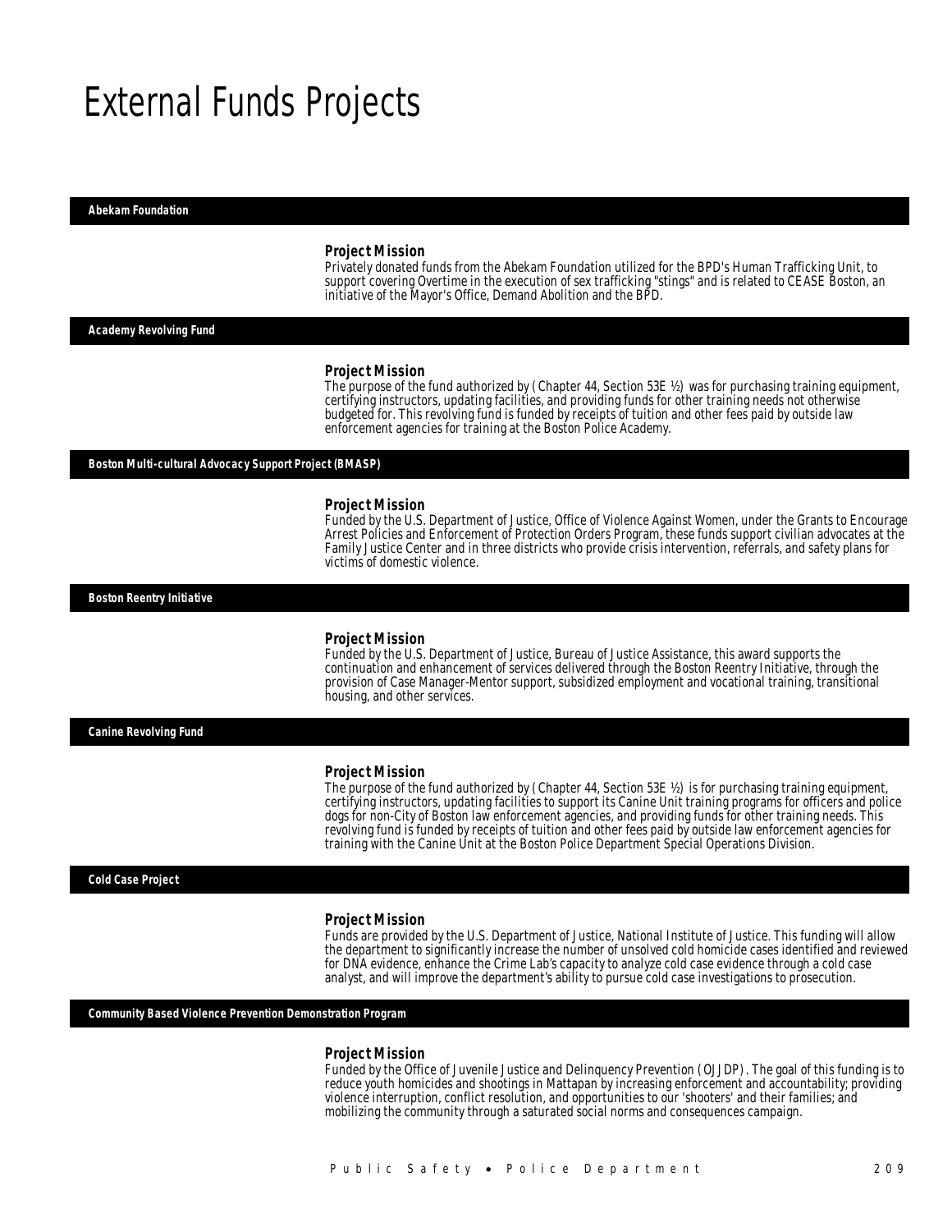# External Funds Projects

## Abekam Foundation

### Project Mission

Privately donated funds from the Abekam Foundation utilized for the BPD's Human Trafficking Unit, to support covering Overtime in the execution of sex trafficking "stings" and is related to CEASE Boston, an initiative of the Mayor's Office, Demand Abolition and the BPD.

## Academy Revolving Fund

### Project Mission

The purpose of the fund authorized by (Chapter 44, Section 53E ½) was for purchasing training equipment, certifying instructors, updating facilities, and providing funds for other training needs not otherwise budgeted for. This revolving fund is funded by receipts of tuition and other fees paid by outside law enforcement agencies for training at the Boston Police Academy.

## Boston Multi-cultural Advocacy Support Project (BMASP)

### Project Mission

Funded by the U.S. Department of Justice, Office of Violence Against Women, under the Grants to Encourage Arrest Policies and Enforcement of Protection Orders Program, these funds support civilian advocates at the Family Justice Center and in three districts who provide crisis intervention, referrals, and safety plans for victims of domestic violence.

## Boston Reentry Initiative

### Project Mission

Funded by the U.S. Department of Justice, Bureau of Justice Assistance, this award supports the continuation and enhancement of services delivered through the Boston Reentry Initiative, through the provision of Case Manager-Mentor support, subsidized employment and vocational training, transitional housing, and other services.

## Canine Revolving Fund

### Project Mission

The purpose of the fund authorized by (Chapter 44, Section 53E ½) is for purchasing training equipment, certifying instructors, updating facilities to support its Canine Unit training programs for officers and police dogs for non-City of Boston law enforcement agencies, and providing funds for other training needs. This revolving fund is funded by receipts of tuition and other fees paid by outside law enforcement agencies for training with the Canine Unit at the Boston Police Department Special Operations Division.

## Cold Case Project

### Project Mission

Funds are provided by the U.S. Department of Justice, National Institute of Justice. This funding will allow the department to significantly increase the number of unsolved cold homicide cases identified and reviewed for DNA evidence, enhance the Crime Lab's capacity to analyze cold case evidence through a cold case analyst, and will improve the department's ability to pursue cold case investigations to prosecution.

## Community Based Violence Prevention Demonstration Program

### Project Mission

Funded by the Office of Juvenile Justice and Delinquency Prevention (OJJDP). The goal of this funding is to reduce youth homicides and shootings in Mattapan by increasing enforcement and accountability; providing violence interruption, conflict resolution, and opportunities to our 'shooters' and their families; and mobilizing the community through a saturated social norms and consequences campaign.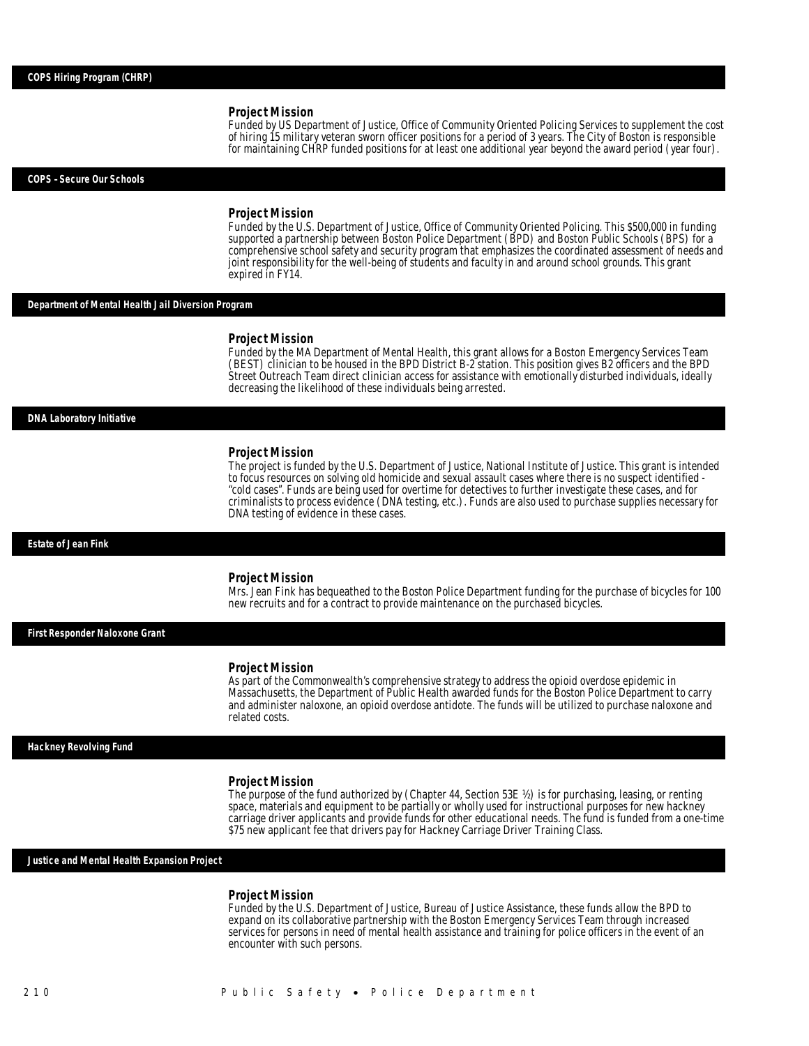## COPS Hiring Program (CHRP)

### Project Mission

Funded by US Department of Justice, Office of Community Oriented Policing Services to supplement the cost of hiring 15 military veteran sworn officer positions for a period of 3 years. The City of Boston is responsible for maintaining CHRP funded positions for at least one additional year beyond the award period (year four).

## COPS - Secure Our Schools

### Project Mission

Funded by the U.S. Department of Justice, Office of Community Oriented Policing. This $500,000 in funding supported a partnership between Boston Police Department (BPD) and Boston Public Schools (BPS) for a comprehensive school safety and security program that emphasizes the coordinated assessment of needs and joint responsibility for the well-being of students and faculty in and around school grounds. This grant expired in FY14.

## Department of Mental Health Jail Diversion Program

### Project Mission

Funded by the MA Department of Mental Health, this grant allows for a Boston Emergency Services Team (BEST) clinician to be housed in the BPD District B-2 station. This position gives B2 officers and the BPD Street Outreach Team direct clinician access for assistance with emotionally disturbed individuals, ideally decreasing the likelihood of these individuals being arrested.

## DNA Laboratory Initiative

### Project Mission

The project is funded by the U.S. Department of Justice, National Institute of Justice. This grant is intended to focus resources on solving old homicide and sexual assault cases where there is no suspect identified - "cold cases". Funds are being used for overtime for detectives to further investigate these cases, and for criminalists to process evidence (DNA testing, etc.). Funds are also used to purchase supplies necessary for DNA testing of evidence in these cases.

## Estate of Jean Fink

### Project Mission

Mrs. Jean Fink has bequeathed to the Boston Police Department funding for the purchase of bicycles for 100 new recruits and for a contract to provide maintenance on the purchased bicycles.

## First Responder Naloxone Grant

### Project Mission

As part of the Commonwealth's comprehensive strategy to address the opioid overdose epidemic in Massachusetts, the Department of Public Health awarded funds for the Boston Police Department to carry and administer naloxone, an opioid overdose antidote. The funds will be utilized to purchase naloxone and related costs.

## Hackney Revolving Fund

### Project Mission

The purpose of the fund authorized by (Chapter 44, Section 53E ½) is for purchasing, leasing, or renting space, materials and equipment to be partially or wholly used for instructional purposes for new hackney carriage driver applicants and provide funds for other educational needs. The fund is funded from a one-time $75 new applicant fee that drivers pay for Hackney Carriage Driver Training Class.

## Justice and Mental Health Expansion Project

### Project Mission

Funded by the U.S. Department of Justice, Bureau of Justice Assistance, these funds allow the BPD to expand on its collaborative partnership with the Boston Emergency Services Team through increased services for persons in need of mental health assistance and training for police officers in the event of an encounter with such persons.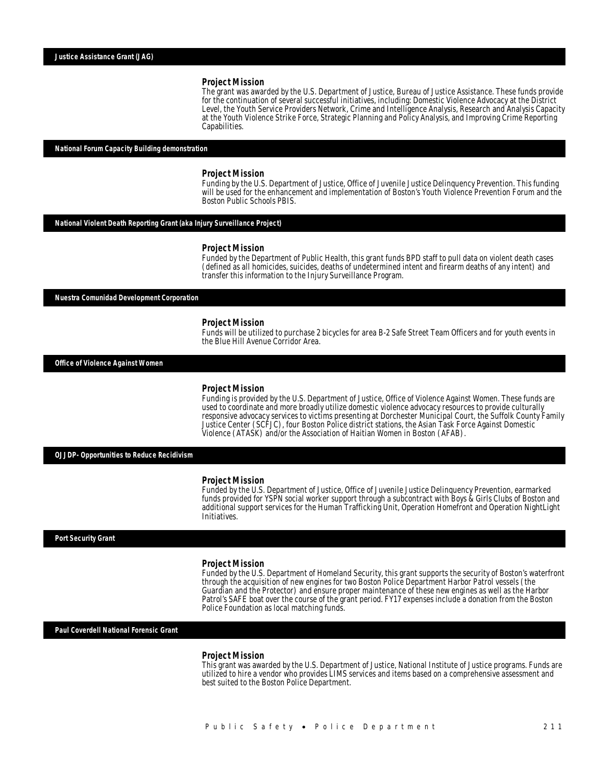### Justice Assistance Grant (JAG)

**Project Mission**

The grant was awarded by the U.S. Department of Justice, Bureau of Justice Assistance. These funds provide for the continuation of several successful initiatives, including: Domestic Violence Advocacy at the District Level, the Youth Service Providers Network, Crime and Intelligence Analysis, Research and Analysis Capacity at the Youth Violence Strike Force, Strategic Planning and Policy Analysis, and Improving Crime Reporting Capabilities.

### National Forum Capacity Building demonstration

**Project Mission**

Funding by the U.S. Department of Justice, Office of Juvenile Justice Delinquency Prevention. This funding will be used for the enhancement and implementation of Boston's Youth Violence Prevention Forum and the Boston Public Schools PBIS.

### National Violent Death Reporting Grant (aka Injury Surveillance Project)

**Project Mission**

Funded by the Department of Public Health, this grant funds BPD staff to pull data on violent death cases (defined as all homicides, suicides, deaths of undetermined intent and firearm deaths of any intent) and transfer this information to the Injury Surveillance Program.

### Nuestra Comunidad Development Corporation

**Project Mission**

Funds will be utilized to purchase 2 bicycles for area B-2 Safe Street Team Officers and for youth events in the Blue Hill Avenue Corridor Area.

### Office of Violence Against Women

**Project Mission**

Funding is provided by the U.S. Department of Justice, Office of Violence Against Women. These funds are used to coordinate and more broadly utilize domestic violence advocacy resources to provide culturally responsive advocacy services to victims presenting at Dorchester Municipal Court, the Suffolk County Family Justice Center (SCFJC), four Boston Police district stations, the Asian Task Force Against Domestic Violence (ATASK) and/or the Association of Haitian Women in Boston (AFAB).

### OJJDP- Opportunities to Reduce Recidivism

**Project Mission**

Funded by the U.S. Department of Justice, Office of Juvenile Justice Delinquency Prevention, earmarked funds provided for YSPN social worker support through a subcontract with Boys & Girls Clubs of Boston and additional support services for the Human Trafficking Unit, Operation Homefront and Operation NightLight Initiatives.

### Port Security Grant

**Project Mission**

Funded by the U.S. Department of Homeland Security, this grant supports the security of Boston's waterfront through the acquisition of new engines for two Boston Police Department Harbor Patrol vessels (the Guardian and the Protector) and ensure proper maintenance of these new engines as well as the Harbor Patrol's SAFE boat over the course of the grant period. FY17 expenses include a donation from the Boston Police Foundation as local matching funds.

### Paul Coverdell National Forensic Grant

**Project Mission**

This grant was awarded by the U.S. Department of Justice, National Institute of Justice programs. Funds are utilized to hire a vendor who provides LIMS services and items based on a comprehensive assessment and best suited to the Boston Police Department.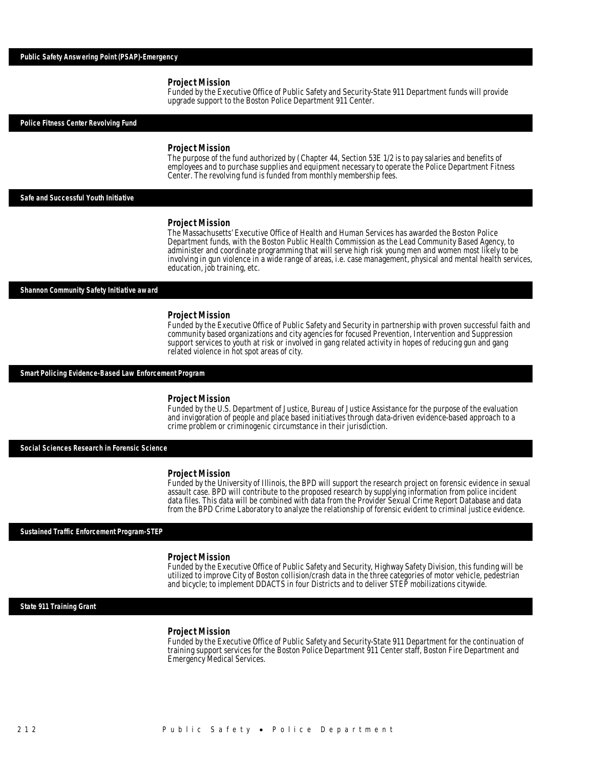## Public Safety Answering Point (PSAP)-Emergency

### Project Mission

Funded by the Executive Office of Public Safety and Security-State 911 Department funds will provide upgrade support to the Boston Police Department 911 Center.

## Police Fitness Center Revolving Fund

### Project Mission

The purpose of the fund authorized by (Chapter 44, Section 53E 1/2 is to pay salaries and benefits of employees and to purchase supplies and equipment necessary to operate the Police Department Fitness Center. The revolving fund is funded from monthly membership fees.

## Safe and Successful Youth Initiative

### Project Mission

The Massachusetts' Executive Office of Health and Human Services has awarded the Boston Police Department funds, with the Boston Public Health Commission as the Lead Community Based Agency, to administer and coordinate programming that will serve high risk young men and women most likely to be involving in gun violence in a wide range of areas, i.e. case management, physical and mental health services, education, job training, etc.

## Shannon Community Safety Initiative award

### Project Mission

Funded by the Executive Office of Public Safety and Security in partnership with proven successful faith and community based organizations and city agencies for focused Prevention, Intervention and Suppression support services to youth at risk or involved in gang related activity in hopes of reducing gun and gang related violence in hot spot areas of city.

## Smart Policing Evidence-Based Law Enforcement Program

### Project Mission

Funded by the U.S. Department of Justice, Bureau of Justice Assistance for the purpose of the evaluation and invigoration of people and place based initiatives through data-driven evidence-based approach to a crime problem or criminogenic circumstance in their jurisdiction.

## Social Sciences Research in Forensic Science

### Project Mission

Funded by the University of Illinois, the BPD will support the research project on forensic evidence in sexual assault case. BPD will contribute to the proposed research by supplying information from police incident data files. This data will be combined with data from the Provider Sexual Crime Report Database and data from the BPD Crime Laboratory to analyze the relationship of forensic evident to criminal justice evidence.

## Sustained Traffic Enforcement Program-STEP

### Project Mission

Funded by the Executive Office of Public Safety and Security, Highway Safety Division, this funding will be utilized to improve City of Boston collision/crash data in the three categories of motor vehicle, pedestrian and bicycle; to implement DDACTS in four Districts and to deliver STEP mobilizations citywide.

## State 911 Training Grant

### Project Mission

Funded by the Executive Office of Public Safety and Security-State 911 Department for the continuation of training support services for the Boston Police Department 911 Center staff, Boston Fire Department and Emergency Medical Services.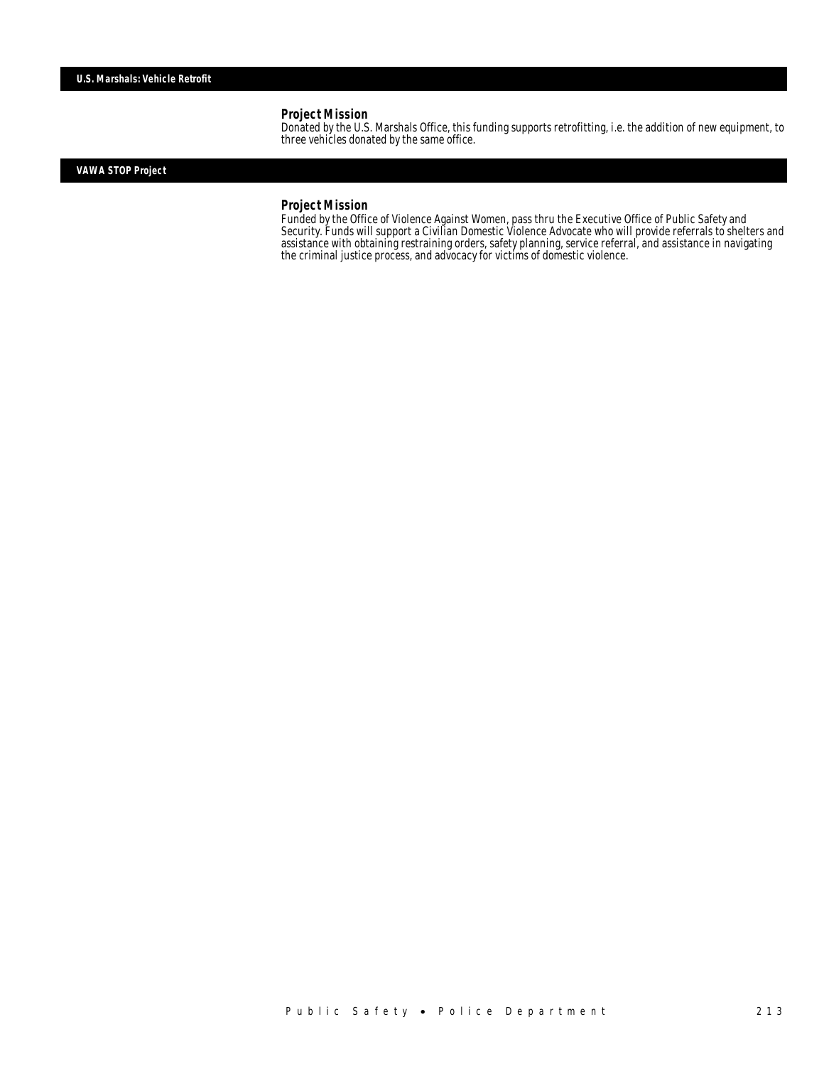## U.S. Marshals: Vehicle Retrofit

### Project Mission

Donated by the U.S. Marshals Office, this funding supports retrofitting, i.e. the addition of new equipment, to three vehicles donated by the same office.

## VAWA STOP Project

### Project Mission

Funded by the Office of Violence Against Women, pass thru the Executive Office of Public Safety and Security. Funds will support a Civilian Domestic Violence Advocate who will provide referrals to shelters and assistance with obtaining restraining orders, safety planning, service referral, and assistance in navigating the criminal justice process, and advocacy for victims of domestic violence.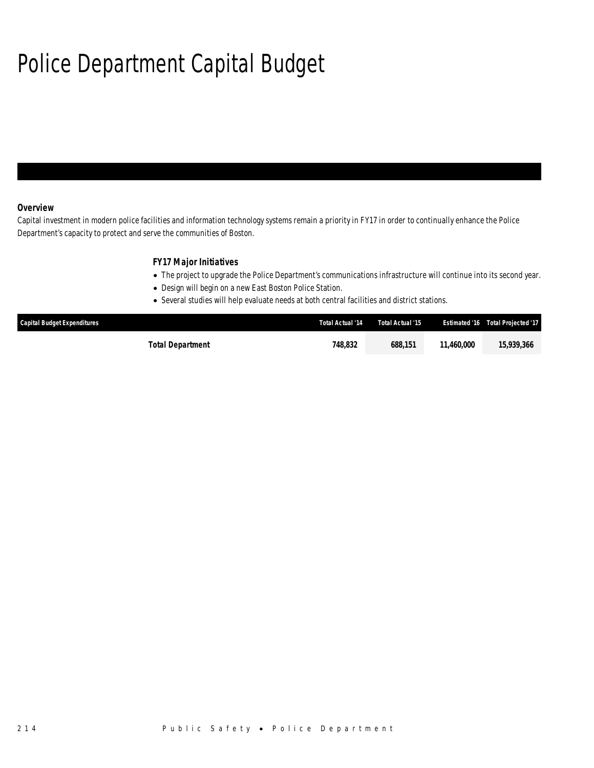# Police Department Capital Budget

### Overview

Capital investment in modern police facilities and information technology systems remain a priority in FY17 in order to continually enhance the Police Department's capacity to protect and serve the communities of Boston.

### FY17 Major Initiatives

- The project to upgrade the Police Department's communications infrastructure will continue into its second year.
- Design will begin on a new East Boston Police Station.
- Several studies will help evaluate needs at both central facilities and district stations.

| Capital Budget Expenditures | Total Actual '14 | Total Actual '15 | Estimated '16 | Total Projected '17 |
|---|---|---|---|---|
| **Total Department** | **748,832** | **688,151** | **11,460,000** | **15,939,366** |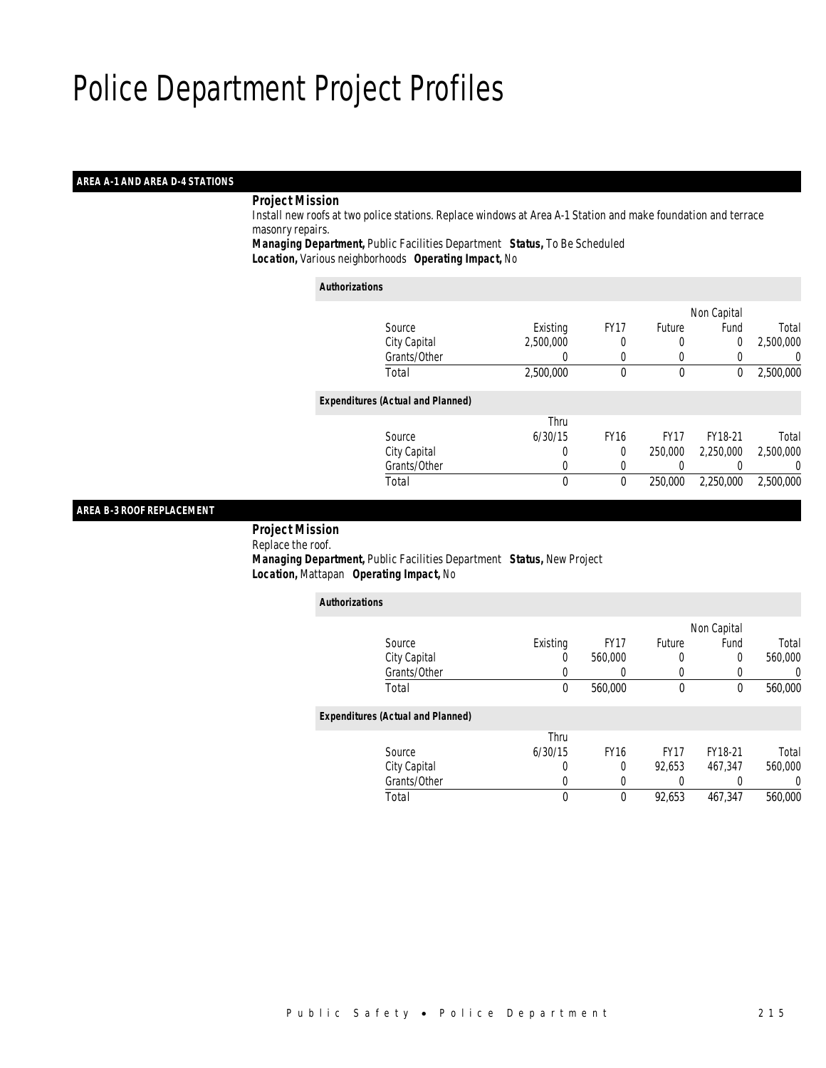# Police Department Project Profiles

## AREA A-1 AND AREA D-4 STATIONS

***Project Mission***

Install new roofs at two police stations. Replace windows at Area A-1 Station and make foundation and terrace masonry repairs.

***Managing Department,*** Public Facilities Department ***Status,*** To Be Scheduled

***Location,*** Various neighborhoods ***Operating Impact,*** No

***Authorizations***

| Source | Existing | FY17 | Future | Non Capital Fund | Total |
|---|---|---|---|---|---|
| City Capital | 2,500,000 | 0 | 0 | 0 | 2,500,000 |
| Grants/Other | 0 | 0 | 0 | 0 | 0 |
| Total | 2,500,000 | 0 | 0 | 0 | 2,500,000 |

***Expenditures (Actual and Planned)***

| Source | Thru 6/30/15 | FY16 | FY17 | FY18-21 | Total |
|---|---|---|---|---|---|
| City Capital | 0 | 0 | 250,000 | 2,250,000 | 2,500,000 |
| Grants/Other | 0 | 0 | 0 | 0 | 0 |
| Total | 0 | 0 | 250,000 | 2,250,000 | 2,500,000 |

## AREA B-3 ROOF REPLACEMENT

***Project Mission***

Replace the roof.

***Managing Department,*** Public Facilities Department ***Status,*** New Project

***Location,*** Mattapan ***Operating Impact,*** No

***Authorizations***

| Source | Existing | FY17 | Future | Non Capital Fund | Total |
|---|---|---|---|---|---|
| City Capital | 0 | 560,000 | 0 | 0 | 560,000 |
| Grants/Other | 0 | 0 | 0 | 0 | 0 |
| Total | 0 | 560,000 | 0 | 0 | 560,000 |

***Expenditures (Actual and Planned)***

| Source | Thru 6/30/15 | FY16 | FY17 | FY18-21 | Total |
|---|---|---|---|---|---|
| City Capital | 0 | 0 | 92,653 | 467,347 | 560,000 |
| Grants/Other | 0 | 0 | 0 | 0 | 0 |
| Total | 0 | 0 | 92,653 | 467,347 | 560,000 |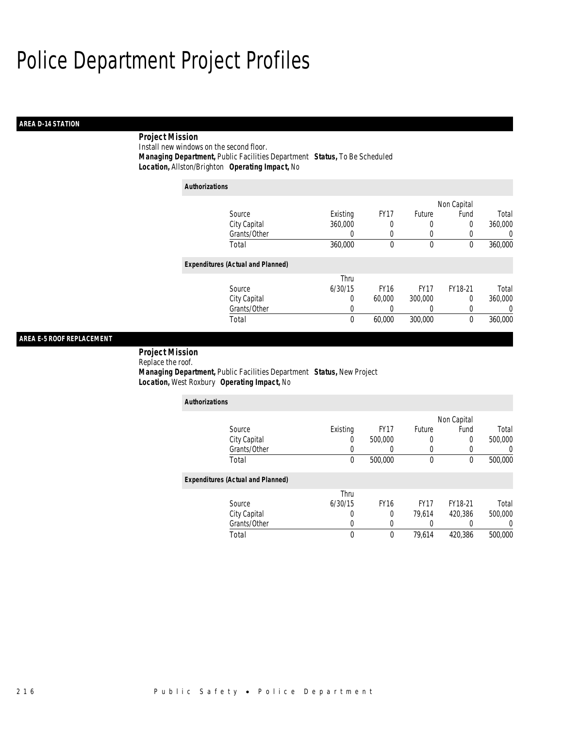# Police Department Project Profiles

## AREA D-14 STATION

**Project Mission**

Install new windows on the second floor.

**Managing Department,** Public Facilities Department **Status,** To Be Scheduled
**Location,** Allston/Brighton **Operating Impact,** No

*Authorizations*

| Source | Existing | FY17 | Future | Non Capital Fund | Total |
|---|---|---|---|---|---|
| City Capital | 360,000 | 0 | 0 | 0 | 360,000 |
| Grants/Other | 0 | 0 | 0 | 0 | 0 |
| Total | 360,000 | 0 | 0 | 0 | 360,000 |

*Expenditures (Actual and Planned)*

| Source | Thru 6/30/15 | FY16 | FY17 | FY18-21 | Total |
|---|---|---|---|---|---|
| City Capital | 0 | 60,000 | 300,000 | 0 | 360,000 |
| Grants/Other | 0 | 0 | 0 | 0 | 0 |
| Total | 0 | 60,000 | 300,000 | 0 | 360,000 |

## AREA E-5 ROOF REPLACEMENT

**Project Mission**

Replace the roof.

**Managing Department,** Public Facilities Department **Status,** New Project
**Location,** West Roxbury **Operating Impact,** No

*Authorizations*

| Source | Existing | FY17 | Future | Non Capital Fund | Total |
|---|---|---|---|---|---|
| City Capital | 0 | 500,000 | 0 | 0 | 500,000 |
| Grants/Other | 0 | 0 | 0 | 0 | 0 |
| Total | 0 | 500,000 | 0 | 0 | 500,000 |

*Expenditures (Actual and Planned)*

| Source | Thru 6/30/15 | FY16 | FY17 | FY18-21 | Total |
|---|---|---|---|---|---|
| City Capital | 0 | 0 | 79,614 | 420,386 | 500,000 |
| Grants/Other | 0 | 0 | 0 | 0 | 0 |
| Total | 0 | 0 | 79,614 | 420,386 | 500,000 |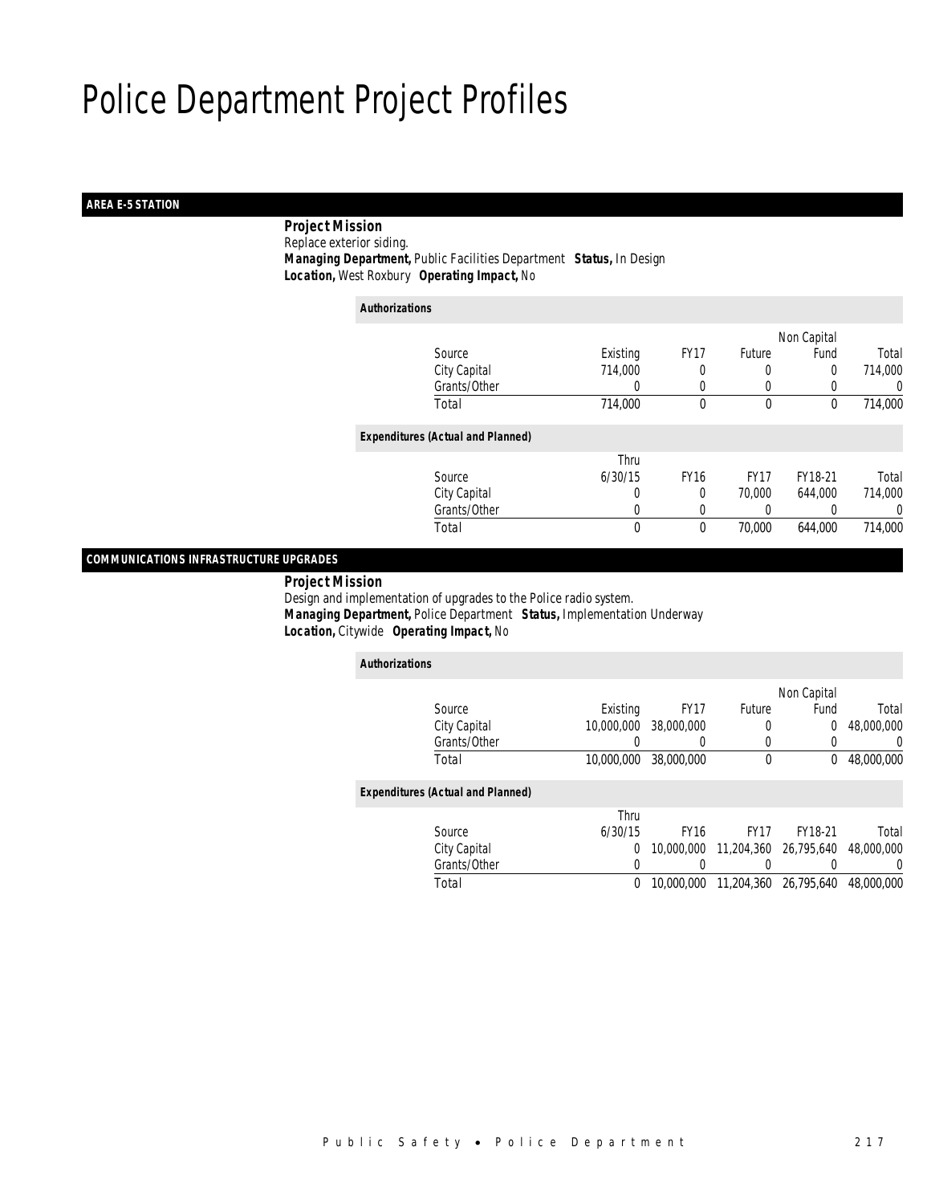# Police Department Project Profiles

## AREA E-5 STATION

**Project Mission**

Replace exterior siding.

**Managing Department,** Public Facilities Department **Status,** In Design

**Location,** West Roxbury **Operating Impact,** No

*Authorizations*

| Source | Existing | FY17 | Future | Non Capital Fund | Total |
|---|---|---|---|---|---|
| City Capital | 714,000 | 0 | 0 | 0 | 714,000 |
| Grants/Other | 0 | 0 | 0 | 0 | 0 |
| Total | 714,000 | 0 | 0 | 0 | 714,000 |

*Expenditures (Actual and Planned)*

| Source | Thru 6/30/15 | FY16 | FY17 | FY18-21 | Total |
|---|---|---|---|---|---|
| City Capital | 0 | 0 | 70,000 | 644,000 | 714,000 |
| Grants/Other | 0 | 0 | 0 | 0 | 0 |
| Total | 0 | 0 | 70,000 | 644,000 | 714,000 |

## COMMUNICATIONS INFRASTRUCTURE UPGRADES

**Project Mission**

Design and implementation of upgrades to the Police radio system.

**Managing Department,** Police Department **Status,** Implementation Underway

**Location,** Citywide **Operating Impact,** No

*Authorizations*

| Source | Existing | FY17 | Future | Non Capital Fund | Total |
|---|---|---|---|---|---|
| City Capital | 10,000,000 | 38,000,000 | 0 | 0 | 48,000,000 |
| Grants/Other | 0 | 0 | 0 | 0 | 0 |
| Total | 10,000,000 | 38,000,000 | 0 | 0 | 48,000,000 |

*Expenditures (Actual and Planned)*

| Source | Thru 6/30/15 | FY16 | FY17 | FY18-21 | Total |
|---|---|---|---|---|---|
| City Capital | 0 | 10,000,000 | 11,204,360 | 26,795,640 | 48,000,000 |
| Grants/Other | 0 | 0 | 0 | 0 | 0 |
| Total | 0 | 10,000,000 | 11,204,360 | 26,795,640 | 48,000,000 |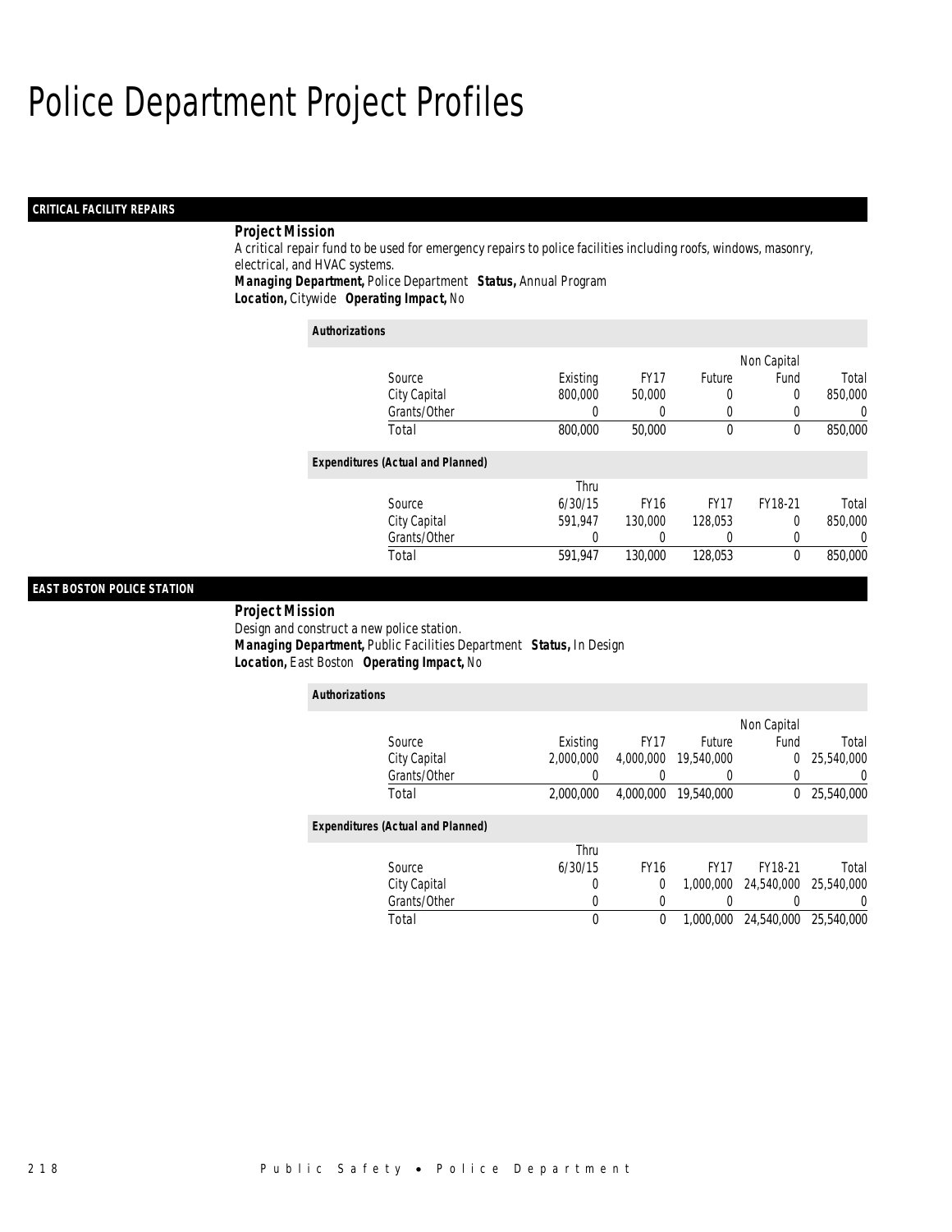# Police Department Project Profiles

## CRITICAL FACILITY REPAIRS

**Project Mission**

A critical repair fund to be used for emergency repairs to police facilities including roofs, windows, masonry, electrical, and HVAC systems.

***Managing Department,*** Police Department ***Status,*** Annual Program

***Location,*** Citywide ***Operating Impact,*** No

***Authorizations***

| Source | Existing | FY17 | Future | Non Capital Fund | Total |
|---|---|---|---|---|---|
| City Capital | 800,000 | 50,000 | 0 | 0 | 850,000 |
| Grants/Other | 0 | 0 | 0 | 0 | 0 |
| Total | 800,000 | 50,000 | 0 | 0 | 850,000 |

***Expenditures (Actual and Planned)***

| Source | Thru 6/30/15 | FY16 | FY17 | FY18-21 | Total |
|---|---|---|---|---|---|
| City Capital | 591,947 | 130,000 | 128,053 | 0 | 850,000 |
| Grants/Other | 0 | 0 | 0 | 0 | 0 |
| Total | 591,947 | 130,000 | 128,053 | 0 | 850,000 |

## EAST BOSTON POLICE STATION

**Project Mission**

Design and construct a new police station.

***Managing Department,*** Public Facilities Department ***Status,*** In Design

***Location,*** East Boston ***Operating Impact,*** No

***Authorizations***

| Source | Existing | FY17 | Future | Non Capital Fund | Total |
|---|---|---|---|---|---|
| City Capital | 2,000,000 | 4,000,000 | 19,540,000 | 0 | 25,540,000 |
| Grants/Other | 0 | 0 | 0 | 0 | 0 |
| Total | 2,000,000 | 4,000,000 | 19,540,000 | 0 | 25,540,000 |

***Expenditures (Actual and Planned)***

| Source | Thru 6/30/15 | FY16 | FY17 | FY18-21 | Total |
|---|---|---|---|---|---|
| City Capital | 0 | 0 | 1,000,000 | 24,540,000 | 25,540,000 |
| Grants/Other | 0 | 0 | 0 | 0 | 0 |
| Total | 0 | 0 | 1,000,000 | 24,540,000 | 25,540,000 |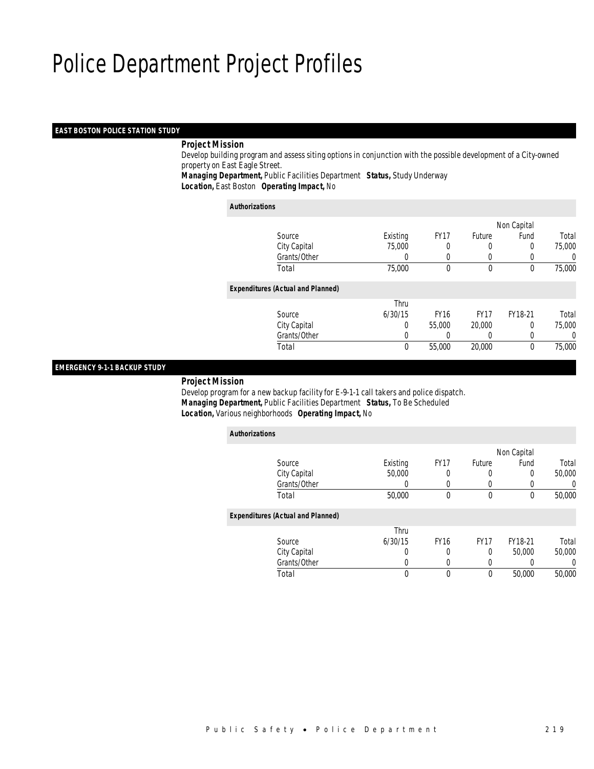# Police Department Project Profiles

## EAST BOSTON POLICE STATION STUDY

***Project Mission***

Develop building program and assess siting options in conjunction with the possible development of a City-owned property on East Eagle Street.

***Managing Department,*** Public Facilities Department ***Status,*** Study Underway

***Location,*** East Boston ***Operating Impact,*** No

***Authorizations***

| Source | Existing | FY17 | Future | Non Capital Fund | Total |
|---|---|---|---|---|---|
| City Capital | 75,000 | 0 | 0 | 0 | 75,000 |
| Grants/Other | 0 | 0 | 0 | 0 | 0 |
| Total | 75,000 | 0 | 0 | 0 | 75,000 |

***Expenditures (Actual and Planned)***

| Source | Thru 6/30/15 | FY16 | FY17 | FY18-21 | Total |
|---|---|---|---|---|---|
| City Capital | 0 | 55,000 | 20,000 | 0 | 75,000 |
| Grants/Other | 0 | 0 | 0 | 0 | 0 |
| Total | 0 | 55,000 | 20,000 | 0 | 75,000 |

## EMERGENCY 9-1-1 BACKUP STUDY

***Project Mission***

Develop program for a new backup facility for E-9-1-1 call takers and police dispatch.

***Managing Department,*** Public Facilities Department ***Status,*** To Be Scheduled

***Location,*** Various neighborhoods ***Operating Impact,*** No

***Authorizations***

| Source | Existing | FY17 | Future | Non Capital Fund | Total |
|---|---|---|---|---|---|
| City Capital | 50,000 | 0 | 0 | 0 | 50,000 |
| Grants/Other | 0 | 0 | 0 | 0 | 0 |
| Total | 50,000 | 0 | 0 | 0 | 50,000 |

***Expenditures (Actual and Planned)***

| Source | Thru 6/30/15 | FY16 | FY17 | FY18-21 | Total |
|---|---|---|---|---|---|
| City Capital | 0 | 0 | 0 | 50,000 | 50,000 |
| Grants/Other | 0 | 0 | 0 | 0 | 0 |
| Total | 0 | 0 | 0 | 50,000 | 50,000 |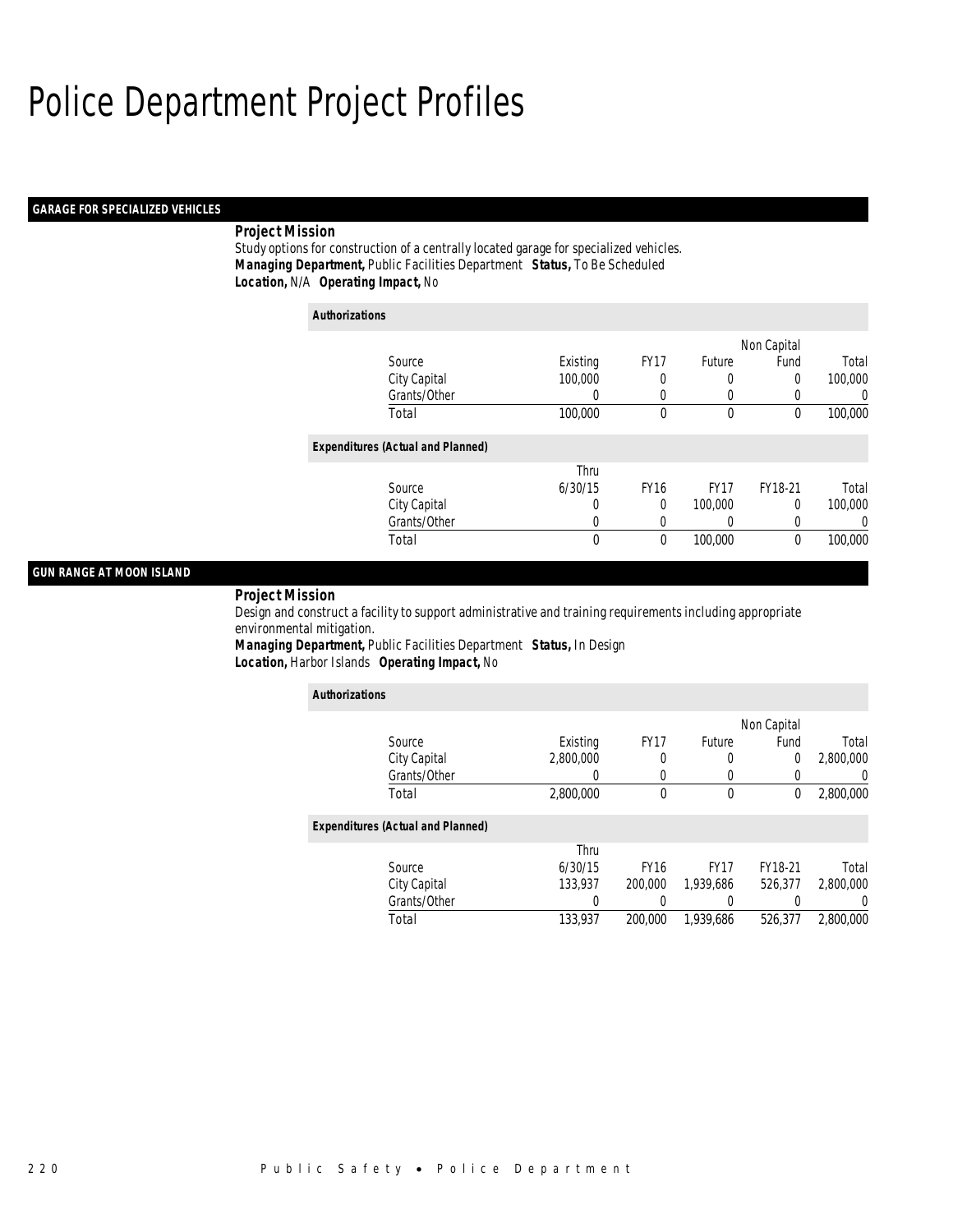# Police Department Project Profiles

## GARAGE FOR SPECIALIZED VEHICLES

**Project Mission**

Study options for construction of a centrally located garage for specialized vehicles.

***Managing Department,*** Public Facilities Department ***Status,*** To Be Scheduled

***Location,*** N/A ***Operating Impact,*** No

***Authorizations***

| Source | Existing | FY17 | Future | Non Capital Fund | Total |
|---|---|---|---|---|---|
| City Capital | 100,000 | 0 | 0 | 0 | 100,000 |
| Grants/Other | 0 | 0 | 0 | 0 | 0 |
| Total | 100,000 | 0 | 0 | 0 | 100,000 |

***Expenditures (Actual and Planned)***

| Source | Thru 6/30/15 | FY16 | FY17 | FY18-21 | Total |
|---|---|---|---|---|---|
| City Capital | 0 | 0 | 100,000 | 0 | 100,000 |
| Grants/Other | 0 | 0 | 0 | 0 | 0 |
| Total | 0 | 0 | 100,000 | 0 | 100,000 |

## GUN RANGE AT MOON ISLAND

**Project Mission**

Design and construct a facility to support administrative and training requirements including appropriate environmental mitigation.

***Managing Department,*** Public Facilities Department ***Status,*** In Design

***Location,*** Harbor Islands ***Operating Impact,*** No

***Authorizations***

| Source | Existing | FY17 | Future | Non Capital Fund | Total |
|---|---|---|---|---|---|
| City Capital | 2,800,000 | 0 | 0 | 0 | 2,800,000 |
| Grants/Other | 0 | 0 | 0 | 0 | 0 |
| Total | 2,800,000 | 0 | 0 | 0 | 2,800,000 |

***Expenditures (Actual and Planned)***

| Source | Thru 6/30/15 | FY16 | FY17 | FY18-21 | Total |
|---|---|---|---|---|---|
| City Capital | 133,937 | 200,000 | 1,939,686 | 526,377 | 2,800,000 |
| Grants/Other | 0 | 0 | 0 | 0 | 0 |
| Total | 133,937 | 200,000 | 1,939,686 | 526,377 | 2,800,000 |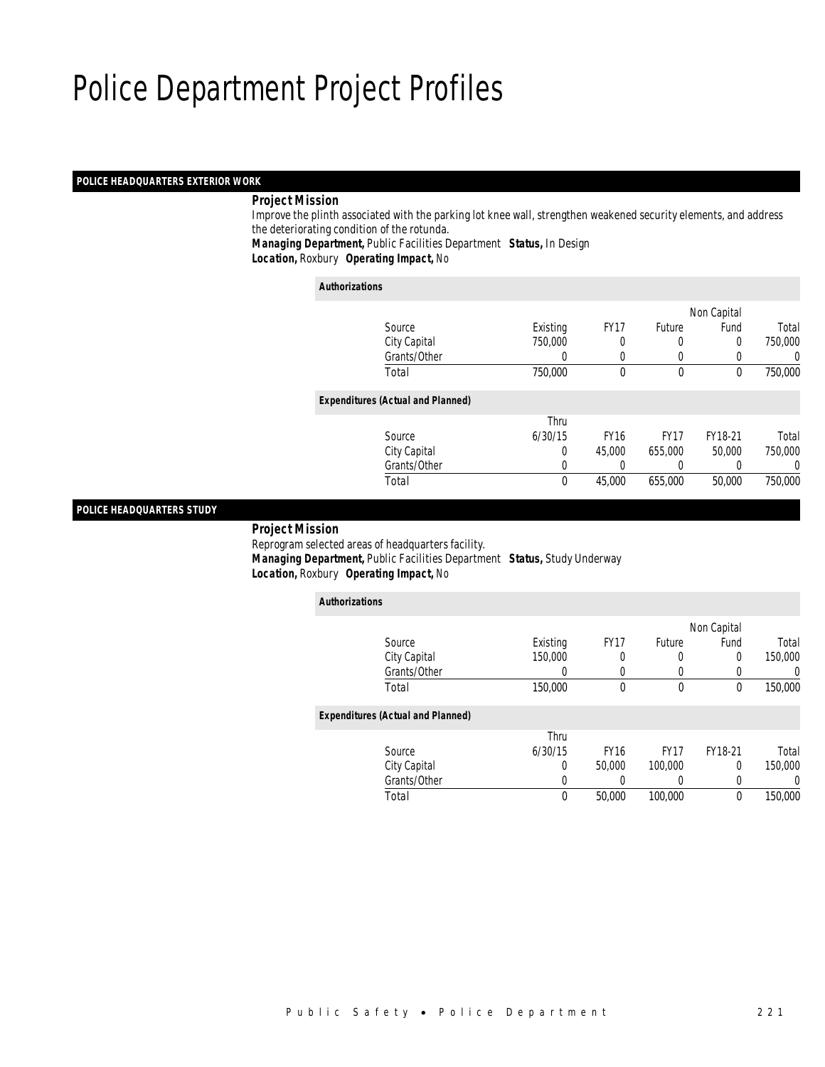# Police Department Project Profiles

## POLICE HEADQUARTERS EXTERIOR WORK

***Project Mission***

Improve the plinth associated with the parking lot knee wall, strengthen weakened security elements, and address the deteriorating condition of the rotunda.

***Managing Department,*** Public Facilities Department ***Status,*** In Design

***Location,*** Roxbury ***Operating Impact,*** No

***Authorizations***

| Source | Existing | FY17 | Future | Non Capital Fund | Total |
|---|---|---|---|---|---|
| City Capital | 750,000 | 0 | 0 | 0 | 750,000 |
| Grants/Other | 0 | 0 | 0 | 0 | 0 |
| Total | 750,000 | 0 | 0 | 0 | 750,000 |

***Expenditures (Actual and Planned)***

| Source | Thru 6/30/15 | FY16 | FY17 | FY18-21 | Total |
|---|---|---|---|---|---|
| City Capital | 0 | 45,000 | 655,000 | 50,000 | 750,000 |
| Grants/Other | 0 | 0 | 0 | 0 | 0 |
| Total | 0 | 45,000 | 655,000 | 50,000 | 750,000 |

## POLICE HEADQUARTERS STUDY

***Project Mission***

Reprogram selected areas of headquarters facility.

***Managing Department,*** Public Facilities Department ***Status,*** Study Underway

***Location,*** Roxbury ***Operating Impact,*** No

***Authorizations***

| Source | Existing | FY17 | Future | Non Capital Fund | Total |
|---|---|---|---|---|---|
| City Capital | 150,000 | 0 | 0 | 0 | 150,000 |
| Grants/Other | 0 | 0 | 0 | 0 | 0 |
| Total | 150,000 | 0 | 0 | 0 | 150,000 |

***Expenditures (Actual and Planned)***

| Source | Thru 6/30/15 | FY16 | FY17 | FY18-21 | Total |
|---|---|---|---|---|---|
| City Capital | 0 | 50,000 | 100,000 | 0 | 150,000 |
| Grants/Other | 0 | 0 | 0 | 0 | 0 |
| Total | 0 | 50,000 | 100,000 | 0 | 150,000 |